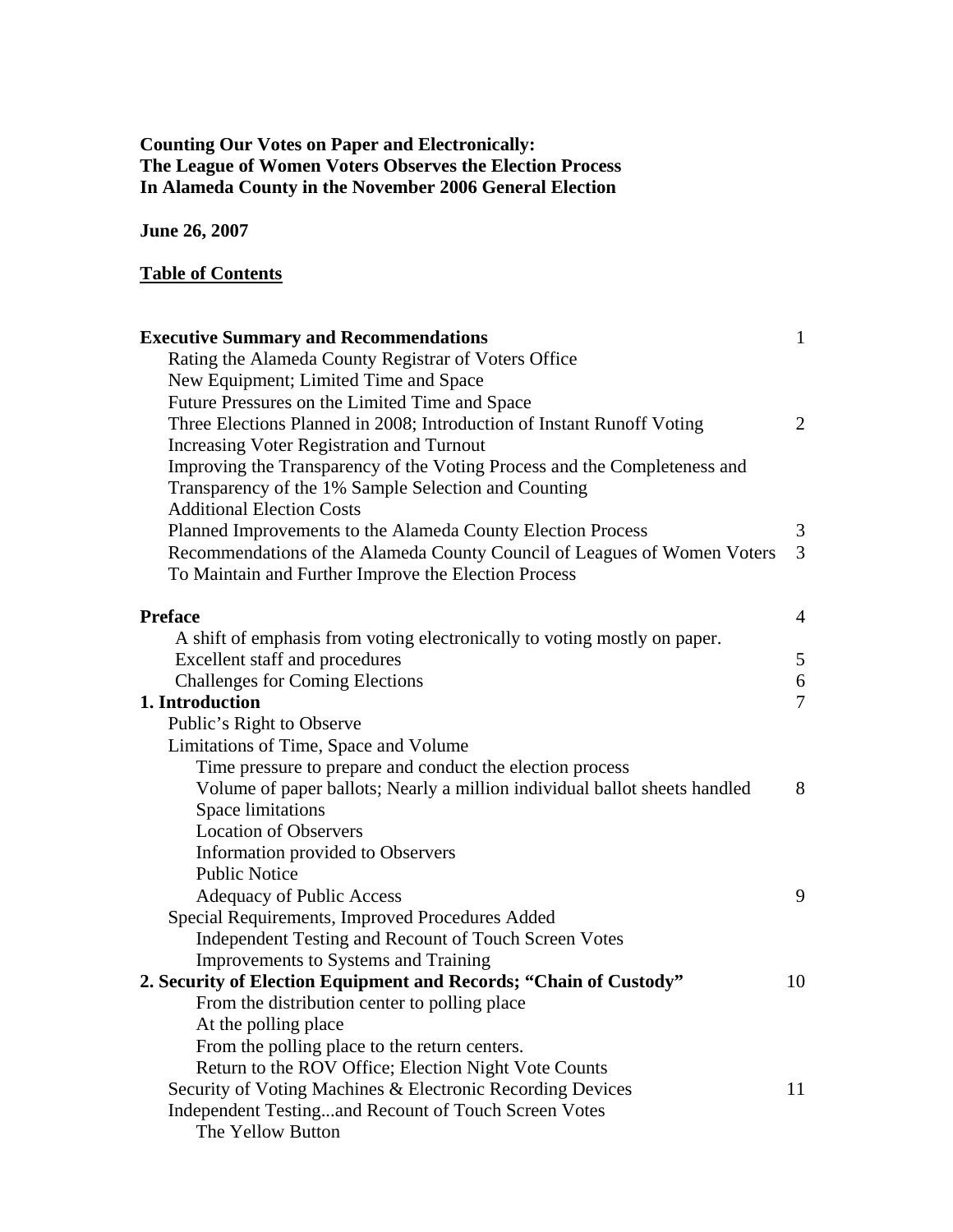**Counting Our Votes on Paper and Electronically:**
**The League of Women Voters Observes the Election Process**
**In Alameda County in the November 2006 General Election**

**June 26, 2007**

**<u>Table of Contents</u>**

| | |
|---|---|
| **Executive Summary and Recommendations** | 1 |
| Rating the Alameda County Registrar of Voters Office | |
| New Equipment; Limited Time and Space | |
| Future Pressures on the Limited Time and Space | |
| Three Elections Planned in 2008; Introduction of Instant Runoff Voting | 2 |
| Increasing Voter Registration and Turnout | |
| Improving the Transparency of the Voting Process and the Completeness and Transparency of the 1% Sample Selection and Counting | |
| Additional Election Costs | |
| Planned Improvements to the Alameda County Election Process | 3 |
| Recommendations of the Alameda County Council of Leagues of Women Voters To Maintain and Further Improve the Election Process | 3 |
| **Preface** | 4 |
| A shift of emphasis from voting electronically to voting mostly on paper. | |
| Excellent staff and procedures | 5 |
| Challenges for Coming Elections | 6 |
| **1. Introduction** | 7 |
| Public's Right to Observe | |
| Limitations of Time, Space and Volume | |
| Time pressure to prepare and conduct the election process | |
| Volume of paper ballots; Nearly a million individual ballot sheets handled | 8 |
| Space limitations | |
| Location of Observers | |
| Information provided to Observers | |
| Public Notice | |
| Adequacy of Public Access | 9 |
| Special Requirements, Improved Procedures Added | |
| Independent Testing and Recount of Touch Screen Votes | |
| Improvements to Systems and Training | |
| **2. Security of Election Equipment and Records; "Chain of Custody"** | 10 |
| From the distribution center to polling place | |
| At the polling place | |
| From the polling place to the return centers. | |
| Return to the ROV Office; Election Night Vote Counts | |
| Security of Voting Machines & Electronic Recording Devices | 11 |
| Independent Testing...and Recount of Touch Screen Votes | |
| The Yellow Button | |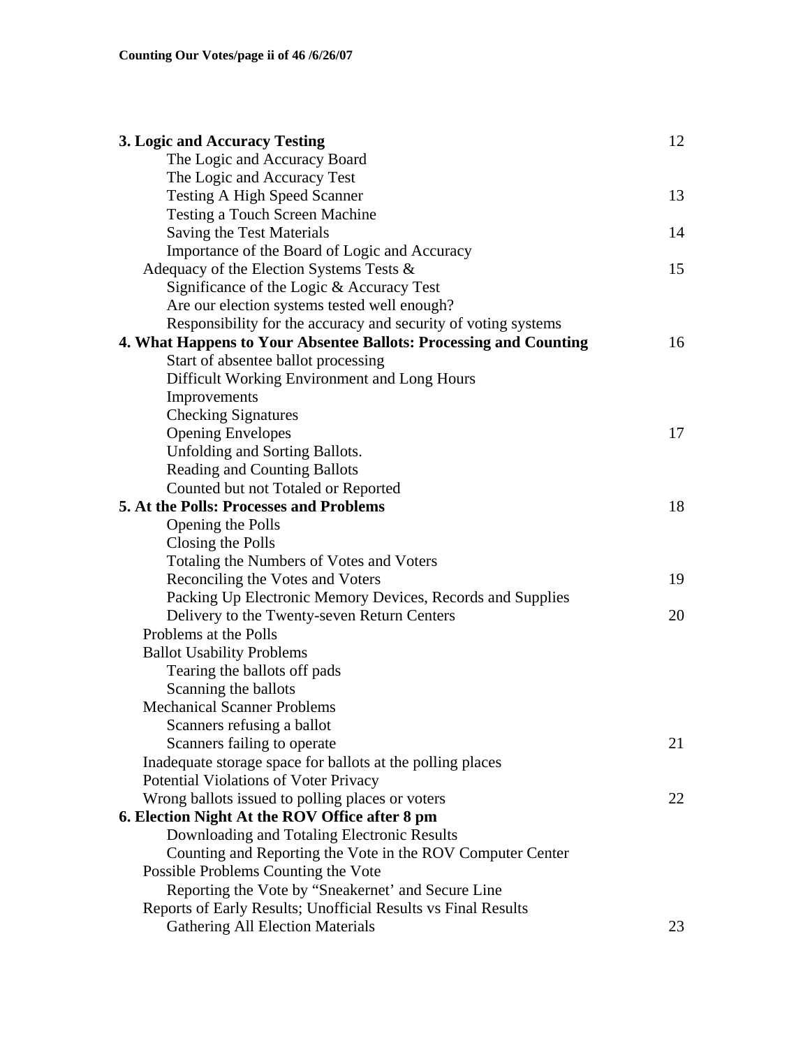| | |
|---|---|
| **3. Logic and Accuracy Testing** | 12 |
| The Logic and Accuracy Board | |
| The Logic and Accuracy Test | |
| Testing A High Speed Scanner | 13 |
| Testing a Touch Screen Machine | |
| Saving the Test Materials | 14 |
| Importance of the Board of Logic and Accuracy | |
| Adequacy of the Election Systems Tests & | 15 |
| Significance of the Logic & Accuracy Test | |
| Are our election systems tested well enough? | |
| Responsibility for the accuracy and security of voting systems | |
| **4. What Happens to Your Absentee Ballots: Processing and Counting** | 16 |
| Start of absentee ballot processing | |
| Difficult Working Environment and Long Hours | |
| Improvements | |
| Checking Signatures | |
| Opening Envelopes | 17 |
| Unfolding and Sorting Ballots. | |
| Reading and Counting Ballots | |
| Counted but not Totaled or Reported | |
| **5. At the Polls: Processes and Problems** | 18 |
| Opening the Polls | |
| Closing the Polls | |
| Totaling the Numbers of Votes and Voters | |
| Reconciling the Votes and Voters | 19 |
| Packing Up Electronic Memory Devices, Records and Supplies | |
| Delivery to the Twenty-seven Return Centers | 20 |
| Problems at the Polls | |
| Ballot Usability Problems | |
| Tearing the ballots off pads | |
| Scanning the ballots | |
| Mechanical Scanner Problems | |
| Scanners refusing a ballot | |
| Scanners failing to operate | 21 |
| Inadequate storage space for ballots at the polling places | |
| Potential Violations of Voter Privacy | |
| Wrong ballots issued to polling places or voters | 22 |
| **6. Election Night At the ROV Office after 8 pm** | |
| Downloading and Totaling Electronic Results | |
| Counting and Reporting the Vote in the ROV Computer Center | |
| Possible Problems Counting the Vote | |
| Reporting the Vote by "Sneakernet' and Secure Line | |
| Reports of Early Results; Unofficial Results vs Final Results | |
| Gathering All Election Materials | 23 |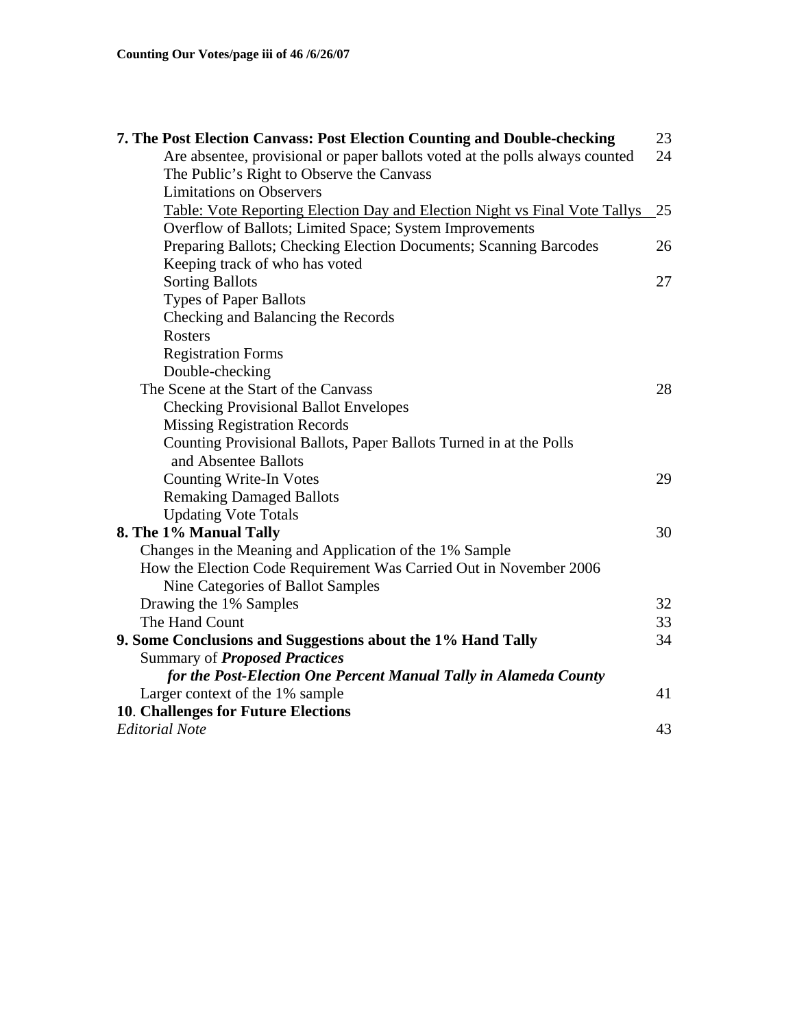| | |
|---|---|
| **7. The Post Election Canvass: Post Election Counting and Double-checking** | 23 |
| Are absentee, provisional or paper ballots voted at the polls always counted | 24 |
| The Public's Right to Observe the Canvass | |
| Limitations on Observers | |
| Table: Vote Reporting Election Day and Election Night vs Final Vote Tallys | 25 |
| Overflow of Ballots; Limited Space; System Improvements | |
| Preparing Ballots; Checking Election Documents; Scanning Barcodes | 26 |
| Keeping track of who has voted | |
| Sorting Ballots | 27 |
| Types of Paper Ballots | |
| Checking and Balancing the Records | |
| Rosters | |
| Registration Forms | |
| Double-checking | |
| The Scene at the Start of the Canvass | 28 |
| Checking Provisional Ballot Envelopes | |
| Missing Registration Records | |
| Counting Provisional Ballots, Paper Ballots Turned in at the Polls and Absentee Ballots | |
| Counting Write-In Votes | 29 |
| Remaking Damaged Ballots | |
| Updating Vote Totals | |
| **8. The 1% Manual Tally** | 30 |
| Changes in the Meaning and Application of the 1% Sample | |
| How the Election Code Requirement Was Carried Out in November 2006 | |
| Nine Categories of Ballot Samples | |
| Drawing the 1% Samples | 32 |
| The Hand Count | 33 |
| **9. Some Conclusions and Suggestions about the 1% Hand Tally** | 34 |
| Summary of ***Proposed Practices for the Post-Election One Percent Manual Tally in Alameda County*** | |
| Larger context of the 1% sample | 41 |
| **10. Challenges for Future Elections** | |
| *Editorial Note* | 43 |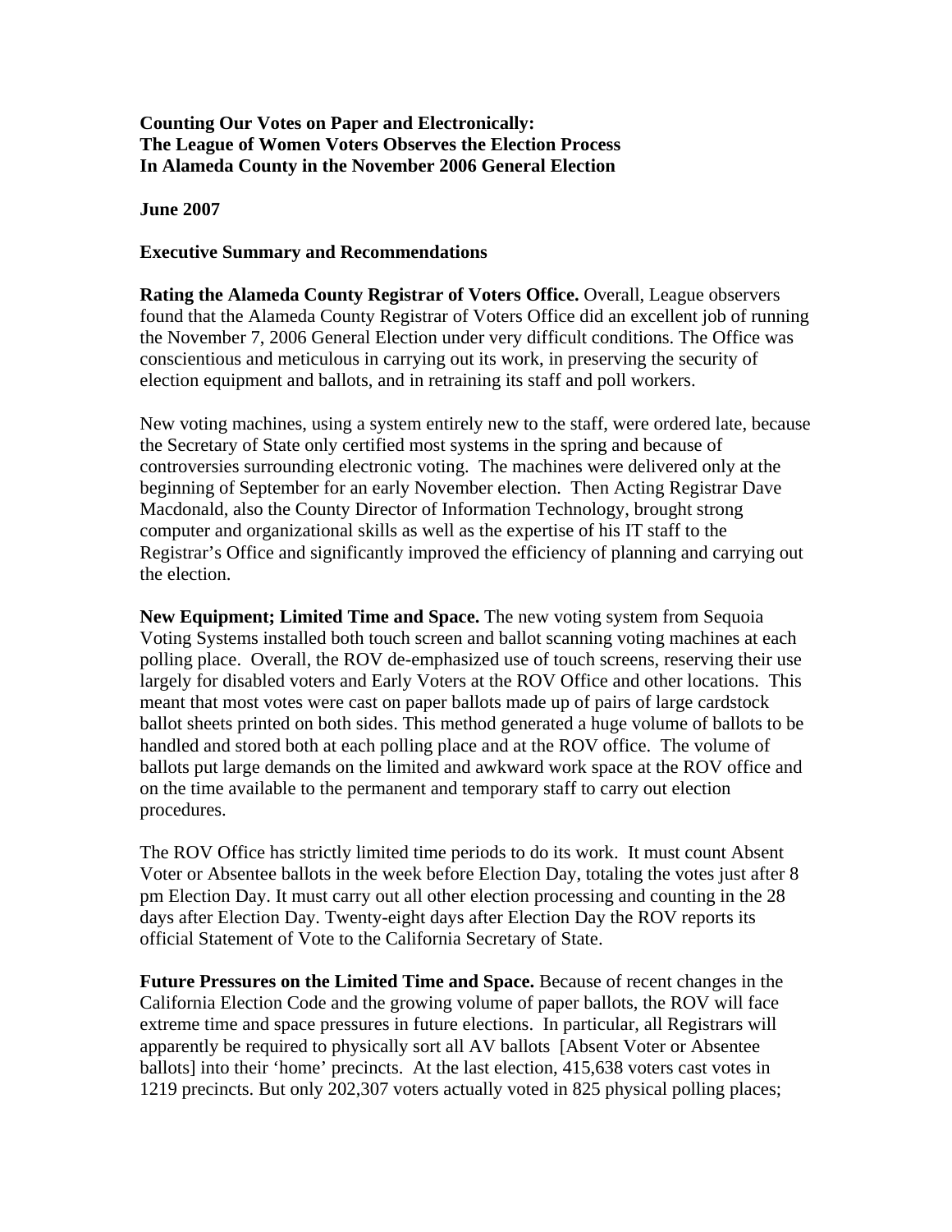**Counting Our Votes on Paper and Electronically:**
**The League of Women Voters Observes the Election Process**
**In Alameda County in the November 2006 General Election**

**June 2007**

**Executive Summary and Recommendations**

**Rating the Alameda County Registrar of Voters Office.** Overall, League observers found that the Alameda County Registrar of Voters Office did an excellent job of running the November 7, 2006 General Election under very difficult conditions. The Office was conscientious and meticulous in carrying out its work, in preserving the security of election equipment and ballots, and in retraining its staff and poll workers.

New voting machines, using a system entirely new to the staff, were ordered late, because the Secretary of State only certified most systems in the spring and because of controversies surrounding electronic voting. The machines were delivered only at the beginning of September for an early November election. Then Acting Registrar Dave Macdonald, also the County Director of Information Technology, brought strong computer and organizational skills as well as the expertise of his IT staff to the Registrar's Office and significantly improved the efficiency of planning and carrying out the election.

**New Equipment; Limited Time and Space.** The new voting system from Sequoia Voting Systems installed both touch screen and ballot scanning voting machines at each polling place. Overall, the ROV de-emphasized use of touch screens, reserving their use largely for disabled voters and Early Voters at the ROV Office and other locations. This meant that most votes were cast on paper ballots made up of pairs of large cardstock ballot sheets printed on both sides. This method generated a huge volume of ballots to be handled and stored both at each polling place and at the ROV office. The volume of ballots put large demands on the limited and awkward work space at the ROV office and on the time available to the permanent and temporary staff to carry out election procedures.

The ROV Office has strictly limited time periods to do its work. It must count Absent Voter or Absentee ballots in the week before Election Day, totaling the votes just after 8 pm Election Day. It must carry out all other election processing and counting in the 28 days after Election Day. Twenty-eight days after Election Day the ROV reports its official Statement of Vote to the California Secretary of State.

**Future Pressures on the Limited Time and Space.** Because of recent changes in the California Election Code and the growing volume of paper ballots, the ROV will face extreme time and space pressures in future elections. In particular, all Registrars will apparently be required to physically sort all AV ballots [Absent Voter or Absentee ballots] into their 'home' precincts. At the last election, 415,638 voters cast votes in 1219 precincts. But only 202,307 voters actually voted in 825 physical polling places;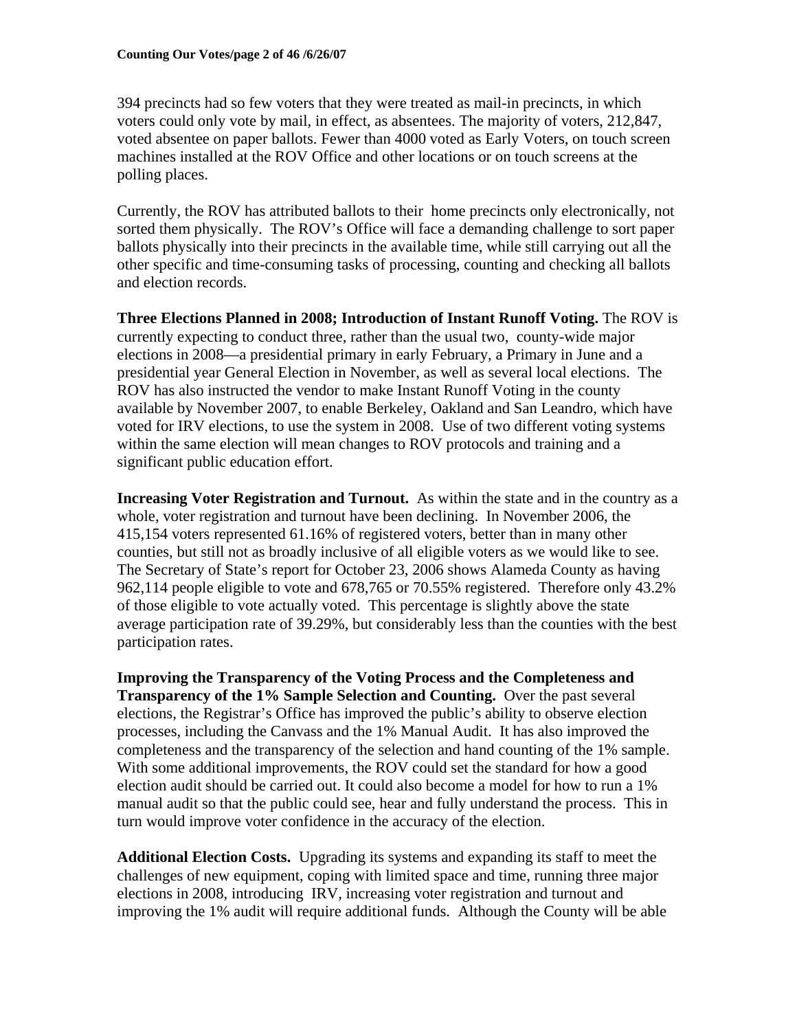394 precincts had so few voters that they were treated as mail-in precincts, in which voters could only vote by mail, in effect, as absentees. The majority of voters, 212,847, voted absentee on paper ballots. Fewer than 4000 voted as Early Voters, on touch screen machines installed at the ROV Office and other locations or on touch screens at the polling places.

Currently, the ROV has attributed ballots to their home precincts only electronically, not sorted them physically. The ROV's Office will face a demanding challenge to sort paper ballots physically into their precincts in the available time, while still carrying out all the other specific and time-consuming tasks of processing, counting and checking all ballots and election records.

**Three Elections Planned in 2008; Introduction of Instant Runoff Voting.** The ROV is currently expecting to conduct three, rather than the usual two, county-wide major elections in 2008—a presidential primary in early February, a Primary in June and a presidential year General Election in November, as well as several local elections. The ROV has also instructed the vendor to make Instant Runoff Voting in the county available by November 2007, to enable Berkeley, Oakland and San Leandro, which have voted for IRV elections, to use the system in 2008. Use of two different voting systems within the same election will mean changes to ROV protocols and training and a significant public education effort.

**Increasing Voter Registration and Turnout.** As within the state and in the country as a whole, voter registration and turnout have been declining. In November 2006, the 415,154 voters represented 61.16% of registered voters, better than in many other counties, but still not as broadly inclusive of all eligible voters as we would like to see. The Secretary of State's report for October 23, 2006 shows Alameda County as having 962,114 people eligible to vote and 678,765 or 70.55% registered. Therefore only 43.2% of those eligible to vote actually voted. This percentage is slightly above the state average participation rate of 39.29%, but considerably less than the counties with the best participation rates.

**Improving the Transparency of the Voting Process and the Completeness and Transparency of the 1% Sample Selection and Counting.** Over the past several elections, the Registrar's Office has improved the public's ability to observe election processes, including the Canvass and the 1% Manual Audit. It has also improved the completeness and the transparency of the selection and hand counting of the 1% sample. With some additional improvements, the ROV could set the standard for how a good election audit should be carried out. It could also become a model for how to run a 1% manual audit so that the public could see, hear and fully understand the process. This in turn would improve voter confidence in the accuracy of the election.

**Additional Election Costs.** Upgrading its systems and expanding its staff to meet the challenges of new equipment, coping with limited space and time, running three major elections in 2008, introducing IRV, increasing voter registration and turnout and improving the 1% audit will require additional funds. Although the County will be able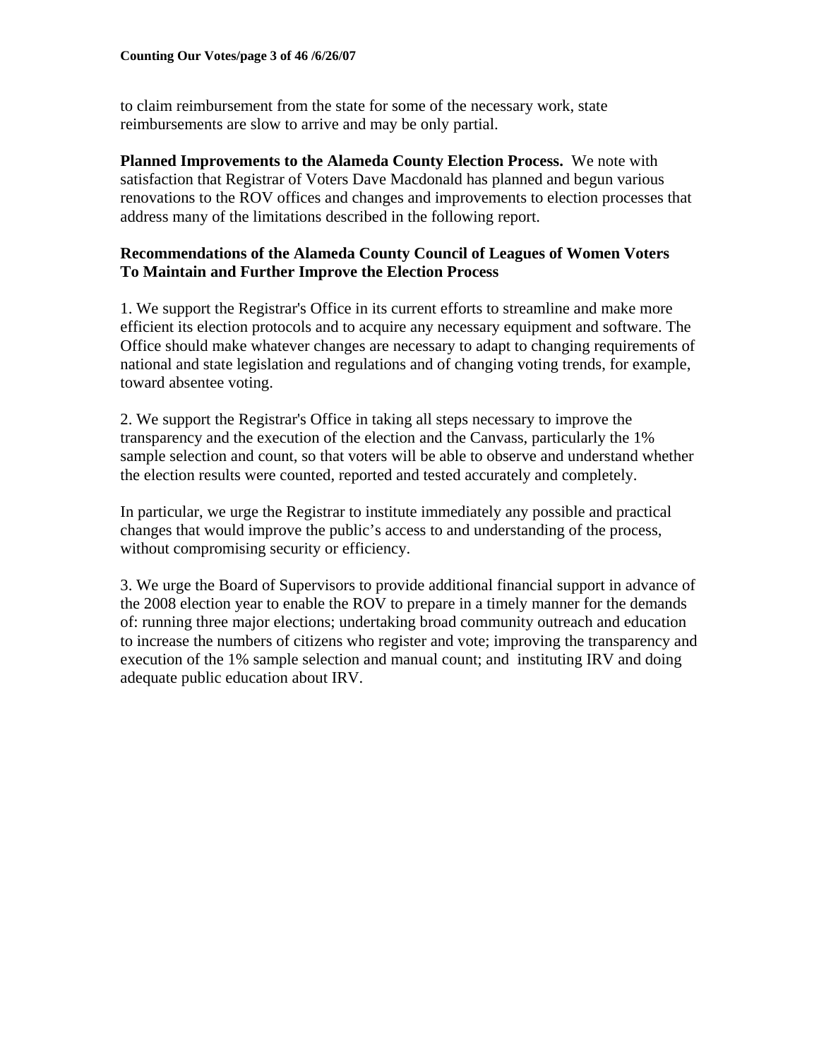to claim reimbursement from the state for some of the necessary work, state reimbursements are slow to arrive and may be only partial.

**Planned Improvements to the Alameda County Election Process.** We note with satisfaction that Registrar of Voters Dave Macdonald has planned and begun various renovations to the ROV offices and changes and improvements to election processes that address many of the limitations described in the following report.

**Recommendations of the Alameda County Council of Leagues of Women Voters To Maintain and Further Improve the Election Process**

1. We support the Registrar's Office in its current efforts to streamline and make more efficient its election protocols and to acquire any necessary equipment and software. The Office should make whatever changes are necessary to adapt to changing requirements of national and state legislation and regulations and of changing voting trends, for example, toward absentee voting.

2. We support the Registrar's Office in taking all steps necessary to improve the transparency and the execution of the election and the Canvass, particularly the 1% sample selection and count, so that voters will be able to observe and understand whether the election results were counted, reported and tested accurately and completely.

In particular, we urge the Registrar to institute immediately any possible and practical changes that would improve the public's access to and understanding of the process, without compromising security or efficiency.

3. We urge the Board of Supervisors to provide additional financial support in advance of the 2008 election year to enable the ROV to prepare in a timely manner for the demands of: running three major elections; undertaking broad community outreach and education to increase the numbers of citizens who register and vote; improving the transparency and execution of the 1% sample selection and manual count; and instituting IRV and doing adequate public education about IRV.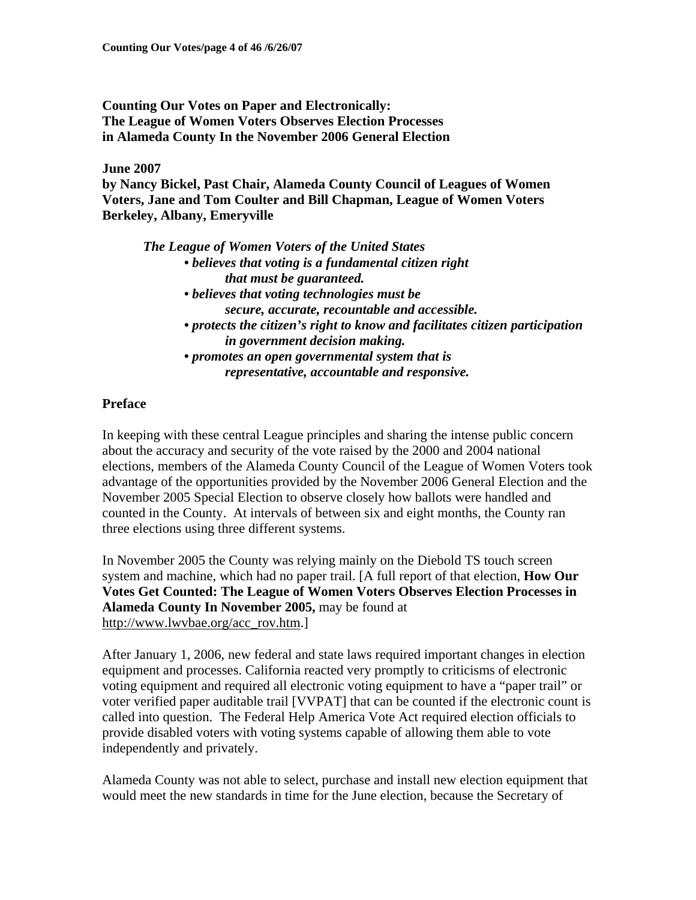**Counting Our Votes on Paper and Electronically:**
**The League of Women Voters Observes Election Processes**
**in Alameda County In the November 2006 General Election**

**June 2007**
**by Nancy Bickel, Past Chair, Alameda County Council of Leagues of Women Voters, Jane and Tom Coulter and Bill Chapman, League of Women Voters Berkeley, Albany, Emeryville**

> ***The League of Women Voters of the United States***
> - ***believes that voting is a fundamental citizen right that must be guaranteed.***
> - ***believes that voting technologies must be secure, accurate, recountable and accessible.***
> - ***protects the citizen's right to know and facilitates citizen participation in government decision making.***
> - ***promotes an open governmental system that is representative, accountable and responsive.***

## Preface

In keeping with these central League principles and sharing the intense public concern about the accuracy and security of the vote raised by the 2000 and 2004 national elections, members of the Alameda County Council of the League of Women Voters took advantage of the opportunities provided by the November 2006 General Election and the November 2005 Special Election to observe closely how ballots were handled and counted in the County. At intervals of between six and eight months, the County ran three elections using three different systems.

In November 2005 the County was relying mainly on the Diebold TS touch screen system and machine, which had no paper trail. [A full report of that election, **How Our Votes Get Counted: The League of Women Voters Observes Election Processes in Alameda County In November 2005,** may be found at http://www.lwvbae.org/acc_rov.htm.]

After January 1, 2006, new federal and state laws required important changes in election equipment and processes. California reacted very promptly to criticisms of electronic voting equipment and required all electronic voting equipment to have a "paper trail" or voter verified paper auditable trail [VVPAT] that can be counted if the electronic count is called into question. The Federal Help America Vote Act required election officials to provide disabled voters with voting systems capable of allowing them able to vote independently and privately.

Alameda County was not able to select, purchase and install new election equipment that would meet the new standards in time for the June election, because the Secretary of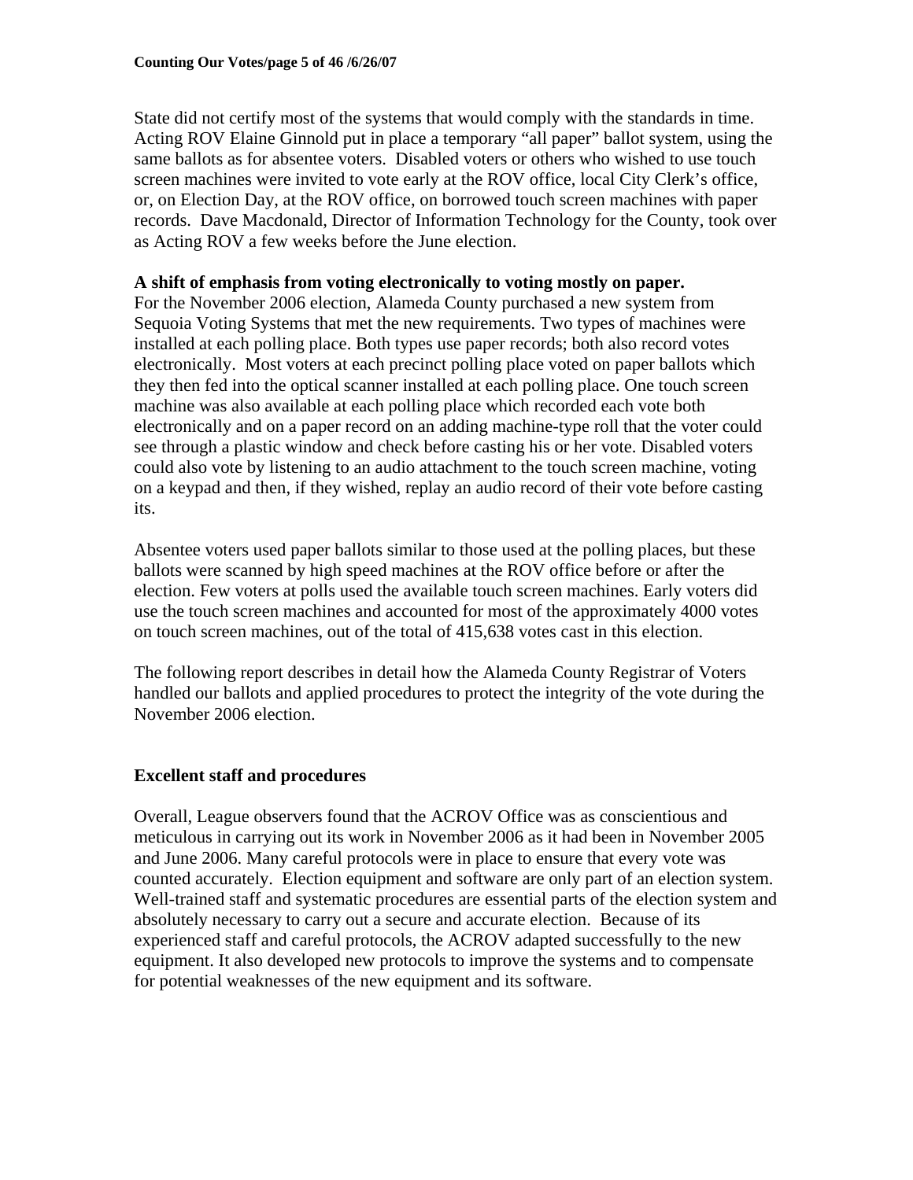State did not certify most of the systems that would comply with the standards in time. Acting ROV Elaine Ginnold put in place a temporary "all paper" ballot system, using the same ballots as for absentee voters. Disabled voters or others who wished to use touch screen machines were invited to vote early at the ROV office, local City Clerk's office, or, on Election Day, at the ROV office, on borrowed touch screen machines with paper records. Dave Macdonald, Director of Information Technology for the County, took over as Acting ROV a few weeks before the June election.

**A shift of emphasis from voting electronically to voting mostly on paper.**

For the November 2006 election, Alameda County purchased a new system from Sequoia Voting Systems that met the new requirements. Two types of machines were installed at each polling place. Both types use paper records; both also record votes electronically. Most voters at each precinct polling place voted on paper ballots which they then fed into the optical scanner installed at each polling place. One touch screen machine was also available at each polling place which recorded each vote both electronically and on a paper record on an adding machine-type roll that the voter could see through a plastic window and check before casting his or her vote. Disabled voters could also vote by listening to an audio attachment to the touch screen machine, voting on a keypad and then, if they wished, replay an audio record of their vote before casting its.

Absentee voters used paper ballots similar to those used at the polling places, but these ballots were scanned by high speed machines at the ROV office before or after the election. Few voters at polls used the available touch screen machines. Early voters did use the touch screen machines and accounted for most of the approximately 4000 votes on touch screen machines, out of the total of 415,638 votes cast in this election.

The following report describes in detail how the Alameda County Registrar of Voters handled our ballots and applied procedures to protect the integrity of the vote during the November 2006 election.

**Excellent staff and procedures**

Overall, League observers found that the ACROV Office was as conscientious and meticulous in carrying out its work in November 2006 as it had been in November 2005 and June 2006. Many careful protocols were in place to ensure that every vote was counted accurately. Election equipment and software are only part of an election system. Well-trained staff and systematic procedures are essential parts of the election system and absolutely necessary to carry out a secure and accurate election. Because of its experienced staff and careful protocols, the ACROV adapted successfully to the new equipment. It also developed new protocols to improve the systems and to compensate for potential weaknesses of the new equipment and its software.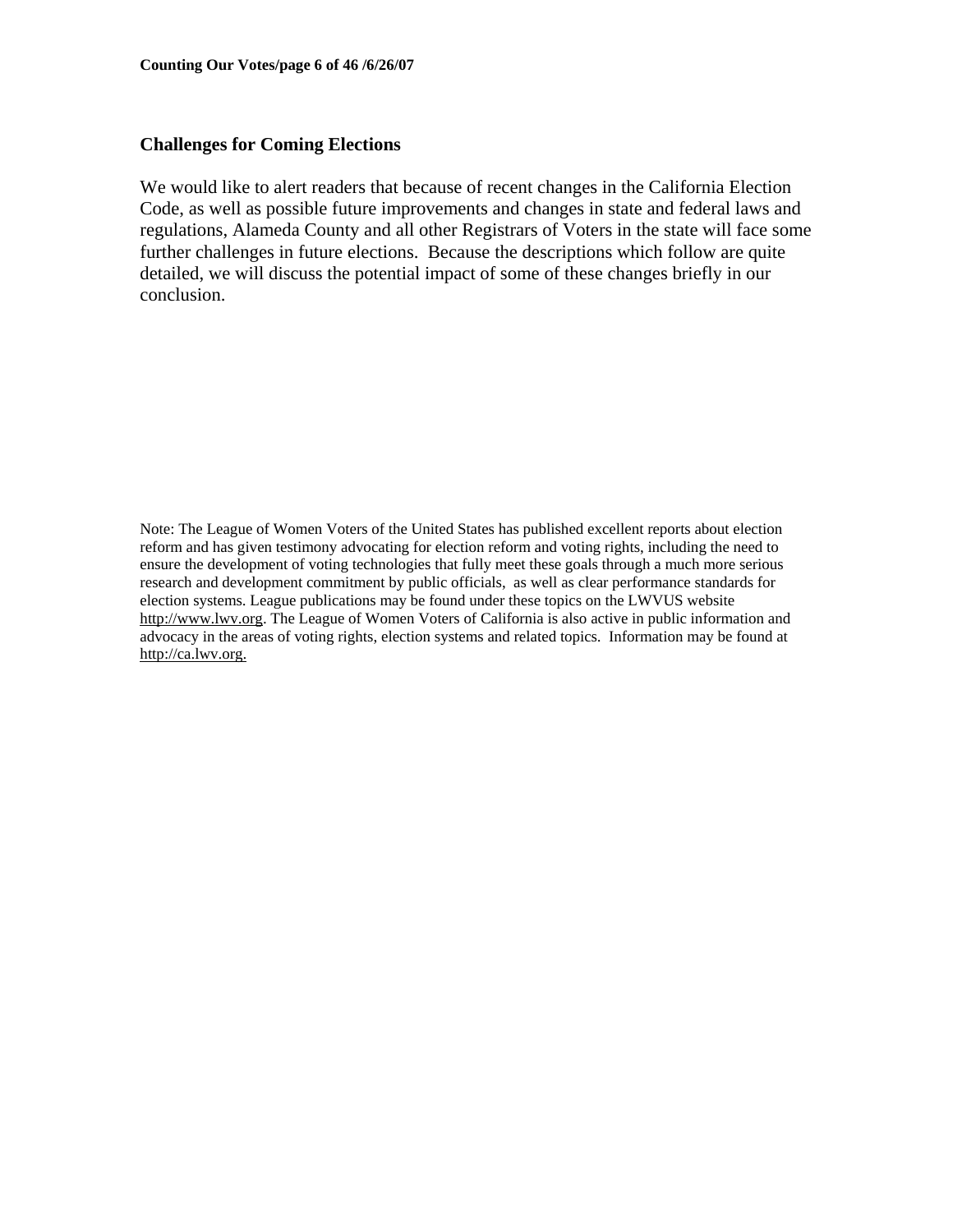## Challenges for Coming Elections

We would like to alert readers that because of recent changes in the California Election Code, as well as possible future improvements and changes in state and federal laws and regulations, Alameda County and all other Registrars of Voters in the state will face some further challenges in future elections. Because the descriptions which follow are quite detailed, we will discuss the potential impact of some of these changes briefly in our conclusion.

Note: The League of Women Voters of the United States has published excellent reports about election reform and has given testimony advocating for election reform and voting rights, including the need to ensure the development of voting technologies that fully meet these goals through a much more serious research and development commitment by public officials, as well as clear performance standards for election systems. League publications may be found under these topics on the LWVUS website http://www.lwv.org. The League of Women Voters of California is also active in public information and advocacy in the areas of voting rights, election systems and related topics. Information may be found at http://ca.lwv.org.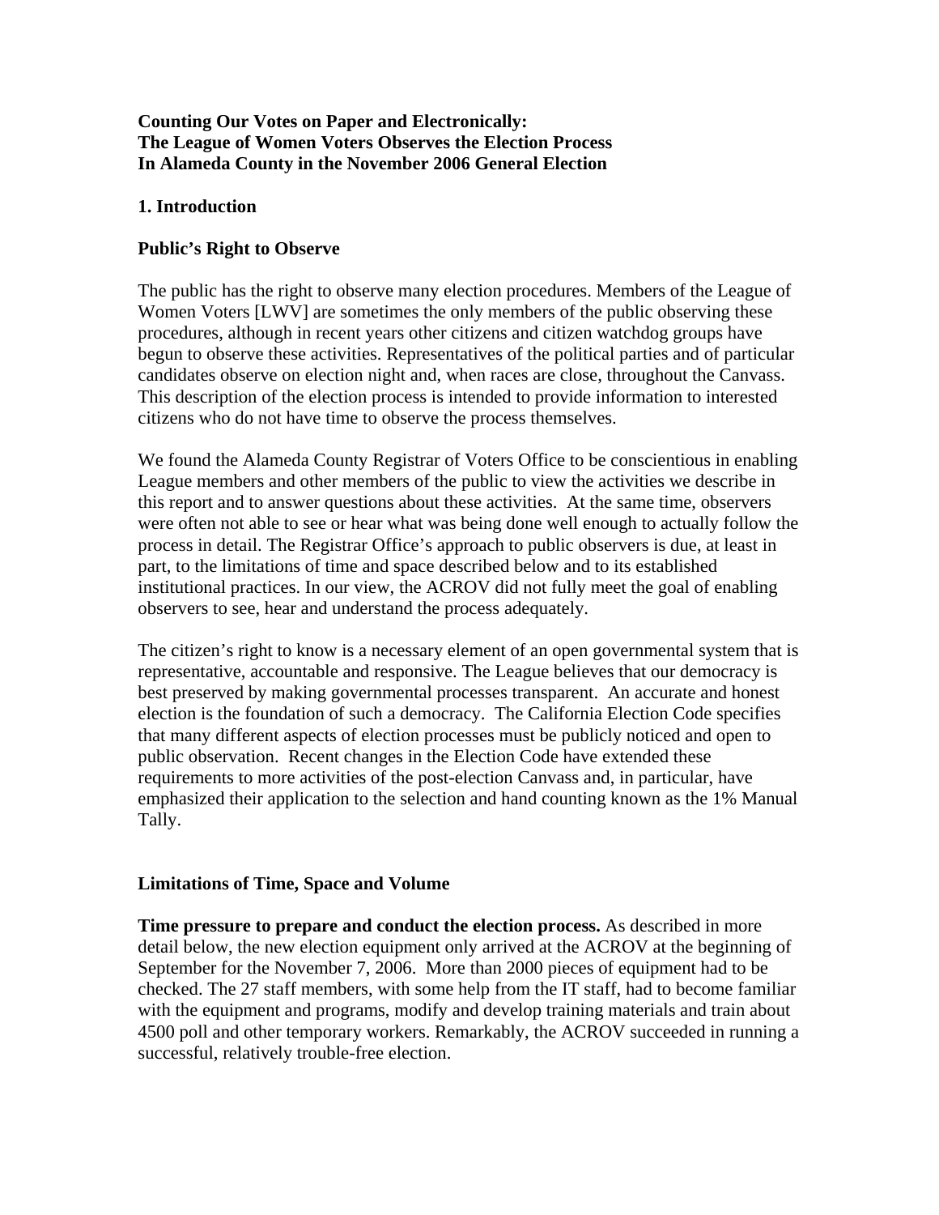**Counting Our Votes on Paper and Electronically:**
**The League of Women Voters Observes the Election Process**
**In Alameda County in the November 2006 General Election**

## 1. Introduction

### Public's Right to Observe

The public has the right to observe many election procedures. Members of the League of Women Voters [LWV] are sometimes the only members of the public observing these procedures, although in recent years other citizens and citizen watchdog groups have begun to observe these activities. Representatives of the political parties and of particular candidates observe on election night and, when races are close, throughout the Canvass. This description of the election process is intended to provide information to interested citizens who do not have time to observe the process themselves.

We found the Alameda County Registrar of Voters Office to be conscientious in enabling League members and other members of the public to view the activities we describe in this report and to answer questions about these activities. At the same time, observers were often not able to see or hear what was being done well enough to actually follow the process in detail. The Registrar Office's approach to public observers is due, at least in part, to the limitations of time and space described below and to its established institutional practices. In our view, the ACROV did not fully meet the goal of enabling observers to see, hear and understand the process adequately.

The citizen's right to know is a necessary element of an open governmental system that is representative, accountable and responsive. The League believes that our democracy is best preserved by making governmental processes transparent. An accurate and honest election is the foundation of such a democracy. The California Election Code specifies that many different aspects of election processes must be publicly noticed and open to public observation. Recent changes in the Election Code have extended these requirements to more activities of the post-election Canvass and, in particular, have emphasized their application to the selection and hand counting known as the 1% Manual Tally.

### Limitations of Time, Space and Volume

**Time pressure to prepare and conduct the election process.** As described in more detail below, the new election equipment only arrived at the ACROV at the beginning of September for the November 7, 2006. More than 2000 pieces of equipment had to be checked. The 27 staff members, with some help from the IT staff, had to become familiar with the equipment and programs, modify and develop training materials and train about 4500 poll and other temporary workers. Remarkably, the ACROV succeeded in running a successful, relatively trouble-free election.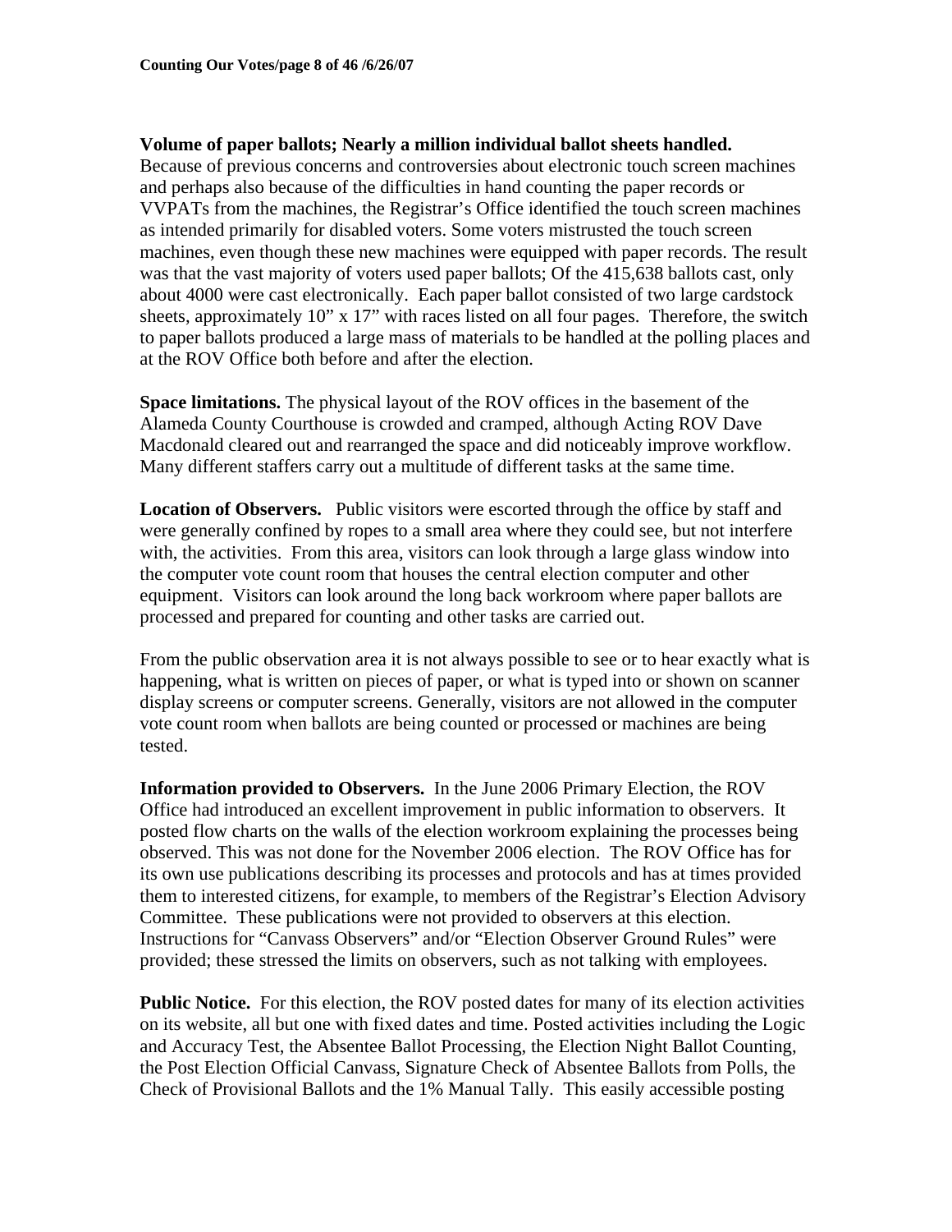**Volume of paper ballots; Nearly a million individual ballot sheets handled.** Because of previous concerns and controversies about electronic touch screen machines and perhaps also because of the difficulties in hand counting the paper records or VVPATs from the machines, the Registrar's Office identified the touch screen machines as intended primarily for disabled voters. Some voters mistrusted the touch screen machines, even though these new machines were equipped with paper records. The result was that the vast majority of voters used paper ballots; Of the 415,638 ballots cast, only about 4000 were cast electronically. Each paper ballot consisted of two large cardstock sheets, approximately 10" x 17" with races listed on all four pages. Therefore, the switch to paper ballots produced a large mass of materials to be handled at the polling places and at the ROV Office both before and after the election.

**Space limitations.** The physical layout of the ROV offices in the basement of the Alameda County Courthouse is crowded and cramped, although Acting ROV Dave Macdonald cleared out and rearranged the space and did noticeably improve workflow. Many different staffers carry out a multitude of different tasks at the same time.

**Location of Observers.** Public visitors were escorted through the office by staff and were generally confined by ropes to a small area where they could see, but not interfere with, the activities. From this area, visitors can look through a large glass window into the computer vote count room that houses the central election computer and other equipment. Visitors can look around the long back workroom where paper ballots are processed and prepared for counting and other tasks are carried out.

From the public observation area it is not always possible to see or to hear exactly what is happening, what is written on pieces of paper, or what is typed into or shown on scanner display screens or computer screens. Generally, visitors are not allowed in the computer vote count room when ballots are being counted or processed or machines are being tested.

**Information provided to Observers.** In the June 2006 Primary Election, the ROV Office had introduced an excellent improvement in public information to observers. It posted flow charts on the walls of the election workroom explaining the processes being observed. This was not done for the November 2006 election. The ROV Office has for its own use publications describing its processes and protocols and has at times provided them to interested citizens, for example, to members of the Registrar's Election Advisory Committee. These publications were not provided to observers at this election. Instructions for "Canvass Observers" and/or "Election Observer Ground Rules" were provided; these stressed the limits on observers, such as not talking with employees.

**Public Notice.** For this election, the ROV posted dates for many of its election activities on its website, all but one with fixed dates and time. Posted activities including the Logic and Accuracy Test, the Absentee Ballot Processing, the Election Night Ballot Counting, the Post Election Official Canvass, Signature Check of Absentee Ballots from Polls, the Check of Provisional Ballots and the 1% Manual Tally. This easily accessible posting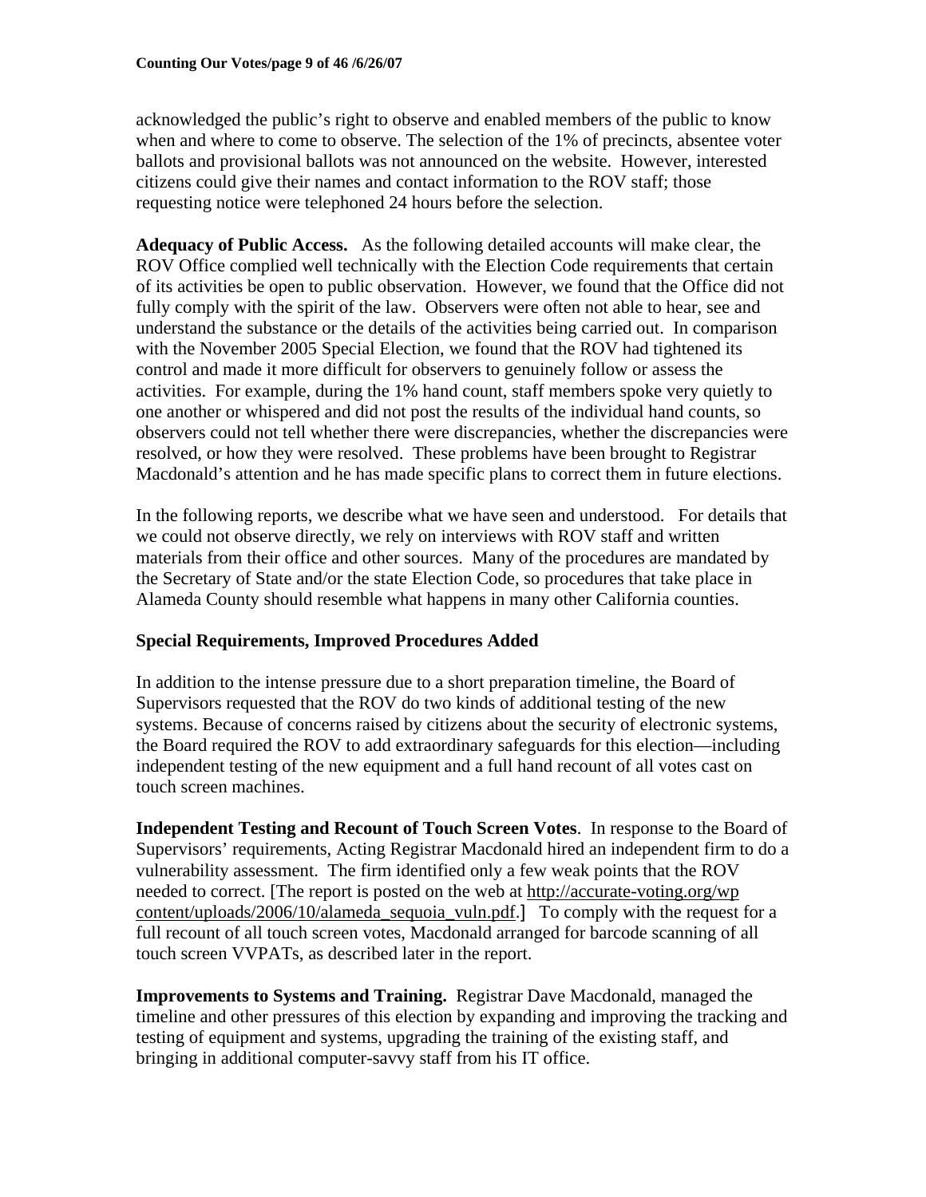acknowledged the public's right to observe and enabled members of the public to know when and where to come to observe. The selection of the 1% of precincts, absentee voter ballots and provisional ballots was not announced on the website. However, interested citizens could give their names and contact information to the ROV staff; those requesting notice were telephoned 24 hours before the selection.

**Adequacy of Public Access.** As the following detailed accounts will make clear, the ROV Office complied well technically with the Election Code requirements that certain of its activities be open to public observation. However, we found that the Office did not fully comply with the spirit of the law. Observers were often not able to hear, see and understand the substance or the details of the activities being carried out. In comparison with the November 2005 Special Election, we found that the ROV had tightened its control and made it more difficult for observers to genuinely follow or assess the activities. For example, during the 1% hand count, staff members spoke very quietly to one another or whispered and did not post the results of the individual hand counts, so observers could not tell whether there were discrepancies, whether the discrepancies were resolved, or how they were resolved. These problems have been brought to Registrar Macdonald's attention and he has made specific plans to correct them in future elections.

In the following reports, we describe what we have seen and understood. For details that we could not observe directly, we rely on interviews with ROV staff and written materials from their office and other sources. Many of the procedures are mandated by the Secretary of State and/or the state Election Code, so procedures that take place in Alameda County should resemble what happens in many other California counties.

### Special Requirements, Improved Procedures Added

In addition to the intense pressure due to a short preparation timeline, the Board of Supervisors requested that the ROV do two kinds of additional testing of the new systems. Because of concerns raised by citizens about the security of electronic systems, the Board required the ROV to add extraordinary safeguards for this election—including independent testing of the new equipment and a full hand recount of all votes cast on touch screen machines.

**Independent Testing and Recount of Touch Screen Votes**. In response to the Board of Supervisors' requirements, Acting Registrar Macdonald hired an independent firm to do a vulnerability assessment. The firm identified only a few weak points that the ROV needed to correct. [The report is posted on the web at http://accurate-voting.org/wp content/uploads/2006/10/alameda_sequoia_vuln.pdf.] To comply with the request for a full recount of all touch screen votes, Macdonald arranged for barcode scanning of all touch screen VVPATs, as described later in the report.

**Improvements to Systems and Training.** Registrar Dave Macdonald, managed the timeline and other pressures of this election by expanding and improving the tracking and testing of equipment and systems, upgrading the training of the existing staff, and bringing in additional computer-savvy staff from his IT office.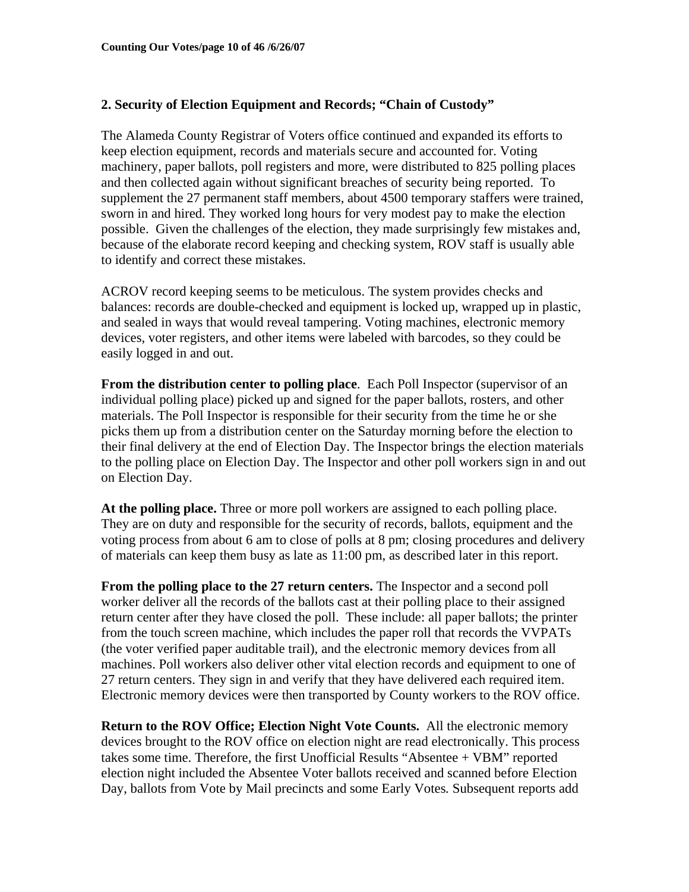## 2. Security of Election Equipment and Records; "Chain of Custody"

The Alameda County Registrar of Voters office continued and expanded its efforts to keep election equipment, records and materials secure and accounted for. Voting machinery, paper ballots, poll registers and more, were distributed to 825 polling places and then collected again without significant breaches of security being reported. To supplement the 27 permanent staff members, about 4500 temporary staffers were trained, sworn in and hired. They worked long hours for very modest pay to make the election possible. Given the challenges of the election, they made surprisingly few mistakes and, because of the elaborate record keeping and checking system, ROV staff is usually able to identify and correct these mistakes.

ACROV record keeping seems to be meticulous. The system provides checks and balances: records are double-checked and equipment is locked up, wrapped up in plastic, and sealed in ways that would reveal tampering. Voting machines, electronic memory devices, voter registers, and other items were labeled with barcodes, so they could be easily logged in and out.

**From the distribution center to polling place**. Each Poll Inspector (supervisor of an individual polling place) picked up and signed for the paper ballots, rosters, and other materials. The Poll Inspector is responsible for their security from the time he or she picks them up from a distribution center on the Saturday morning before the election to their final delivery at the end of Election Day. The Inspector brings the election materials to the polling place on Election Day. The Inspector and other poll workers sign in and out on Election Day.

**At the polling place.** Three or more poll workers are assigned to each polling place. They are on duty and responsible for the security of records, ballots, equipment and the voting process from about 6 am to close of polls at 8 pm; closing procedures and delivery of materials can keep them busy as late as 11:00 pm, as described later in this report.

**From the polling place to the 27 return centers.** The Inspector and a second poll worker deliver all the records of the ballots cast at their polling place to their assigned return center after they have closed the poll. These include: all paper ballots; the printer from the touch screen machine, which includes the paper roll that records the VVPATs (the voter verified paper auditable trail), and the electronic memory devices from all machines. Poll workers also deliver other vital election records and equipment to one of 27 return centers. They sign in and verify that they have delivered each required item. Electronic memory devices were then transported by County workers to the ROV office.

**Return to the ROV Office; Election Night Vote Counts.** All the electronic memory devices brought to the ROV office on election night are read electronically. This process takes some time. Therefore, the first Unofficial Results "Absentee + VBM" reported election night included the Absentee Voter ballots received and scanned before Election Day, ballots from Vote by Mail precincts and some Early Votes*.* Subsequent reports add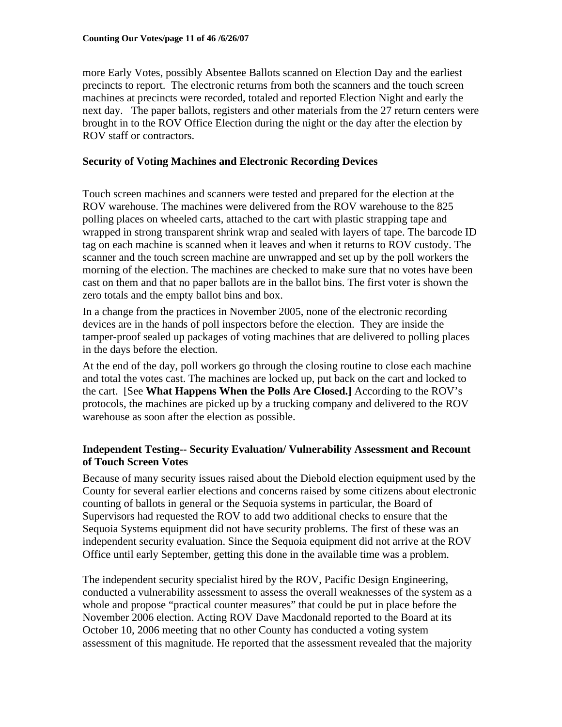more Early Votes, possibly Absentee Ballots scanned on Election Day and the earliest precincts to report. The electronic returns from both the scanners and the touch screen machines at precincts were recorded, totaled and reported Election Night and early the next day. The paper ballots, registers and other materials from the 27 return centers were brought in to the ROV Office Election during the night or the day after the election by ROV staff or contractors.

### Security of Voting Machines and Electronic Recording Devices

Touch screen machines and scanners were tested and prepared for the election at the ROV warehouse. The machines were delivered from the ROV warehouse to the 825 polling places on wheeled carts, attached to the cart with plastic strapping tape and wrapped in strong transparent shrink wrap and sealed with layers of tape. The barcode ID tag on each machine is scanned when it leaves and when it returns to ROV custody. The scanner and the touch screen machine are unwrapped and set up by the poll workers the morning of the election. The machines are checked to make sure that no votes have been cast on them and that no paper ballots are in the ballot bins. The first voter is shown the zero totals and the empty ballot bins and box.

In a change from the practices in November 2005, none of the electronic recording devices are in the hands of poll inspectors before the election. They are inside the tamper-proof sealed up packages of voting machines that are delivered to polling places in the days before the election.

At the end of the day, poll workers go through the closing routine to close each machine and total the votes cast. The machines are locked up, put back on the cart and locked to the cart. [See **What Happens When the Polls Are Closed.]** According to the ROV's protocols, the machines are picked up by a trucking company and delivered to the ROV warehouse as soon after the election as possible.

### Independent Testing-- Security Evaluation/ Vulnerability Assessment and Recount of Touch Screen Votes

Because of many security issues raised about the Diebold election equipment used by the County for several earlier elections and concerns raised by some citizens about electronic counting of ballots in general or the Sequoia systems in particular, the Board of Supervisors had requested the ROV to add two additional checks to ensure that the Sequoia Systems equipment did not have security problems. The first of these was an independent security evaluation. Since the Sequoia equipment did not arrive at the ROV Office until early September, getting this done in the available time was a problem.

The independent security specialist hired by the ROV, Pacific Design Engineering, conducted a vulnerability assessment to assess the overall weaknesses of the system as a whole and propose "practical counter measures" that could be put in place before the November 2006 election. Acting ROV Dave Macdonald reported to the Board at its October 10, 2006 meeting that no other County has conducted a voting system assessment of this magnitude. He reported that the assessment revealed that the majority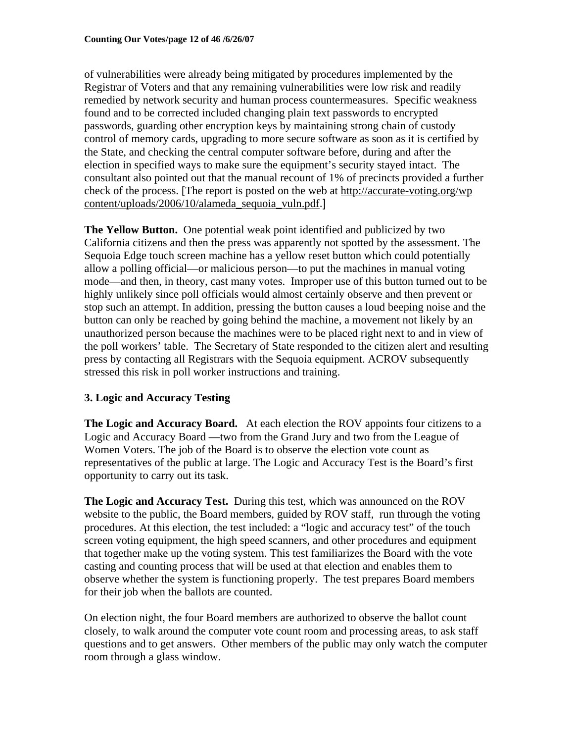of vulnerabilities were already being mitigated by procedures implemented by the Registrar of Voters and that any remaining vulnerabilities were low risk and readily remedied by network security and human process countermeasures. Specific weakness found and to be corrected included changing plain text passwords to encrypted passwords, guarding other encryption keys by maintaining strong chain of custody control of memory cards, upgrading to more secure software as soon as it is certified by the State, and checking the central computer software before, during and after the election in specified ways to make sure the equipment's security stayed intact. The consultant also pointed out that the manual recount of 1% of precincts provided a further check of the process. [The report is posted on the web at http://accurate-voting.org/wp content/uploads/2006/10/alameda_sequoia_vuln.pdf.]

**The Yellow Button.** One potential weak point identified and publicized by two California citizens and then the press was apparently not spotted by the assessment. The Sequoia Edge touch screen machine has a yellow reset button which could potentially allow a polling official—or malicious person—to put the machines in manual voting mode—and then, in theory, cast many votes. Improper use of this button turned out to be highly unlikely since poll officials would almost certainly observe and then prevent or stop such an attempt. In addition, pressing the button causes a loud beeping noise and the button can only be reached by going behind the machine, a movement not likely by an unauthorized person because the machines were to be placed right next to and in view of the poll workers' table. The Secretary of State responded to the citizen alert and resulting press by contacting all Registrars with the Sequoia equipment. ACROV subsequently stressed this risk in poll worker instructions and training.

### 3. Logic and Accuracy Testing

**The Logic and Accuracy Board.** At each election the ROV appoints four citizens to a Logic and Accuracy Board —two from the Grand Jury and two from the League of Women Voters. The job of the Board is to observe the election vote count as representatives of the public at large. The Logic and Accuracy Test is the Board's first opportunity to carry out its task.

**The Logic and Accuracy Test.** During this test, which was announced on the ROV website to the public, the Board members, guided by ROV staff, run through the voting procedures. At this election, the test included: a "logic and accuracy test" of the touch screen voting equipment, the high speed scanners, and other procedures and equipment that together make up the voting system. This test familiarizes the Board with the vote casting and counting process that will be used at that election and enables them to observe whether the system is functioning properly. The test prepares Board members for their job when the ballots are counted.

On election night, the four Board members are authorized to observe the ballot count closely, to walk around the computer vote count room and processing areas, to ask staff questions and to get answers. Other members of the public may only watch the computer room through a glass window.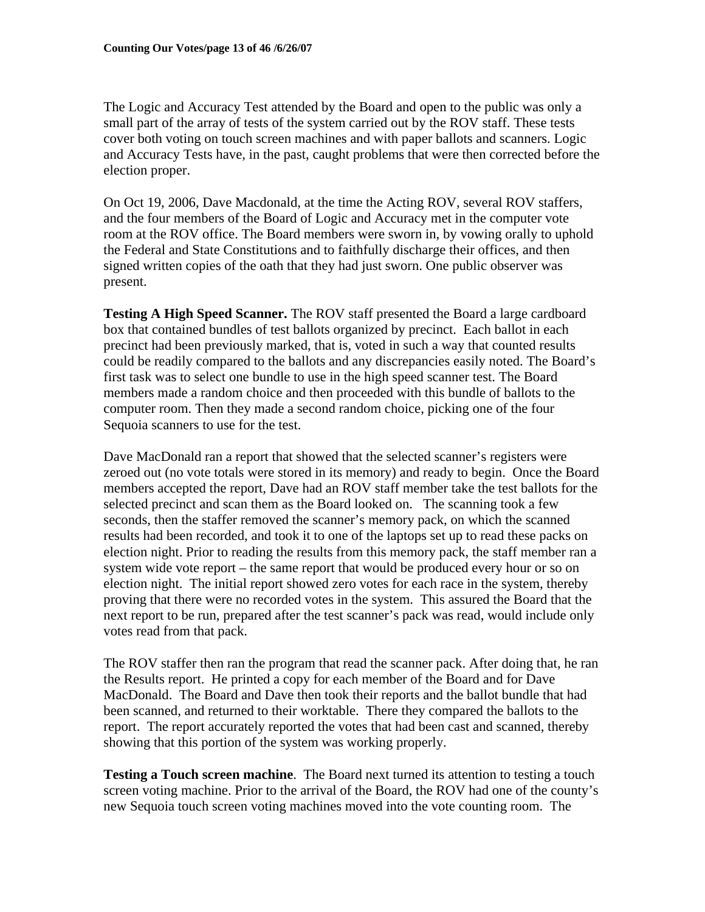The Logic and Accuracy Test attended by the Board and open to the public was only a small part of the array of tests of the system carried out by the ROV staff. These tests cover both voting on touch screen machines and with paper ballots and scanners. Logic and Accuracy Tests have, in the past, caught problems that were then corrected before the election proper.

On Oct 19, 2006, Dave Macdonald, at the time the Acting ROV, several ROV staffers, and the four members of the Board of Logic and Accuracy met in the computer vote room at the ROV office. The Board members were sworn in, by vowing orally to uphold the Federal and State Constitutions and to faithfully discharge their offices, and then signed written copies of the oath that they had just sworn. One public observer was present.

**Testing A High Speed Scanner.** The ROV staff presented the Board a large cardboard box that contained bundles of test ballots organized by precinct. Each ballot in each precinct had been previously marked, that is, voted in such a way that counted results could be readily compared to the ballots and any discrepancies easily noted. The Board's first task was to select one bundle to use in the high speed scanner test. The Board members made a random choice and then proceeded with this bundle of ballots to the computer room. Then they made a second random choice, picking one of the four Sequoia scanners to use for the test.

Dave MacDonald ran a report that showed that the selected scanner's registers were zeroed out (no vote totals were stored in its memory) and ready to begin. Once the Board members accepted the report, Dave had an ROV staff member take the test ballots for the selected precinct and scan them as the Board looked on. The scanning took a few seconds, then the staffer removed the scanner's memory pack, on which the scanned results had been recorded, and took it to one of the laptops set up to read these packs on election night. Prior to reading the results from this memory pack, the staff member ran a system wide vote report – the same report that would be produced every hour or so on election night. The initial report showed zero votes for each race in the system, thereby proving that there were no recorded votes in the system. This assured the Board that the next report to be run, prepared after the test scanner's pack was read, would include only votes read from that pack.

The ROV staffer then ran the program that read the scanner pack. After doing that, he ran the Results report. He printed a copy for each member of the Board and for Dave MacDonald. The Board and Dave then took their reports and the ballot bundle that had been scanned, and returned to their worktable. There they compared the ballots to the report. The report accurately reported the votes that had been cast and scanned, thereby showing that this portion of the system was working properly.

**Testing a Touch screen machine**. The Board next turned its attention to testing a touch screen voting machine. Prior to the arrival of the Board, the ROV had one of the county's new Sequoia touch screen voting machines moved into the vote counting room. The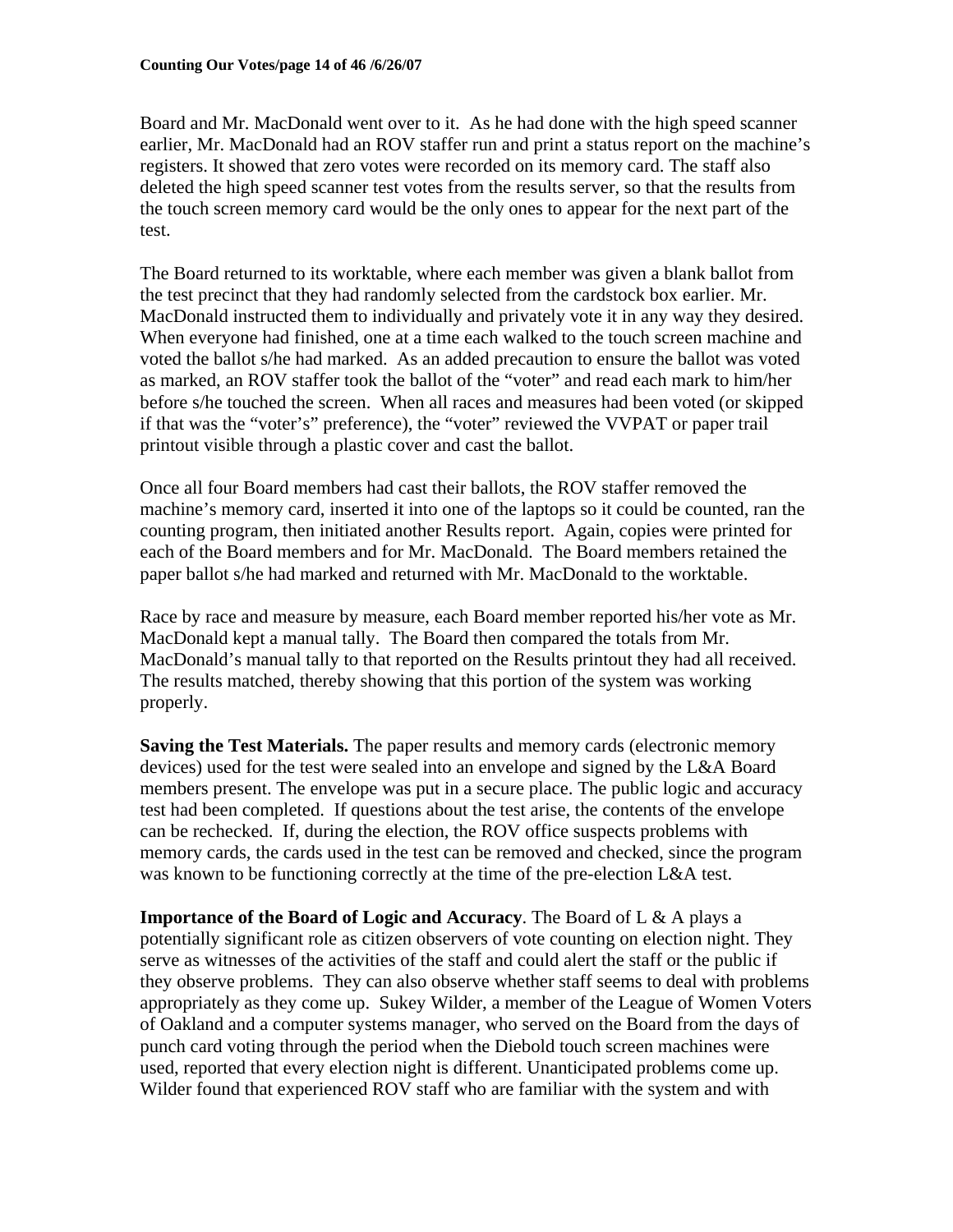Board and Mr. MacDonald went over to it. As he had done with the high speed scanner earlier, Mr. MacDonald had an ROV staffer run and print a status report on the machine's registers. It showed that zero votes were recorded on its memory card. The staff also deleted the high speed scanner test votes from the results server, so that the results from the touch screen memory card would be the only ones to appear for the next part of the test.

The Board returned to its worktable, where each member was given a blank ballot from the test precinct that they had randomly selected from the cardstock box earlier. Mr. MacDonald instructed them to individually and privately vote it in any way they desired. When everyone had finished, one at a time each walked to the touch screen machine and voted the ballot s/he had marked. As an added precaution to ensure the ballot was voted as marked, an ROV staffer took the ballot of the "voter" and read each mark to him/her before s/he touched the screen. When all races and measures had been voted (or skipped if that was the "voter's" preference), the "voter" reviewed the VVPAT or paper trail printout visible through a plastic cover and cast the ballot.

Once all four Board members had cast their ballots, the ROV staffer removed the machine's memory card, inserted it into one of the laptops so it could be counted, ran the counting program, then initiated another Results report. Again, copies were printed for each of the Board members and for Mr. MacDonald. The Board members retained the paper ballot s/he had marked and returned with Mr. MacDonald to the worktable.

Race by race and measure by measure, each Board member reported his/her vote as Mr. MacDonald kept a manual tally. The Board then compared the totals from Mr. MacDonald's manual tally to that reported on the Results printout they had all received. The results matched, thereby showing that this portion of the system was working properly.

**Saving the Test Materials.** The paper results and memory cards (electronic memory devices) used for the test were sealed into an envelope and signed by the L&A Board members present. The envelope was put in a secure place. The public logic and accuracy test had been completed. If questions about the test arise, the contents of the envelope can be rechecked. If, during the election, the ROV office suspects problems with memory cards, the cards used in the test can be removed and checked, since the program was known to be functioning correctly at the time of the pre-election L&A test.

**Importance of the Board of Logic and Accuracy**. The Board of L & A plays a potentially significant role as citizen observers of vote counting on election night. They serve as witnesses of the activities of the staff and could alert the staff or the public if they observe problems. They can also observe whether staff seems to deal with problems appropriately as they come up. Sukey Wilder, a member of the League of Women Voters of Oakland and a computer systems manager, who served on the Board from the days of punch card voting through the period when the Diebold touch screen machines were used, reported that every election night is different. Unanticipated problems come up. Wilder found that experienced ROV staff who are familiar with the system and with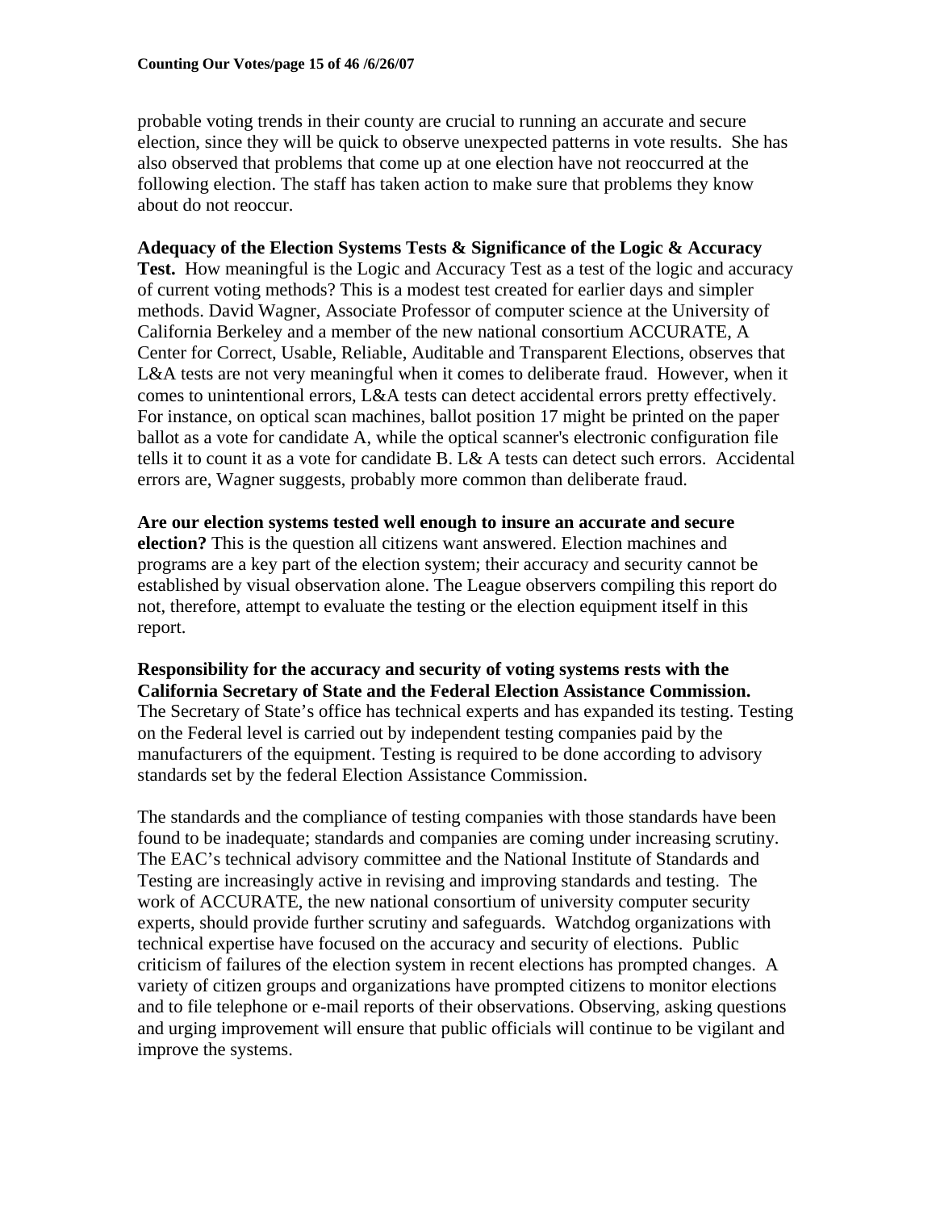probable voting trends in their county are crucial to running an accurate and secure election, since they will be quick to observe unexpected patterns in vote results. She has also observed that problems that come up at one election have not reoccurred at the following election. The staff has taken action to make sure that problems they know about do not reoccur.

**Adequacy of the Election Systems Tests & Significance of the Logic & Accuracy Test.** How meaningful is the Logic and Accuracy Test as a test of the logic and accuracy of current voting methods? This is a modest test created for earlier days and simpler methods. David Wagner, Associate Professor of computer science at the University of California Berkeley and a member of the new national consortium ACCURATE, A Center for Correct, Usable, Reliable, Auditable and Transparent Elections, observes that L&A tests are not very meaningful when it comes to deliberate fraud. However, when it comes to unintentional errors, L&A tests can detect accidental errors pretty effectively. For instance, on optical scan machines, ballot position 17 might be printed on the paper ballot as a vote for candidate A, while the optical scanner's electronic configuration file tells it to count it as a vote for candidate B. L& A tests can detect such errors. Accidental errors are, Wagner suggests, probably more common than deliberate fraud.

**Are our election systems tested well enough to insure an accurate and secure election?** This is the question all citizens want answered. Election machines and programs are a key part of the election system; their accuracy and security cannot be established by visual observation alone. The League observers compiling this report do not, therefore, attempt to evaluate the testing or the election equipment itself in this report.

**Responsibility for the accuracy and security of voting systems rests with the California Secretary of State and the Federal Election Assistance Commission.** The Secretary of State's office has technical experts and has expanded its testing. Testing on the Federal level is carried out by independent testing companies paid by the manufacturers of the equipment. Testing is required to be done according to advisory standards set by the federal Election Assistance Commission.

The standards and the compliance of testing companies with those standards have been found to be inadequate; standards and companies are coming under increasing scrutiny. The EAC's technical advisory committee and the National Institute of Standards and Testing are increasingly active in revising and improving standards and testing. The work of ACCURATE, the new national consortium of university computer security experts, should provide further scrutiny and safeguards. Watchdog organizations with technical expertise have focused on the accuracy and security of elections. Public criticism of failures of the election system in recent elections has prompted changes. A variety of citizen groups and organizations have prompted citizens to monitor elections and to file telephone or e-mail reports of their observations. Observing, asking questions and urging improvement will ensure that public officials will continue to be vigilant and improve the systems.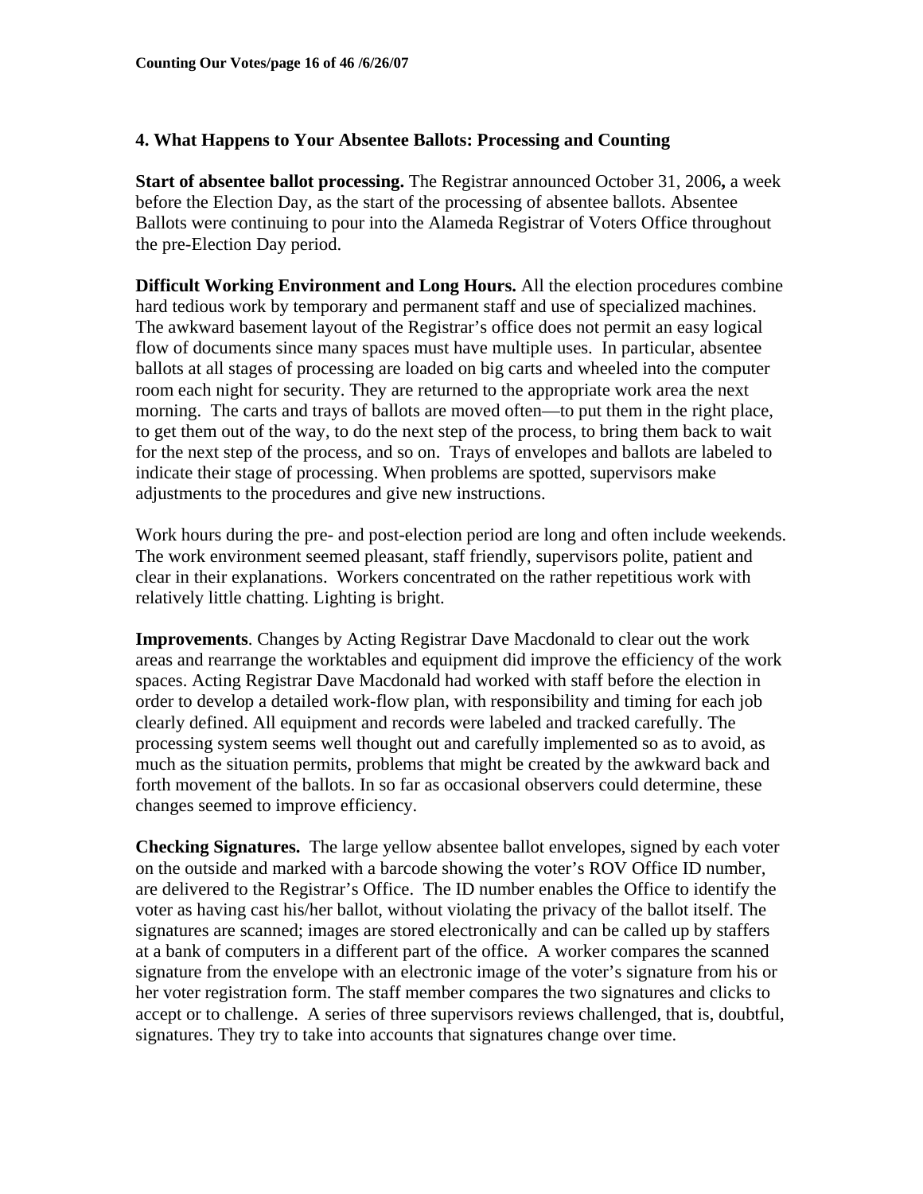### 4. What Happens to Your Absentee Ballots: Processing and Counting

**Start of absentee ballot processing.** The Registrar announced October 31, 2006**,** a week before the Election Day, as the start of the processing of absentee ballots. Absentee Ballots were continuing to pour into the Alameda Registrar of Voters Office throughout the pre-Election Day period.

**Difficult Working Environment and Long Hours.** All the election procedures combine hard tedious work by temporary and permanent staff and use of specialized machines. The awkward basement layout of the Registrar's office does not permit an easy logical flow of documents since many spaces must have multiple uses. In particular, absentee ballots at all stages of processing are loaded on big carts and wheeled into the computer room each night for security. They are returned to the appropriate work area the next morning. The carts and trays of ballots are moved often—to put them in the right place, to get them out of the way, to do the next step of the process, to bring them back to wait for the next step of the process, and so on. Trays of envelopes and ballots are labeled to indicate their stage of processing. When problems are spotted, supervisors make adjustments to the procedures and give new instructions.

Work hours during the pre- and post-election period are long and often include weekends. The work environment seemed pleasant, staff friendly, supervisors polite, patient and clear in their explanations. Workers concentrated on the rather repetitious work with relatively little chatting. Lighting is bright.

**Improvements**. Changes by Acting Registrar Dave Macdonald to clear out the work areas and rearrange the worktables and equipment did improve the efficiency of the work spaces. Acting Registrar Dave Macdonald had worked with staff before the election in order to develop a detailed work-flow plan, with responsibility and timing for each job clearly defined. All equipment and records were labeled and tracked carefully. The processing system seems well thought out and carefully implemented so as to avoid, as much as the situation permits, problems that might be created by the awkward back and forth movement of the ballots. In so far as occasional observers could determine, these changes seemed to improve efficiency.

**Checking Signatures.** The large yellow absentee ballot envelopes, signed by each voter on the outside and marked with a barcode showing the voter's ROV Office ID number, are delivered to the Registrar's Office. The ID number enables the Office to identify the voter as having cast his/her ballot, without violating the privacy of the ballot itself. The signatures are scanned; images are stored electronically and can be called up by staffers at a bank of computers in a different part of the office. A worker compares the scanned signature from the envelope with an electronic image of the voter's signature from his or her voter registration form. The staff member compares the two signatures and clicks to accept or to challenge. A series of three supervisors reviews challenged, that is, doubtful, signatures. They try to take into accounts that signatures change over time.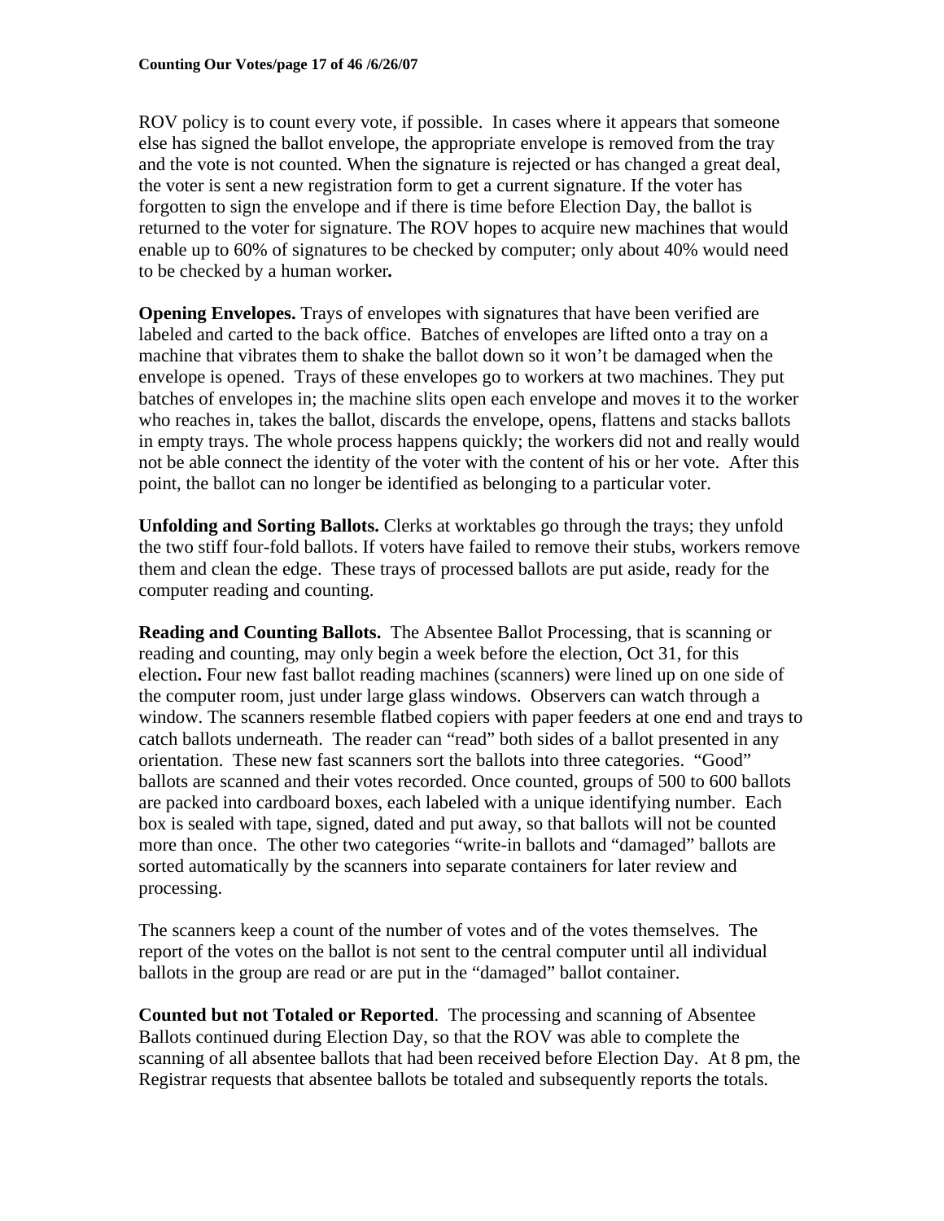ROV policy is to count every vote, if possible. In cases where it appears that someone else has signed the ballot envelope, the appropriate envelope is removed from the tray and the vote is not counted. When the signature is rejected or has changed a great deal, the voter is sent a new registration form to get a current signature. If the voter has forgotten to sign the envelope and if there is time before Election Day, the ballot is returned to the voter for signature. The ROV hopes to acquire new machines that would enable up to 60% of signatures to be checked by computer; only about 40% would need to be checked by a human worker**.**

**Opening Envelopes.** Trays of envelopes with signatures that have been verified are labeled and carted to the back office. Batches of envelopes are lifted onto a tray on a machine that vibrates them to shake the ballot down so it won't be damaged when the envelope is opened. Trays of these envelopes go to workers at two machines. They put batches of envelopes in; the machine slits open each envelope and moves it to the worker who reaches in, takes the ballot, discards the envelope, opens, flattens and stacks ballots in empty trays. The whole process happens quickly; the workers did not and really would not be able connect the identity of the voter with the content of his or her vote. After this point, the ballot can no longer be identified as belonging to a particular voter.

**Unfolding and Sorting Ballots.** Clerks at worktables go through the trays; they unfold the two stiff four-fold ballots. If voters have failed to remove their stubs, workers remove them and clean the edge. These trays of processed ballots are put aside, ready for the computer reading and counting.

**Reading and Counting Ballots.** The Absentee Ballot Processing, that is scanning or reading and counting, may only begin a week before the election, Oct 31, for this election**.** Four new fast ballot reading machines (scanners) were lined up on one side of the computer room, just under large glass windows. Observers can watch through a window. The scanners resemble flatbed copiers with paper feeders at one end and trays to catch ballots underneath. The reader can "read" both sides of a ballot presented in any orientation. These new fast scanners sort the ballots into three categories. "Good" ballots are scanned and their votes recorded. Once counted, groups of 500 to 600 ballots are packed into cardboard boxes, each labeled with a unique identifying number. Each box is sealed with tape, signed, dated and put away, so that ballots will not be counted more than once. The other two categories "write-in ballots and "damaged" ballots are sorted automatically by the scanners into separate containers for later review and processing.

The scanners keep a count of the number of votes and of the votes themselves. The report of the votes on the ballot is not sent to the central computer until all individual ballots in the group are read or are put in the "damaged" ballot container.

**Counted but not Totaled or Reported**. The processing and scanning of Absentee Ballots continued during Election Day, so that the ROV was able to complete the scanning of all absentee ballots that had been received before Election Day. At 8 pm, the Registrar requests that absentee ballots be totaled and subsequently reports the totals.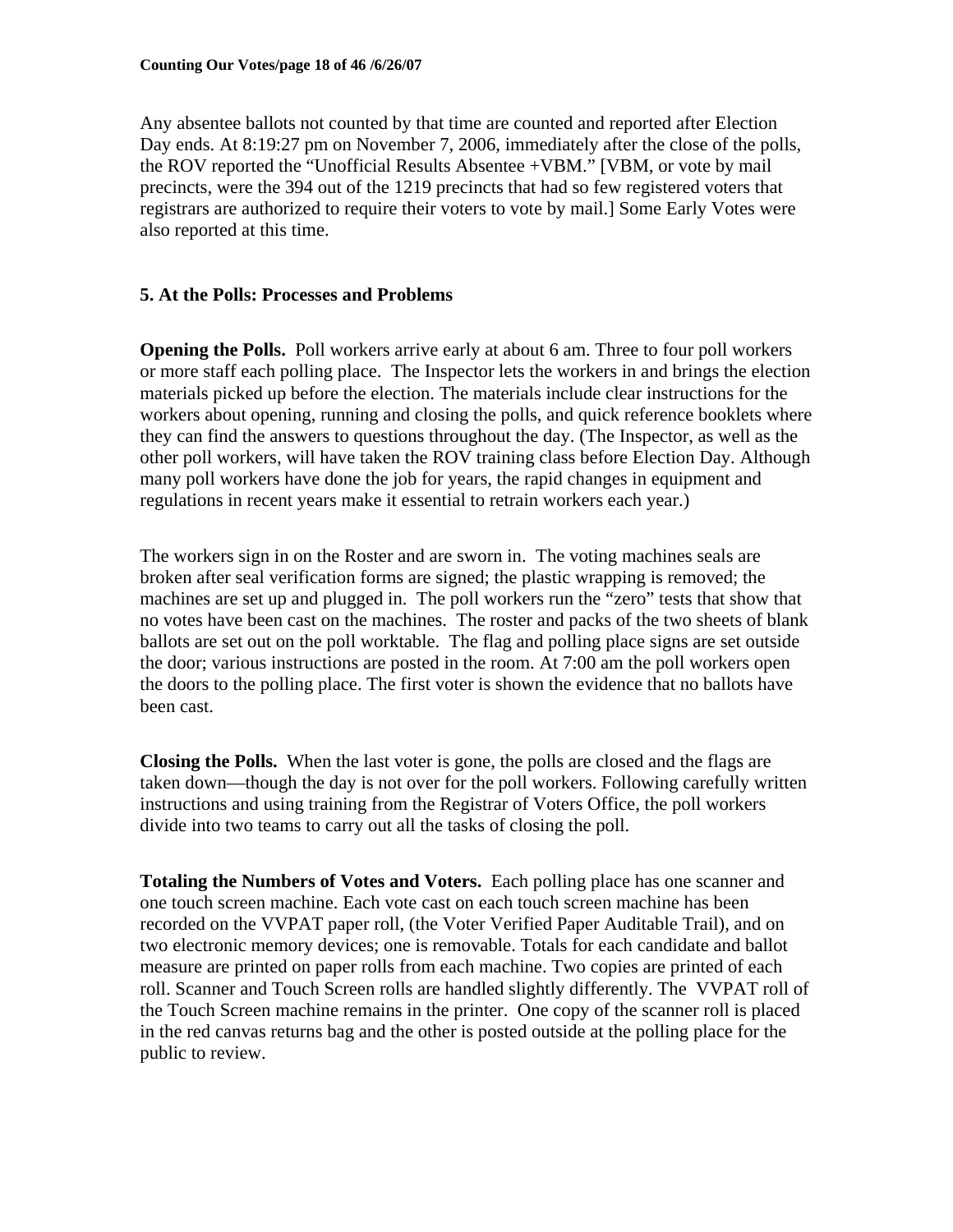Any absentee ballots not counted by that time are counted and reported after Election Day ends. At 8:19:27 pm on November 7, 2006, immediately after the close of the polls, the ROV reported the "Unofficial Results Absentee +VBM." [VBM, or vote by mail precincts, were the 394 out of the 1219 precincts that had so few registered voters that registrars are authorized to require their voters to vote by mail.] Some Early Votes were also reported at this time.

## 5. At the Polls: Processes and Problems

**Opening the Polls.** Poll workers arrive early at about 6 am. Three to four poll workers or more staff each polling place. The Inspector lets the workers in and brings the election materials picked up before the election. The materials include clear instructions for the workers about opening, running and closing the polls, and quick reference booklets where they can find the answers to questions throughout the day. (The Inspector, as well as the other poll workers, will have taken the ROV training class before Election Day. Although many poll workers have done the job for years, the rapid changes in equipment and regulations in recent years make it essential to retrain workers each year.)

The workers sign in on the Roster and are sworn in. The voting machines seals are broken after seal verification forms are signed; the plastic wrapping is removed; the machines are set up and plugged in. The poll workers run the "zero" tests that show that no votes have been cast on the machines. The roster and packs of the two sheets of blank ballots are set out on the poll worktable. The flag and polling place signs are set outside the door; various instructions are posted in the room. At 7:00 am the poll workers open the doors to the polling place. The first voter is shown the evidence that no ballots have been cast.

**Closing the Polls.** When the last voter is gone, the polls are closed and the flags are taken down—though the day is not over for the poll workers. Following carefully written instructions and using training from the Registrar of Voters Office, the poll workers divide into two teams to carry out all the tasks of closing the poll.

**Totaling the Numbers of Votes and Voters.** Each polling place has one scanner and one touch screen machine. Each vote cast on each touch screen machine has been recorded on the VVPAT paper roll, (the Voter Verified Paper Auditable Trail), and on two electronic memory devices; one is removable. Totals for each candidate and ballot measure are printed on paper rolls from each machine. Two copies are printed of each roll. Scanner and Touch Screen rolls are handled slightly differently. The VVPAT roll of the Touch Screen machine remains in the printer. One copy of the scanner roll is placed in the red canvas returns bag and the other is posted outside at the polling place for the public to review.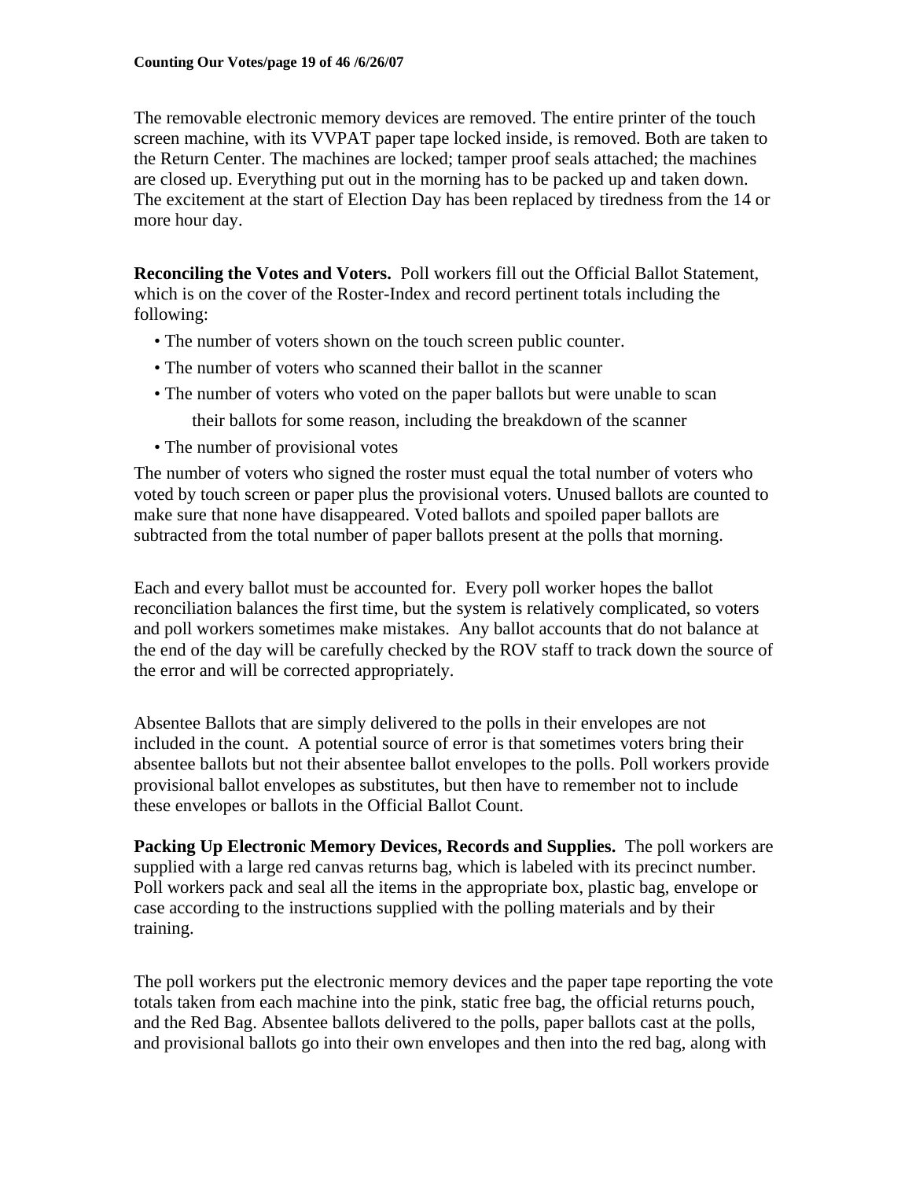The removable electronic memory devices are removed. The entire printer of the touch screen machine, with its VVPAT paper tape locked inside, is removed. Both are taken to the Return Center. The machines are locked; tamper proof seals attached; the machines are closed up. Everything put out in the morning has to be packed up and taken down. The excitement at the start of Election Day has been replaced by tiredness from the 14 or more hour day.

**Reconciling the Votes and Voters.** Poll workers fill out the Official Ballot Statement, which is on the cover of the Roster-Index and record pertinent totals including the following:

- The number of voters shown on the touch screen public counter.
- The number of voters who scanned their ballot in the scanner
- The number of voters who voted on the paper ballots but were unable to scan their ballots for some reason, including the breakdown of the scanner
- The number of provisional votes

The number of voters who signed the roster must equal the total number of voters who voted by touch screen or paper plus the provisional voters. Unused ballots are counted to make sure that none have disappeared. Voted ballots and spoiled paper ballots are subtracted from the total number of paper ballots present at the polls that morning.

Each and every ballot must be accounted for. Every poll worker hopes the ballot reconciliation balances the first time, but the system is relatively complicated, so voters and poll workers sometimes make mistakes. Any ballot accounts that do not balance at the end of the day will be carefully checked by the ROV staff to track down the source of the error and will be corrected appropriately.

Absentee Ballots that are simply delivered to the polls in their envelopes are not included in the count. A potential source of error is that sometimes voters bring their absentee ballots but not their absentee ballot envelopes to the polls. Poll workers provide provisional ballot envelopes as substitutes, but then have to remember not to include these envelopes or ballots in the Official Ballot Count.

**Packing Up Electronic Memory Devices, Records and Supplies.** The poll workers are supplied with a large red canvas returns bag, which is labeled with its precinct number. Poll workers pack and seal all the items in the appropriate box, plastic bag, envelope or case according to the instructions supplied with the polling materials and by their training.

The poll workers put the electronic memory devices and the paper tape reporting the vote totals taken from each machine into the pink, static free bag, the official returns pouch, and the Red Bag. Absentee ballots delivered to the polls, paper ballots cast at the polls, and provisional ballots go into their own envelopes and then into the red bag, along with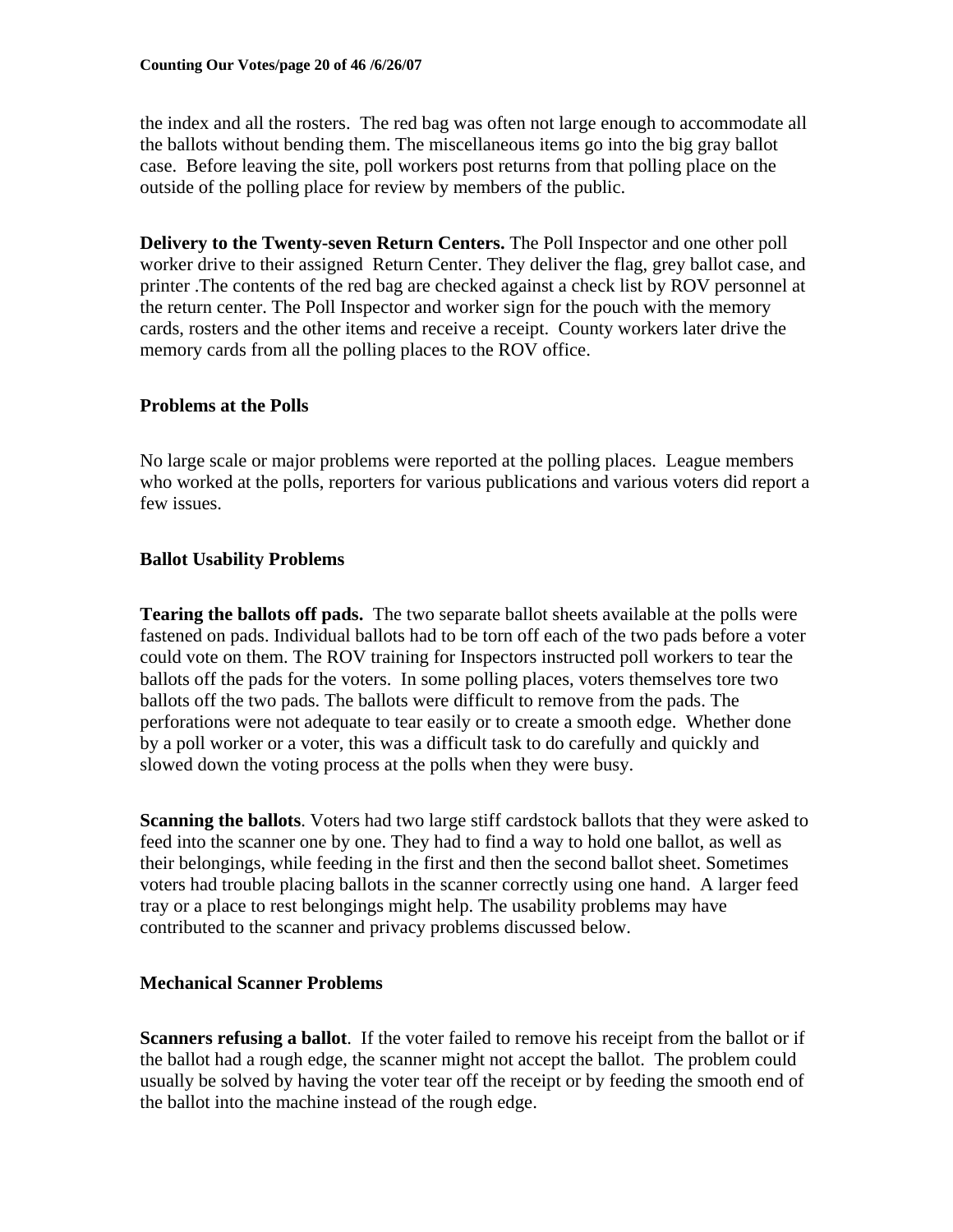the index and all the rosters. The red bag was often not large enough to accommodate all the ballots without bending them. The miscellaneous items go into the big gray ballot case. Before leaving the site, poll workers post returns from that polling place on the outside of the polling place for review by members of the public.

**Delivery to the Twenty-seven Return Centers.** The Poll Inspector and one other poll worker drive to their assigned Return Center. They deliver the flag, grey ballot case, and printer .The contents of the red bag are checked against a check list by ROV personnel at the return center. The Poll Inspector and worker sign for the pouch with the memory cards, rosters and the other items and receive a receipt. County workers later drive the memory cards from all the polling places to the ROV office.

### Problems at the Polls

No large scale or major problems were reported at the polling places. League members who worked at the polls, reporters for various publications and various voters did report a few issues.

### Ballot Usability Problems

**Tearing the ballots off pads.** The two separate ballot sheets available at the polls were fastened on pads. Individual ballots had to be torn off each of the two pads before a voter could vote on them. The ROV training for Inspectors instructed poll workers to tear the ballots off the pads for the voters. In some polling places, voters themselves tore two ballots off the two pads. The ballots were difficult to remove from the pads. The perforations were not adequate to tear easily or to create a smooth edge. Whether done by a poll worker or a voter, this was a difficult task to do carefully and quickly and slowed down the voting process at the polls when they were busy.

**Scanning the ballots**. Voters had two large stiff cardstock ballots that they were asked to feed into the scanner one by one. They had to find a way to hold one ballot, as well as their belongings, while feeding in the first and then the second ballot sheet. Sometimes voters had trouble placing ballots in the scanner correctly using one hand. A larger feed tray or a place to rest belongings might help. The usability problems may have contributed to the scanner and privacy problems discussed below.

### Mechanical Scanner Problems

**Scanners refusing a ballot**. If the voter failed to remove his receipt from the ballot or if the ballot had a rough edge, the scanner might not accept the ballot. The problem could usually be solved by having the voter tear off the receipt or by feeding the smooth end of the ballot into the machine instead of the rough edge.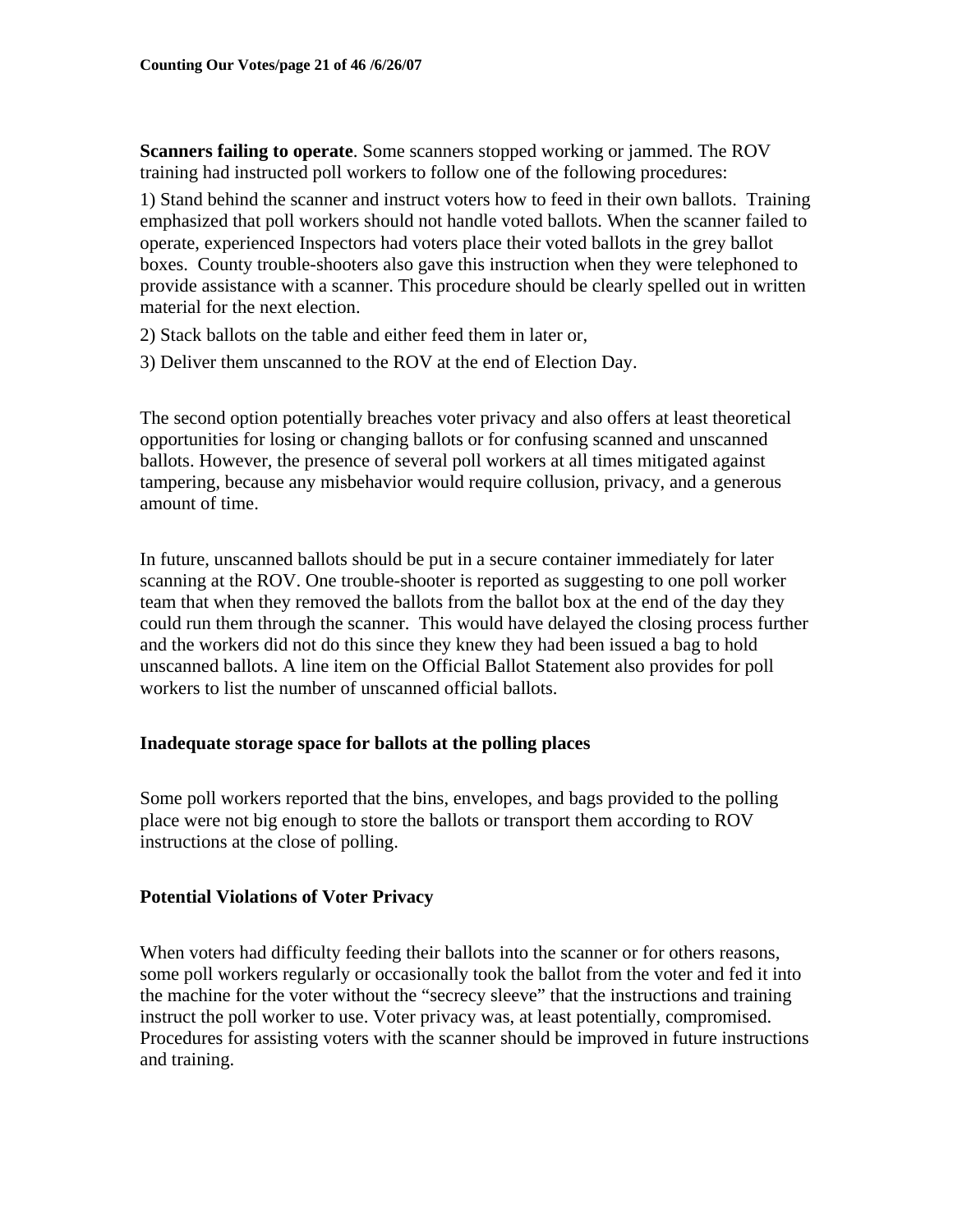**Scanners failing to operate**. Some scanners stopped working or jammed. The ROV training had instructed poll workers to follow one of the following procedures:

1) Stand behind the scanner and instruct voters how to feed in their own ballots. Training emphasized that poll workers should not handle voted ballots. When the scanner failed to operate, experienced Inspectors had voters place their voted ballots in the grey ballot boxes. County trouble-shooters also gave this instruction when they were telephoned to provide assistance with a scanner. This procedure should be clearly spelled out in written material for the next election.

2) Stack ballots on the table and either feed them in later or,

3) Deliver them unscanned to the ROV at the end of Election Day.

The second option potentially breaches voter privacy and also offers at least theoretical opportunities for losing or changing ballots or for confusing scanned and unscanned ballots. However, the presence of several poll workers at all times mitigated against tampering, because any misbehavior would require collusion, privacy, and a generous amount of time.

In future, unscanned ballots should be put in a secure container immediately for later scanning at the ROV. One trouble-shooter is reported as suggesting to one poll worker team that when they removed the ballots from the ballot box at the end of the day they could run them through the scanner. This would have delayed the closing process further and the workers did not do this since they knew they had been issued a bag to hold unscanned ballots. A line item on the Official Ballot Statement also provides for poll workers to list the number of unscanned official ballots.

### Inadequate storage space for ballots at the polling places

Some poll workers reported that the bins, envelopes, and bags provided to the polling place were not big enough to store the ballots or transport them according to ROV instructions at the close of polling.

### Potential Violations of Voter Privacy

When voters had difficulty feeding their ballots into the scanner or for others reasons, some poll workers regularly or occasionally took the ballot from the voter and fed it into the machine for the voter without the "secrecy sleeve" that the instructions and training instruct the poll worker to use. Voter privacy was, at least potentially, compromised. Procedures for assisting voters with the scanner should be improved in future instructions and training.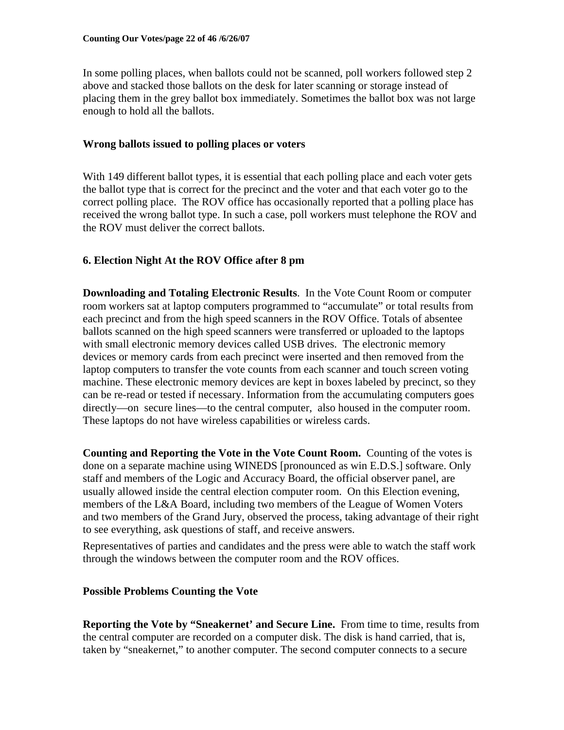In some polling places, when ballots could not be scanned, poll workers followed step 2 above and stacked those ballots on the desk for later scanning or storage instead of placing them in the grey ballot box immediately. Sometimes the ballot box was not large enough to hold all the ballots.

### Wrong ballots issued to polling places or voters

With 149 different ballot types, it is essential that each polling place and each voter gets the ballot type that is correct for the precinct and the voter and that each voter go to the correct polling place. The ROV office has occasionally reported that a polling place has received the wrong ballot type. In such a case, poll workers must telephone the ROV and the ROV must deliver the correct ballots.

## 6. Election Night At the ROV Office after 8 pm

**Downloading and Totaling Electronic Results**. In the Vote Count Room or computer room workers sat at laptop computers programmed to "accumulate" or total results from each precinct and from the high speed scanners in the ROV Office. Totals of absentee ballots scanned on the high speed scanners were transferred or uploaded to the laptops with small electronic memory devices called USB drives. The electronic memory devices or memory cards from each precinct were inserted and then removed from the laptop computers to transfer the vote counts from each scanner and touch screen voting machine. These electronic memory devices are kept in boxes labeled by precinct, so they can be re-read or tested if necessary. Information from the accumulating computers goes directly—on secure lines—to the central computer, also housed in the computer room. These laptops do not have wireless capabilities or wireless cards.

**Counting and Reporting the Vote in the Vote Count Room.** Counting of the votes is done on a separate machine using WINEDS [pronounced as win E.D.S.] software. Only staff and members of the Logic and Accuracy Board, the official observer panel, are usually allowed inside the central election computer room. On this Election evening, members of the L&A Board, including two members of the League of Women Voters and two members of the Grand Jury, observed the process, taking advantage of their right to see everything, ask questions of staff, and receive answers.

Representatives of parties and candidates and the press were able to watch the staff work through the windows between the computer room and the ROV offices.

### Possible Problems Counting the Vote

**Reporting the Vote by "Sneakernet' and Secure Line.** From time to time, results from the central computer are recorded on a computer disk. The disk is hand carried, that is, taken by "sneakernet," to another computer. The second computer connects to a secure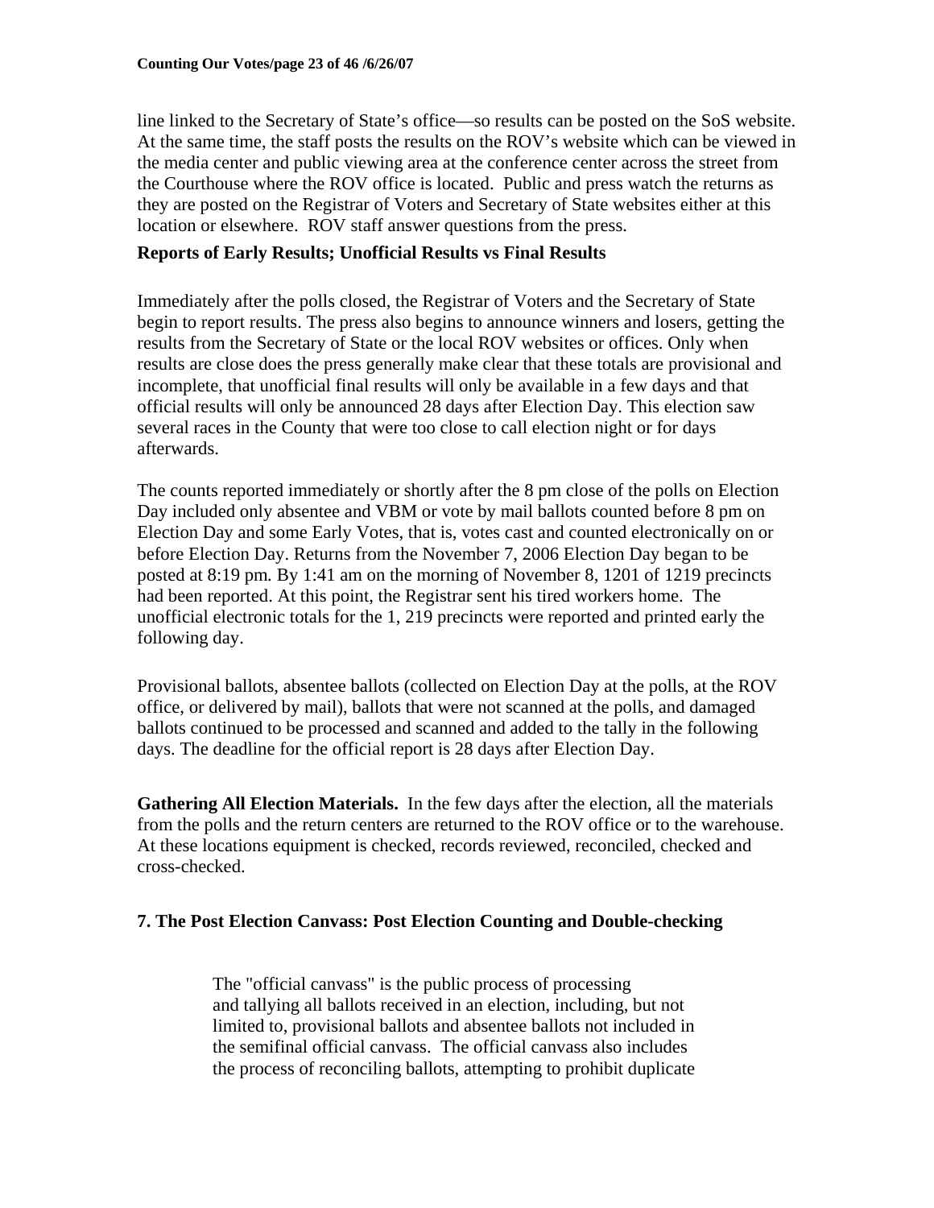line linked to the Secretary of State's office—so results can be posted on the SoS website. At the same time, the staff posts the results on the ROV's website which can be viewed in the media center and public viewing area at the conference center across the street from the Courthouse where the ROV office is located. Public and press watch the returns as they are posted on the Registrar of Voters and Secretary of State websites either at this location or elsewhere. ROV staff answer questions from the press.

**Reports of Early Results; Unofficial Results vs Final Results**

Immediately after the polls closed, the Registrar of Voters and the Secretary of State begin to report results. The press also begins to announce winners and losers, getting the results from the Secretary of State or the local ROV websites or offices. Only when results are close does the press generally make clear that these totals are provisional and incomplete, that unofficial final results will only be available in a few days and that official results will only be announced 28 days after Election Day. This election saw several races in the County that were too close to call election night or for days afterwards.

The counts reported immediately or shortly after the 8 pm close of the polls on Election Day included only absentee and VBM or vote by mail ballots counted before 8 pm on Election Day and some Early Votes, that is, votes cast and counted electronically on or before Election Day. Returns from the November 7, 2006 Election Day began to be posted at 8:19 pm. By 1:41 am on the morning of November 8, 1201 of 1219 precincts had been reported. At this point, the Registrar sent his tired workers home. The unofficial electronic totals for the 1, 219 precincts were reported and printed early the following day.

Provisional ballots, absentee ballots (collected on Election Day at the polls, at the ROV office, or delivered by mail), ballots that were not scanned at the polls, and damaged ballots continued to be processed and scanned and added to the tally in the following days. The deadline for the official report is 28 days after Election Day.

**Gathering All Election Materials.** In the few days after the election, all the materials from the polls and the return centers are returned to the ROV office or to the warehouse. At these locations equipment is checked, records reviewed, reconciled, checked and cross-checked.

## 7. The Post Election Canvass: Post Election Counting and Double-checking

> The "official canvass" is the public process of processing and tallying all ballots received in an election, including, but not limited to, provisional ballots and absentee ballots not included in the semifinal official canvass. The official canvass also includes the process of reconciling ballots, attempting to prohibit duplicate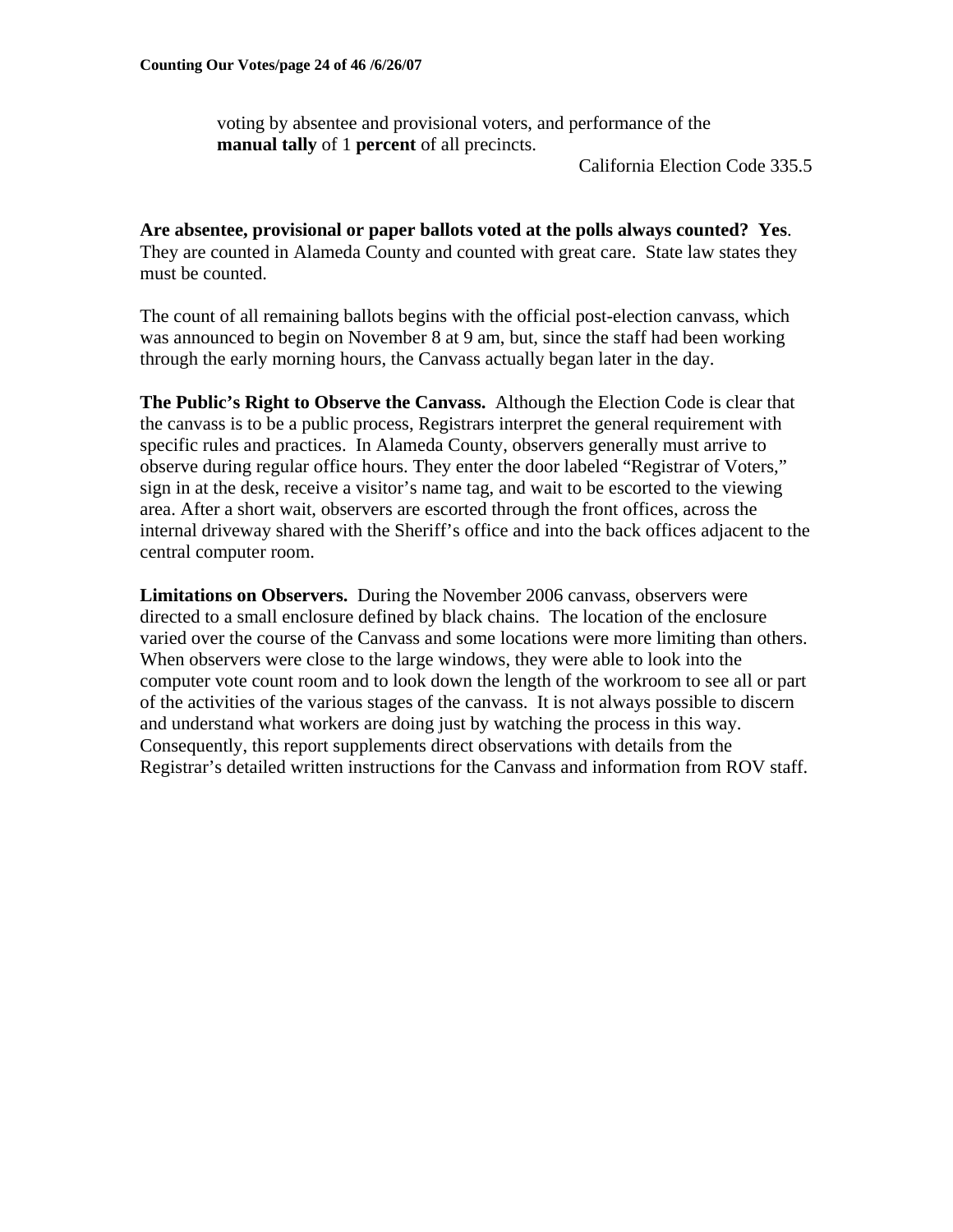> voting by absentee and provisional voters, and performance of the **manual tally** of 1 **percent** of all precincts.
>
> California Election Code 335.5

**Are absentee, provisional or paper ballots voted at the polls always counted? Yes**. They are counted in Alameda County and counted with great care. State law states they must be counted.

The count of all remaining ballots begins with the official post-election canvass, which was announced to begin on November 8 at 9 am, but, since the staff had been working through the early morning hours, the Canvass actually began later in the day.

**The Public's Right to Observe the Canvass.** Although the Election Code is clear that the canvass is to be a public process, Registrars interpret the general requirement with specific rules and practices. In Alameda County, observers generally must arrive to observe during regular office hours. They enter the door labeled "Registrar of Voters," sign in at the desk, receive a visitor's name tag, and wait to be escorted to the viewing area. After a short wait, observers are escorted through the front offices, across the internal driveway shared with the Sheriff's office and into the back offices adjacent to the central computer room.

**Limitations on Observers.** During the November 2006 canvass, observers were directed to a small enclosure defined by black chains. The location of the enclosure varied over the course of the Canvass and some locations were more limiting than others. When observers were close to the large windows, they were able to look into the computer vote count room and to look down the length of the workroom to see all or part of the activities of the various stages of the canvass. It is not always possible to discern and understand what workers are doing just by watching the process in this way. Consequently, this report supplements direct observations with details from the Registrar's detailed written instructions for the Canvass and information from ROV staff.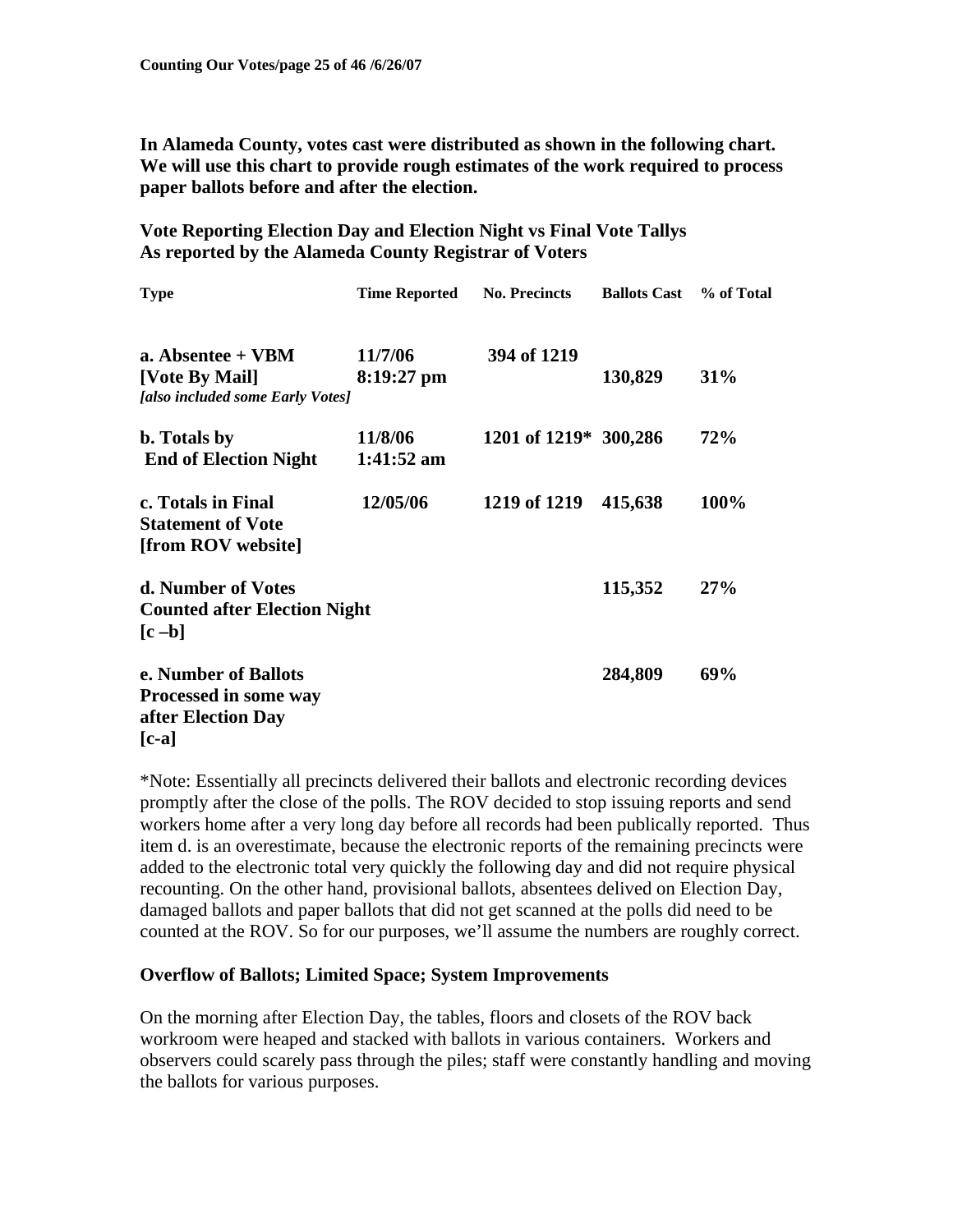**In Alameda County, votes cast were distributed as shown in the following chart. We will use this chart to provide rough estimates of the work required to process paper ballots before and after the election.**

**Vote Reporting Election Day and Election Night vs Final Vote Tallys**
**As reported by the Alameda County Registrar of Voters**

| Type | Time Reported | No. Precincts | Ballots Cast | % of Total |
|---|---|---|---|---|
| **a. Absentee + VBM [Vote By Mail]** *[also included some Early Votes]* | **11/7/06 8:19:27 pm** | **394 of 1219** | **130,829** | **31%** |
| **b. Totals by End of Election Night** | **11/8/06 1:41:52 am** | **1201 of 1219*** | **300,286** | **72%** |
| **c. Totals in Final Statement of Vote [from ROV website]** | **12/05/06** | **1219 of 1219** | **415,638** | **100%** |
| **d. Number of Votes Counted after Election Night [c –b]** | | | **115,352** | **27%** |
| **e. Number of Ballots Processed in some way after Election Day [c-a]** | | | **284,809** | **69%** |

*Note: Essentially all precincts delivered their ballots and electronic recording devices promptly after the close of the polls. The ROV decided to stop issuing reports and send workers home after a very long day before all records had been publically reported. Thus item d. is an overestimate, because the electronic reports of the remaining precincts were added to the electronic total very quickly the following day and did not require physical recounting. On the other hand, provisional ballots, absentees delived on Election Day, damaged ballots and paper ballots that did not get scanned at the polls did need to be counted at the ROV. So for our purposes, we'll assume the numbers are roughly correct.

**Overflow of Ballots; Limited Space; System Improvements**

On the morning after Election Day, the tables, floors and closets of the ROV back workroom were heaped and stacked with ballots in various containers. Workers and observers could scarely pass through the piles; staff were constantly handling and moving the ballots for various purposes.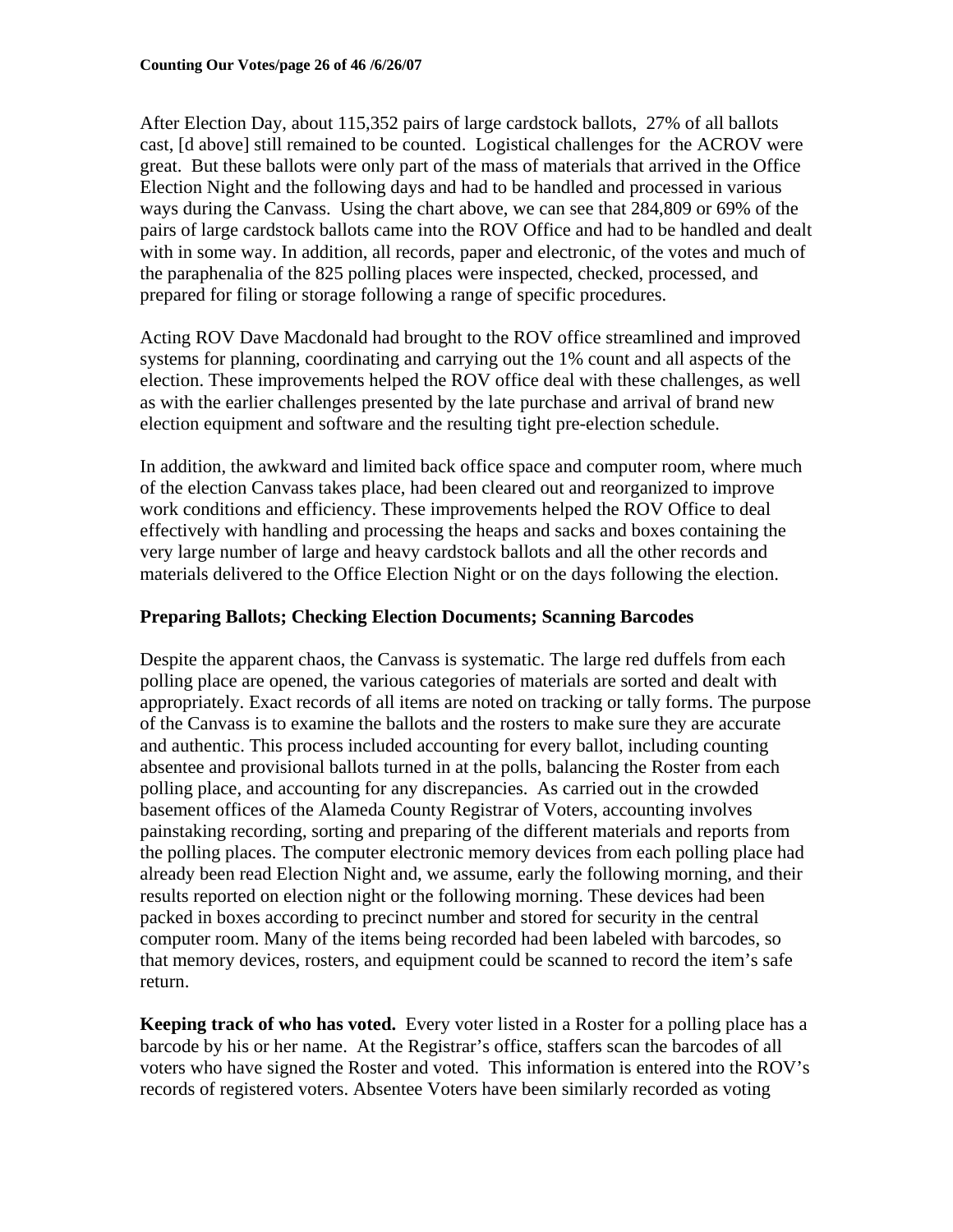After Election Day, about 115,352 pairs of large cardstock ballots, 27% of all ballots cast, [d above] still remained to be counted. Logistical challenges for the ACROV were great. But these ballots were only part of the mass of materials that arrived in the Office Election Night and the following days and had to be handled and processed in various ways during the Canvass. Using the chart above, we can see that 284,809 or 69% of the pairs of large cardstock ballots came into the ROV Office and had to be handled and dealt with in some way. In addition, all records, paper and electronic, of the votes and much of the paraphenalia of the 825 polling places were inspected, checked, processed, and prepared for filing or storage following a range of specific procedures.

Acting ROV Dave Macdonald had brought to the ROV office streamlined and improved systems for planning, coordinating and carrying out the 1% count and all aspects of the election. These improvements helped the ROV office deal with these challenges, as well as with the earlier challenges presented by the late purchase and arrival of brand new election equipment and software and the resulting tight pre-election schedule.

In addition, the awkward and limited back office space and computer room, where much of the election Canvass takes place, had been cleared out and reorganized to improve work conditions and efficiency. These improvements helped the ROV Office to deal effectively with handling and processing the heaps and sacks and boxes containing the very large number of large and heavy cardstock ballots and all the other records and materials delivered to the Office Election Night or on the days following the election.

### Preparing Ballots; Checking Election Documents; Scanning Barcodes

Despite the apparent chaos, the Canvass is systematic. The large red duffels from each polling place are opened, the various categories of materials are sorted and dealt with appropriately. Exact records of all items are noted on tracking or tally forms. The purpose of the Canvass is to examine the ballots and the rosters to make sure they are accurate and authentic. This process included accounting for every ballot, including counting absentee and provisional ballots turned in at the polls, balancing the Roster from each polling place, and accounting for any discrepancies. As carried out in the crowded basement offices of the Alameda County Registrar of Voters, accounting involves painstaking recording, sorting and preparing of the different materials and reports from the polling places. The computer electronic memory devices from each polling place had already been read Election Night and, we assume, early the following morning, and their results reported on election night or the following morning. These devices had been packed in boxes according to precinct number and stored for security in the central computer room. Many of the items being recorded had been labeled with barcodes, so that memory devices, rosters, and equipment could be scanned to record the item's safe return.

**Keeping track of who has voted.** Every voter listed in a Roster for a polling place has a barcode by his or her name. At the Registrar's office, staffers scan the barcodes of all voters who have signed the Roster and voted. This information is entered into the ROV's records of registered voters. Absentee Voters have been similarly recorded as voting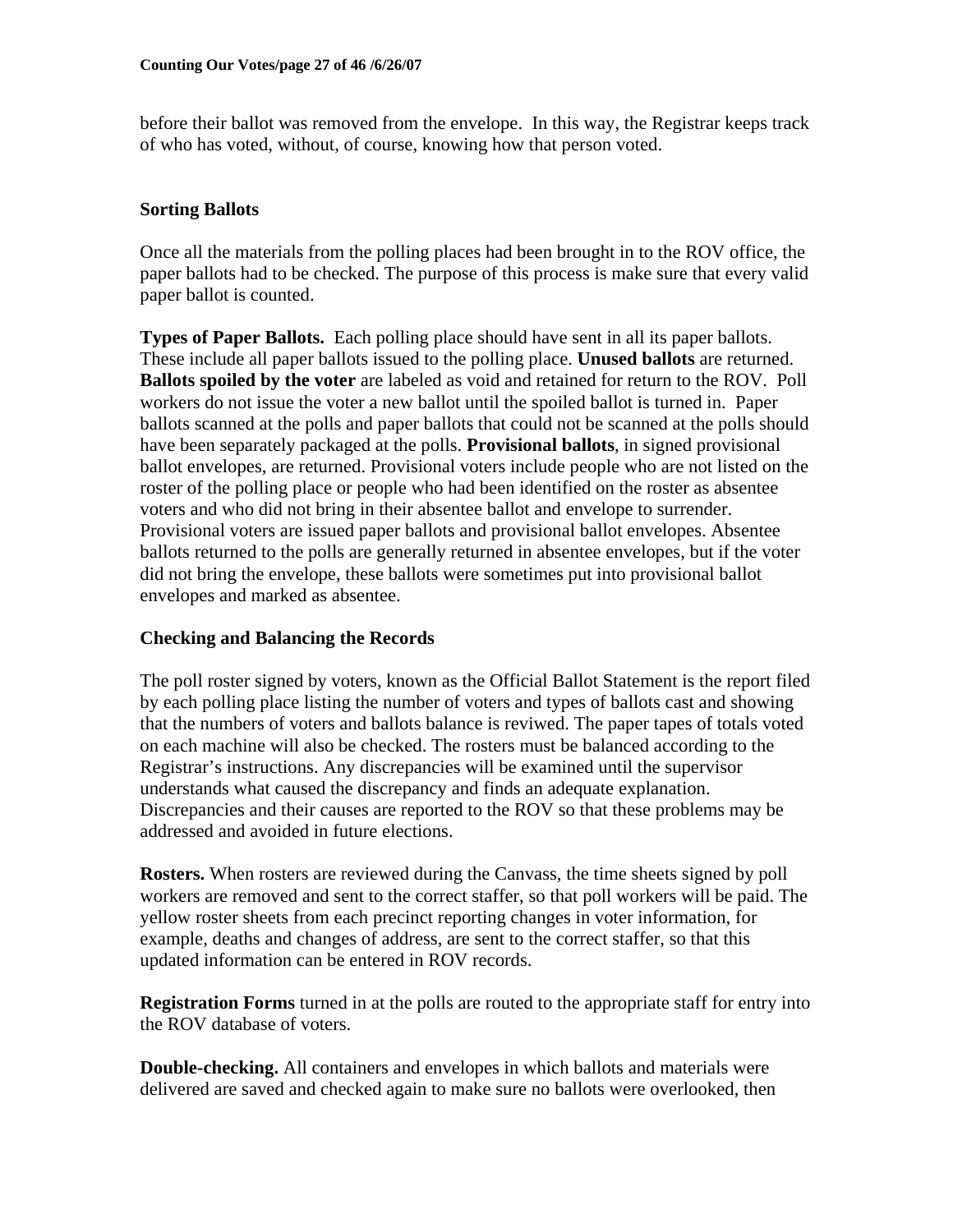before their ballot was removed from the envelope. In this way, the Registrar keeps track of who has voted, without, of course, knowing how that person voted.

### Sorting Ballots

Once all the materials from the polling places had been brought in to the ROV office, the paper ballots had to be checked. The purpose of this process is make sure that every valid paper ballot is counted.

**Types of Paper Ballots.** Each polling place should have sent in all its paper ballots. These include all paper ballots issued to the polling place. **Unused ballots** are returned. **Ballots spoiled by the voter** are labeled as void and retained for return to the ROV. Poll workers do not issue the voter a new ballot until the spoiled ballot is turned in. Paper ballots scanned at the polls and paper ballots that could not be scanned at the polls should have been separately packaged at the polls. **Provisional ballots**, in signed provisional ballot envelopes, are returned. Provisional voters include people who are not listed on the roster of the polling place or people who had been identified on the roster as absentee voters and who did not bring in their absentee ballot and envelope to surrender. Provisional voters are issued paper ballots and provisional ballot envelopes. Absentee ballots returned to the polls are generally returned in absentee envelopes, but if the voter did not bring the envelope, these ballots were sometimes put into provisional ballot envelopes and marked as absentee.

### Checking and Balancing the Records

The poll roster signed by voters, known as the Official Ballot Statement is the report filed by each polling place listing the number of voters and types of ballots cast and showing that the numbers of voters and ballots balance is reviwed. The paper tapes of totals voted on each machine will also be checked. The rosters must be balanced according to the Registrar's instructions. Any discrepancies will be examined until the supervisor understands what caused the discrepancy and finds an adequate explanation. Discrepancies and their causes are reported to the ROV so that these problems may be addressed and avoided in future elections.

**Rosters.** When rosters are reviewed during the Canvass, the time sheets signed by poll workers are removed and sent to the correct staffer, so that poll workers will be paid. The yellow roster sheets from each precinct reporting changes in voter information, for example, deaths and changes of address, are sent to the correct staffer, so that this updated information can be entered in ROV records.

**Registration Forms** turned in at the polls are routed to the appropriate staff for entry into the ROV database of voters.

**Double-checking.** All containers and envelopes in which ballots and materials were delivered are saved and checked again to make sure no ballots were overlooked, then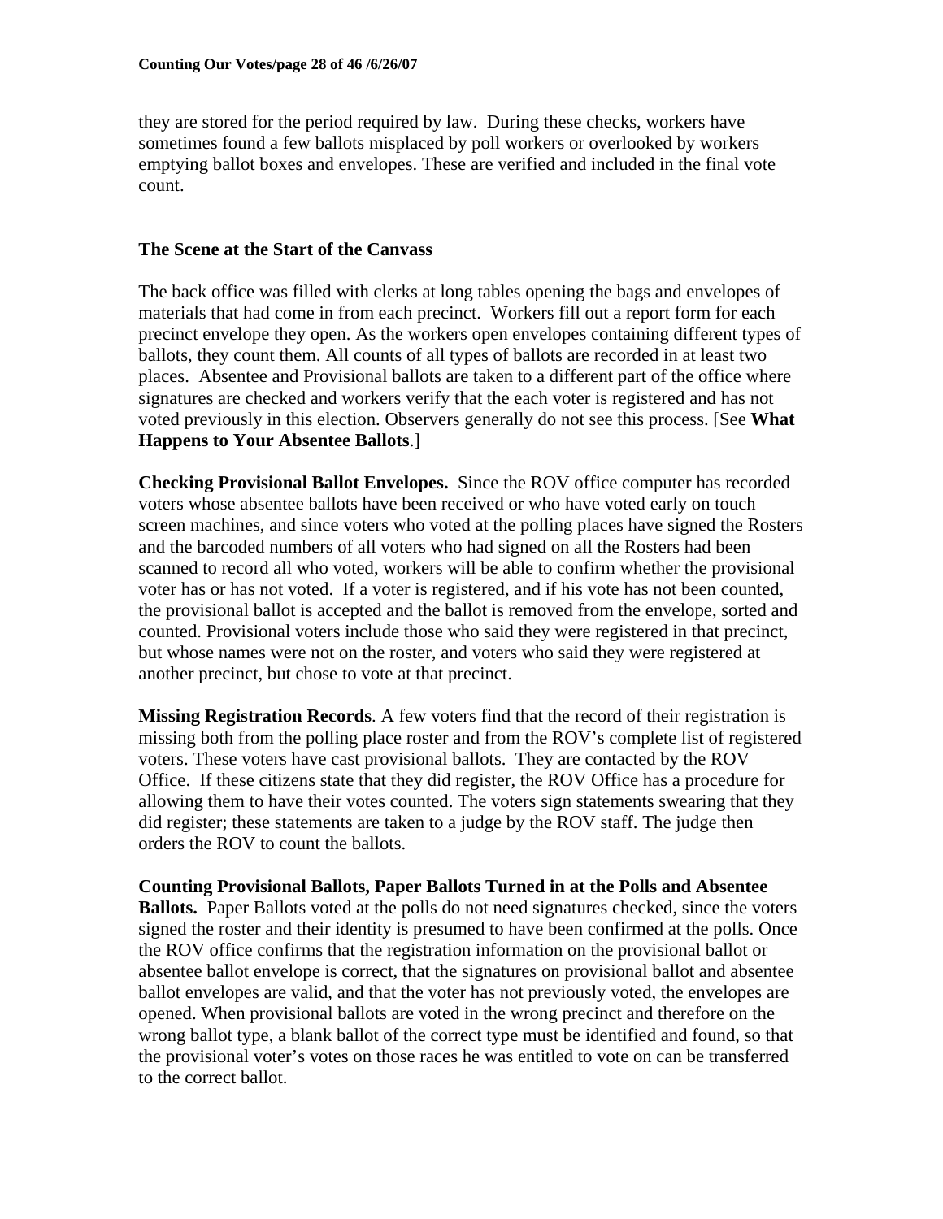they are stored for the period required by law. During these checks, workers have sometimes found a few ballots misplaced by poll workers or overlooked by workers emptying ballot boxes and envelopes. These are verified and included in the final vote count.

### The Scene at the Start of the Canvass

The back office was filled with clerks at long tables opening the bags and envelopes of materials that had come in from each precinct. Workers fill out a report form for each precinct envelope they open. As the workers open envelopes containing different types of ballots, they count them. All counts of all types of ballots are recorded in at least two places. Absentee and Provisional ballots are taken to a different part of the office where signatures are checked and workers verify that the each voter is registered and has not voted previously in this election. Observers generally do not see this process. [See **What Happens to Your Absentee Ballots**.]

**Checking Provisional Ballot Envelopes.** Since the ROV office computer has recorded voters whose absentee ballots have been received or who have voted early on touch screen machines, and since voters who voted at the polling places have signed the Rosters and the barcoded numbers of all voters who had signed on all the Rosters had been scanned to record all who voted, workers will be able to confirm whether the provisional voter has or has not voted. If a voter is registered, and if his vote has not been counted, the provisional ballot is accepted and the ballot is removed from the envelope, sorted and counted. Provisional voters include those who said they were registered in that precinct, but whose names were not on the roster, and voters who said they were registered at another precinct, but chose to vote at that precinct.

**Missing Registration Records**. A few voters find that the record of their registration is missing both from the polling place roster and from the ROV's complete list of registered voters. These voters have cast provisional ballots. They are contacted by the ROV Office. If these citizens state that they did register, the ROV Office has a procedure for allowing them to have their votes counted. The voters sign statements swearing that they did register; these statements are taken to a judge by the ROV staff. The judge then orders the ROV to count the ballots.

**Counting Provisional Ballots, Paper Ballots Turned in at the Polls and Absentee Ballots.** Paper Ballots voted at the polls do not need signatures checked, since the voters signed the roster and their identity is presumed to have been confirmed at the polls. Once the ROV office confirms that the registration information on the provisional ballot or absentee ballot envelope is correct, that the signatures on provisional ballot and absentee ballot envelopes are valid, and that the voter has not previously voted, the envelopes are opened. When provisional ballots are voted in the wrong precinct and therefore on the wrong ballot type, a blank ballot of the correct type must be identified and found, so that the provisional voter's votes on those races he was entitled to vote on can be transferred to the correct ballot.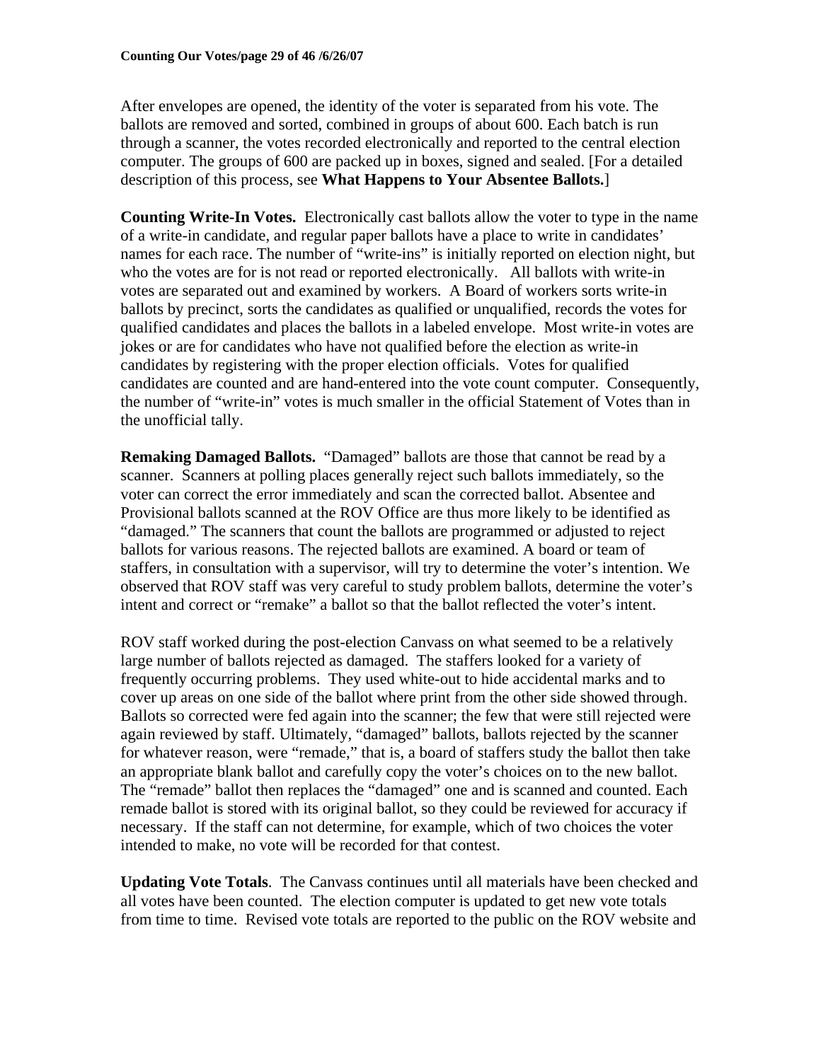After envelopes are opened, the identity of the voter is separated from his vote. The ballots are removed and sorted, combined in groups of about 600. Each batch is run through a scanner, the votes recorded electronically and reported to the central election computer. The groups of 600 are packed up in boxes, signed and sealed. [For a detailed description of this process, see **What Happens to Your Absentee Ballots.**]

**Counting Write-In Votes.** Electronically cast ballots allow the voter to type in the name of a write-in candidate, and regular paper ballots have a place to write in candidates' names for each race. The number of "write-ins" is initially reported on election night, but who the votes are for is not read or reported electronically. All ballots with write-in votes are separated out and examined by workers. A Board of workers sorts write-in ballots by precinct, sorts the candidates as qualified or unqualified, records the votes for qualified candidates and places the ballots in a labeled envelope. Most write-in votes are jokes or are for candidates who have not qualified before the election as write-in candidates by registering with the proper election officials. Votes for qualified candidates are counted and are hand-entered into the vote count computer. Consequently, the number of "write-in" votes is much smaller in the official Statement of Votes than in the unofficial tally.

**Remaking Damaged Ballots.** "Damaged" ballots are those that cannot be read by a scanner. Scanners at polling places generally reject such ballots immediately, so the voter can correct the error immediately and scan the corrected ballot. Absentee and Provisional ballots scanned at the ROV Office are thus more likely to be identified as "damaged." The scanners that count the ballots are programmed or adjusted to reject ballots for various reasons. The rejected ballots are examined. A board or team of staffers, in consultation with a supervisor, will try to determine the voter's intention. We observed that ROV staff was very careful to study problem ballots, determine the voter's intent and correct or "remake" a ballot so that the ballot reflected the voter's intent.

ROV staff worked during the post-election Canvass on what seemed to be a relatively large number of ballots rejected as damaged. The staffers looked for a variety of frequently occurring problems. They used white-out to hide accidental marks and to cover up areas on one side of the ballot where print from the other side showed through. Ballots so corrected were fed again into the scanner; the few that were still rejected were again reviewed by staff. Ultimately, "damaged" ballots, ballots rejected by the scanner for whatever reason, were "remade," that is, a board of staffers study the ballot then take an appropriate blank ballot and carefully copy the voter's choices on to the new ballot. The "remade" ballot then replaces the "damaged" one and is scanned and counted. Each remade ballot is stored with its original ballot, so they could be reviewed for accuracy if necessary. If the staff can not determine, for example, which of two choices the voter intended to make, no vote will be recorded for that contest.

**Updating Vote Totals**. The Canvass continues until all materials have been checked and all votes have been counted. The election computer is updated to get new vote totals from time to time. Revised vote totals are reported to the public on the ROV website and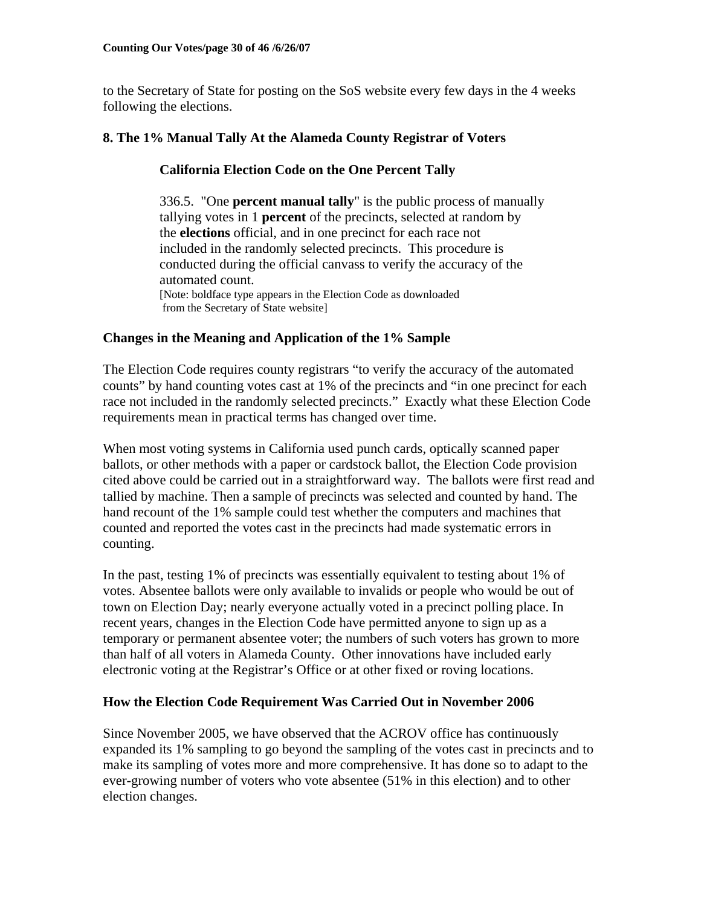to the Secretary of State for posting on the SoS website every few days in the 4 weeks following the elections.

## 8. The 1% Manual Tally At the Alameda County Registrar of Voters

### California Election Code on the One Percent Tally

> 336.5. "One **percent manual tally**" is the public process of manually tallying votes in 1 **percent** of the precincts, selected at random by the **elections** official, and in one precinct for each race not included in the randomly selected precincts. This procedure is conducted during the official canvass to verify the accuracy of the automated count.
> [Note: boldface type appears in the Election Code as downloaded from the Secretary of State website]

### Changes in the Meaning and Application of the 1% Sample

The Election Code requires county registrars "to verify the accuracy of the automated counts" by hand counting votes cast at 1% of the precincts and "in one precinct for each race not included in the randomly selected precincts." Exactly what these Election Code requirements mean in practical terms has changed over time.

When most voting systems in California used punch cards, optically scanned paper ballots, or other methods with a paper or cardstock ballot, the Election Code provision cited above could be carried out in a straightforward way. The ballots were first read and tallied by machine. Then a sample of precincts was selected and counted by hand. The hand recount of the 1% sample could test whether the computers and machines that counted and reported the votes cast in the precincts had made systematic errors in counting.

In the past, testing 1% of precincts was essentially equivalent to testing about 1% of votes. Absentee ballots were only available to invalids or people who would be out of town on Election Day; nearly everyone actually voted in a precinct polling place. In recent years, changes in the Election Code have permitted anyone to sign up as a temporary or permanent absentee voter; the numbers of such voters has grown to more than half of all voters in Alameda County. Other innovations have included early electronic voting at the Registrar's Office or at other fixed or roving locations.

### How the Election Code Requirement Was Carried Out in November 2006

Since November 2005, we have observed that the ACROV office has continuously expanded its 1% sampling to go beyond the sampling of the votes cast in precincts and to make its sampling of votes more and more comprehensive. It has done so to adapt to the ever-growing number of voters who vote absentee (51% in this election) and to other election changes.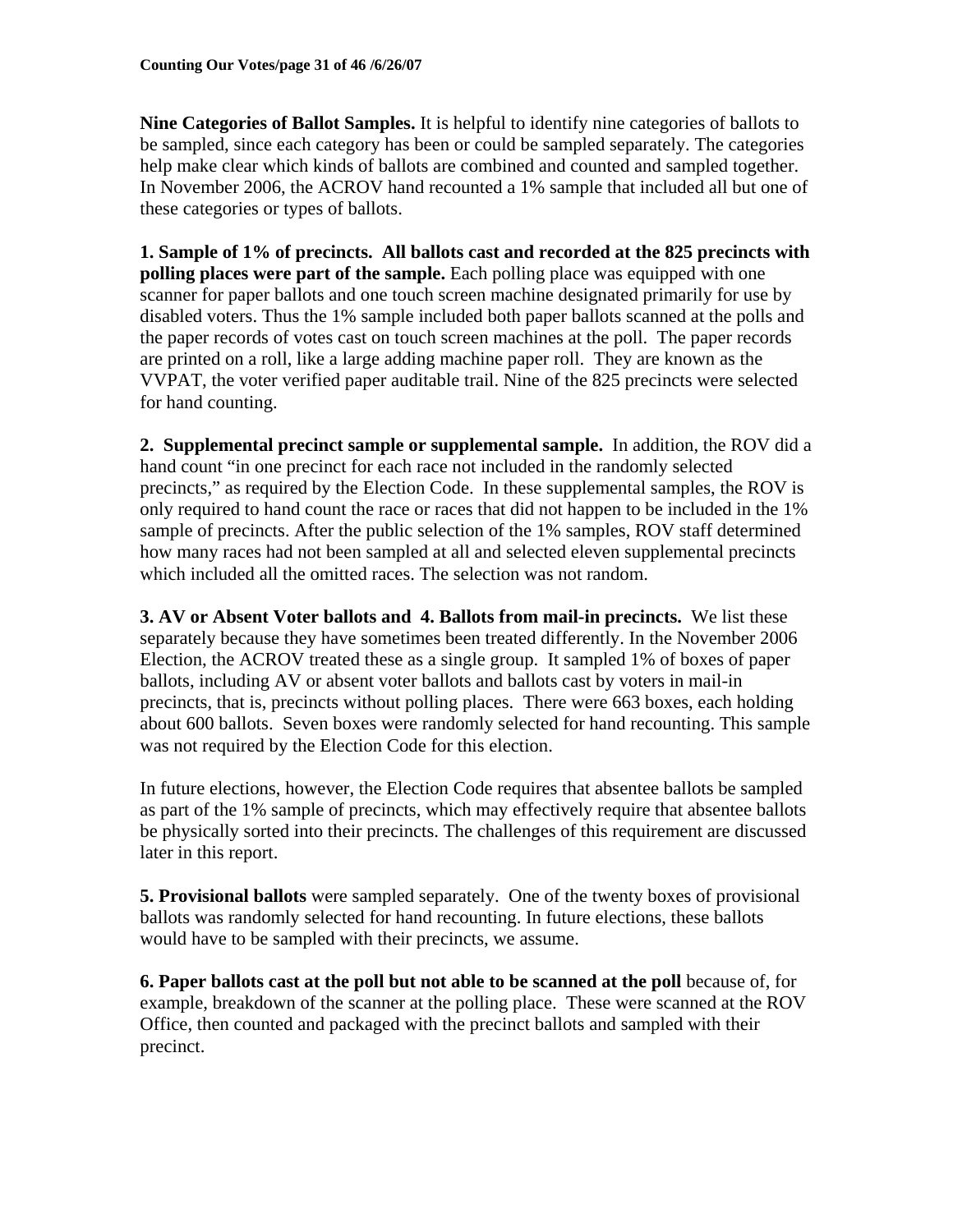**Nine Categories of Ballot Samples.** It is helpful to identify nine categories of ballots to be sampled, since each category has been or could be sampled separately. The categories help make clear which kinds of ballots are combined and counted and sampled together. In November 2006, the ACROV hand recounted a 1% sample that included all but one of these categories or types of ballots.

**1. Sample of 1% of precincts. All ballots cast and recorded at the 825 precincts with polling places were part of the sample.** Each polling place was equipped with one scanner for paper ballots and one touch screen machine designated primarily for use by disabled voters. Thus the 1% sample included both paper ballots scanned at the polls and the paper records of votes cast on touch screen machines at the poll. The paper records are printed on a roll, like a large adding machine paper roll. They are known as the VVPAT, the voter verified paper auditable trail. Nine of the 825 precincts were selected for hand counting.

**2. Supplemental precinct sample or supplemental sample.** In addition, the ROV did a hand count "in one precinct for each race not included in the randomly selected precincts," as required by the Election Code. In these supplemental samples, the ROV is only required to hand count the race or races that did not happen to be included in the 1% sample of precincts. After the public selection of the 1% samples, ROV staff determined how many races had not been sampled at all and selected eleven supplemental precincts which included all the omitted races. The selection was not random.

**3. AV or Absent Voter ballots and 4. Ballots from mail-in precincts.** We list these separately because they have sometimes been treated differently. In the November 2006 Election, the ACROV treated these as a single group. It sampled 1% of boxes of paper ballots, including AV or absent voter ballots and ballots cast by voters in mail-in precincts, that is, precincts without polling places. There were 663 boxes, each holding about 600 ballots. Seven boxes were randomly selected for hand recounting. This sample was not required by the Election Code for this election.

In future elections, however, the Election Code requires that absentee ballots be sampled as part of the 1% sample of precincts, which may effectively require that absentee ballots be physically sorted into their precincts. The challenges of this requirement are discussed later in this report.

**5. Provisional ballots** were sampled separately. One of the twenty boxes of provisional ballots was randomly selected for hand recounting. In future elections, these ballots would have to be sampled with their precincts, we assume.

**6. Paper ballots cast at the poll but not able to be scanned at the poll** because of, for example, breakdown of the scanner at the polling place. These were scanned at the ROV Office, then counted and packaged with the precinct ballots and sampled with their precinct.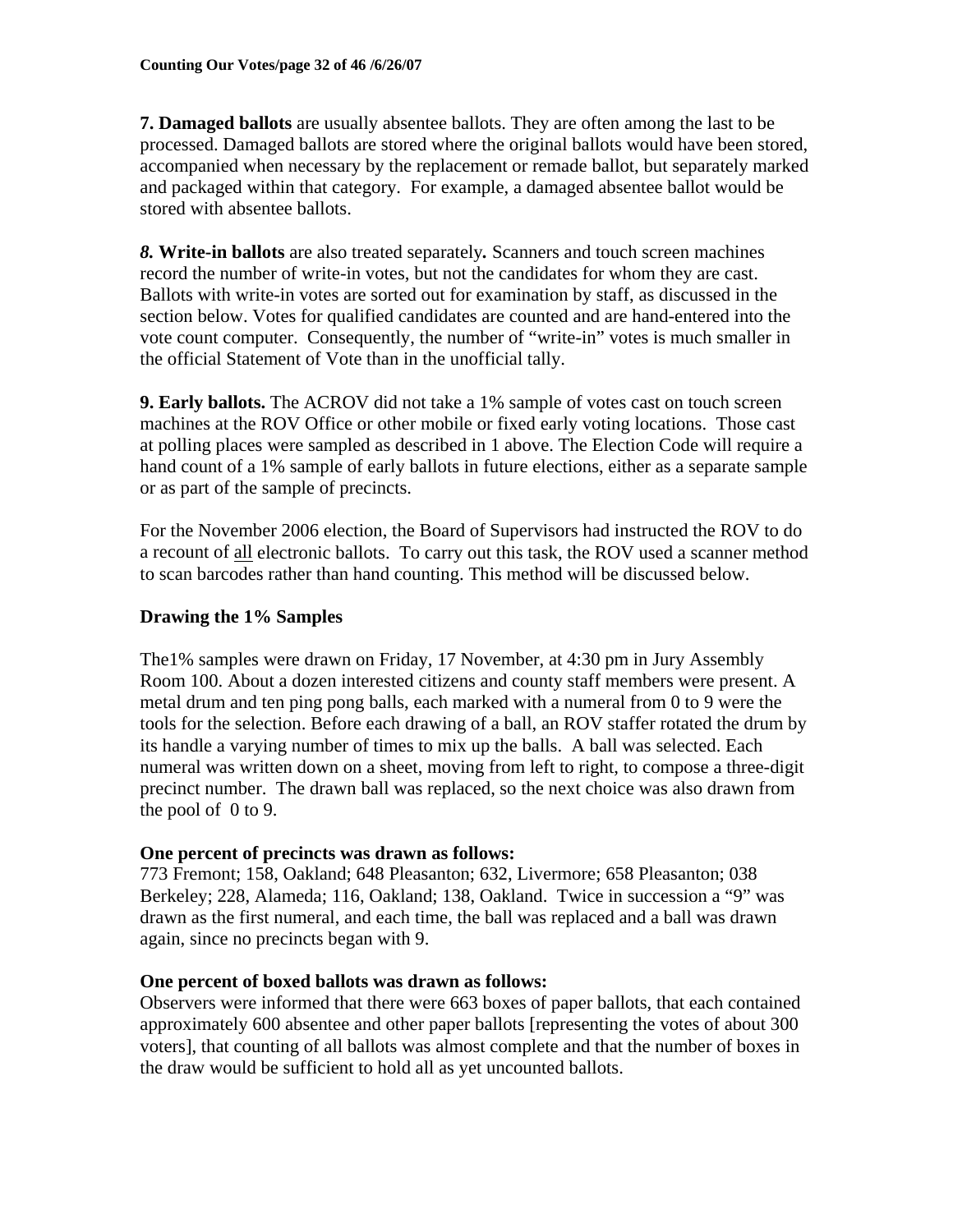**7. Damaged ballots** are usually absentee ballots. They are often among the last to be processed. Damaged ballots are stored where the original ballots would have been stored, accompanied when necessary by the replacement or remade ballot, but separately marked and packaged within that category. For example, a damaged absentee ballot would be stored with absentee ballots.

***8.* Write-in ballots** are also treated separately**.** Scanners and touch screen machines record the number of write-in votes, but not the candidates for whom they are cast. Ballots with write-in votes are sorted out for examination by staff, as discussed in the section below. Votes for qualified candidates are counted and are hand-entered into the vote count computer. Consequently, the number of "write-in" votes is much smaller in the official Statement of Vote than in the unofficial tally.

**9. Early ballots.** The ACROV did not take a 1% sample of votes cast on touch screen machines at the ROV Office or other mobile or fixed early voting locations. Those cast at polling places were sampled as described in 1 above. The Election Code will require a hand count of a 1% sample of early ballots in future elections, either as a separate sample or as part of the sample of precincts.

For the November 2006 election, the Board of Supervisors had instructed the ROV to do a recount of <u>all</u> electronic ballots. To carry out this task, the ROV used a scanner method to scan barcodes rather than hand counting. This method will be discussed below.

### Drawing the 1% Samples

The1% samples were drawn on Friday, 17 November, at 4:30 pm in Jury Assembly Room 100. About a dozen interested citizens and county staff members were present. A metal drum and ten ping pong balls, each marked with a numeral from 0 to 9 were the tools for the selection. Before each drawing of a ball, an ROV staffer rotated the drum by its handle a varying number of times to mix up the balls. A ball was selected. Each numeral was written down on a sheet, moving from left to right, to compose a three-digit precinct number. The drawn ball was replaced, so the next choice was also drawn from the pool of 0 to 9.

**One percent of precincts was drawn as follows:**
773 Fremont; 158, Oakland; 648 Pleasanton; 632, Livermore; 658 Pleasanton; 038 Berkeley; 228, Alameda; 116, Oakland; 138, Oakland. Twice in succession a "9" was drawn as the first numeral, and each time, the ball was replaced and a ball was drawn again, since no precincts began with 9.

**One percent of boxed ballots was drawn as follows:**
Observers were informed that there were 663 boxes of paper ballots, that each contained approximately 600 absentee and other paper ballots [representing the votes of about 300 voters], that counting of all ballots was almost complete and that the number of boxes in the draw would be sufficient to hold all as yet uncounted ballots.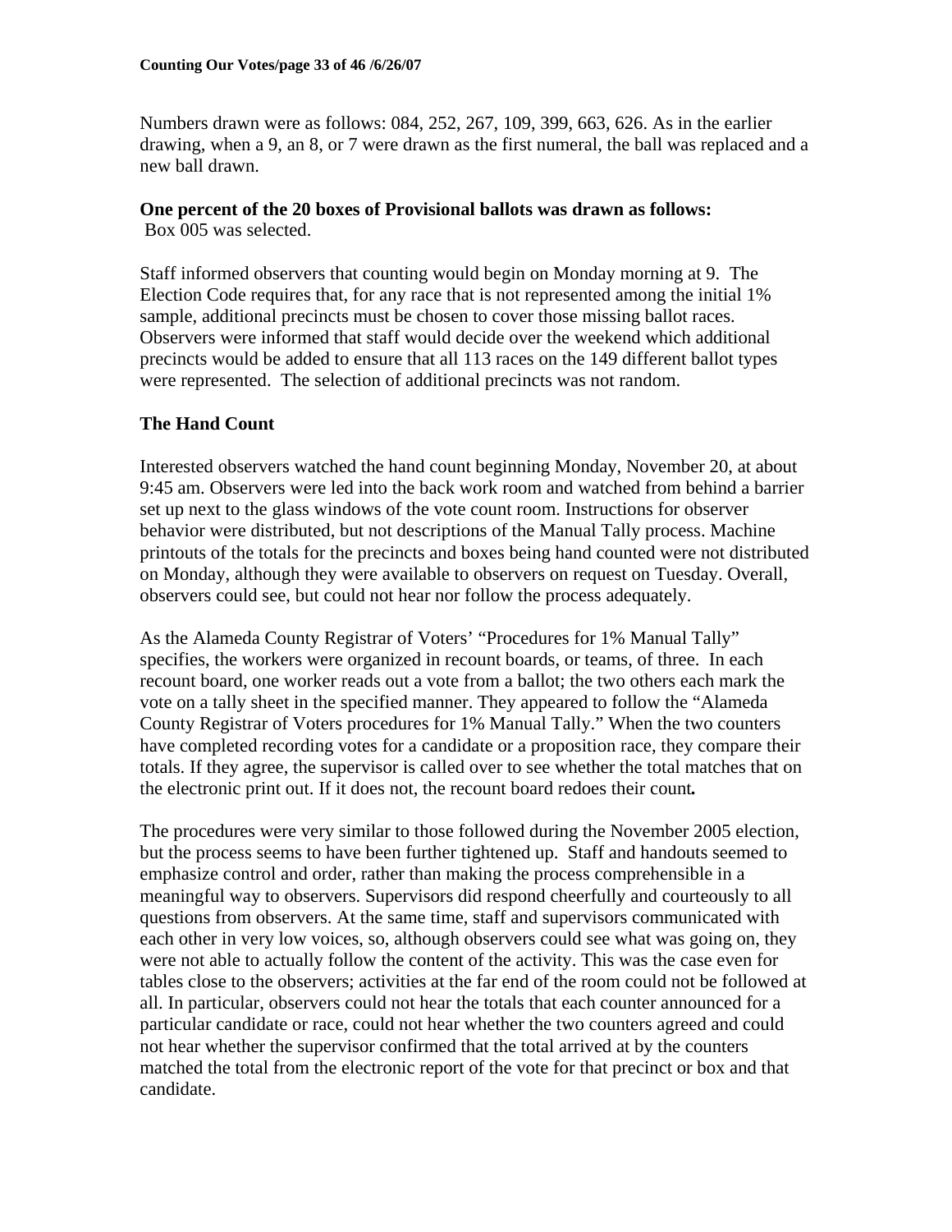Numbers drawn were as follows: 084, 252, 267, 109, 399, 663, 626. As in the earlier drawing, when a 9, an 8, or 7 were drawn as the first numeral, the ball was replaced and a new ball drawn.

**One percent of the 20 boxes of Provisional ballots was drawn as follows:**
Box 005 was selected.

Staff informed observers that counting would begin on Monday morning at 9. The Election Code requires that, for any race that is not represented among the initial 1% sample, additional precincts must be chosen to cover those missing ballot races. Observers were informed that staff would decide over the weekend which additional precincts would be added to ensure that all 113 races on the 149 different ballot types were represented. The selection of additional precincts was not random.

## The Hand Count

Interested observers watched the hand count beginning Monday, November 20, at about 9:45 am. Observers were led into the back work room and watched from behind a barrier set up next to the glass windows of the vote count room. Instructions for observer behavior were distributed, but not descriptions of the Manual Tally process. Machine printouts of the totals for the precincts and boxes being hand counted were not distributed on Monday, although they were available to observers on request on Tuesday. Overall, observers could see, but could not hear nor follow the process adequately.

As the Alameda County Registrar of Voters' "Procedures for 1% Manual Tally" specifies, the workers were organized in recount boards, or teams, of three. In each recount board, one worker reads out a vote from a ballot; the two others each mark the vote on a tally sheet in the specified manner. They appeared to follow the "Alameda County Registrar of Voters procedures for 1% Manual Tally." When the two counters have completed recording votes for a candidate or a proposition race, they compare their totals. If they agree, the supervisor is called over to see whether the total matches that on the electronic print out. If it does not, the recount board redoes their count**.**

The procedures were very similar to those followed during the November 2005 election, but the process seems to have been further tightened up. Staff and handouts seemed to emphasize control and order, rather than making the process comprehensible in a meaningful way to observers. Supervisors did respond cheerfully and courteously to all questions from observers. At the same time, staff and supervisors communicated with each other in very low voices, so, although observers could see what was going on, they were not able to actually follow the content of the activity. This was the case even for tables close to the observers; activities at the far end of the room could not be followed at all. In particular, observers could not hear the totals that each counter announced for a particular candidate or race, could not hear whether the two counters agreed and could not hear whether the supervisor confirmed that the total arrived at by the counters matched the total from the electronic report of the vote for that precinct or box and that candidate.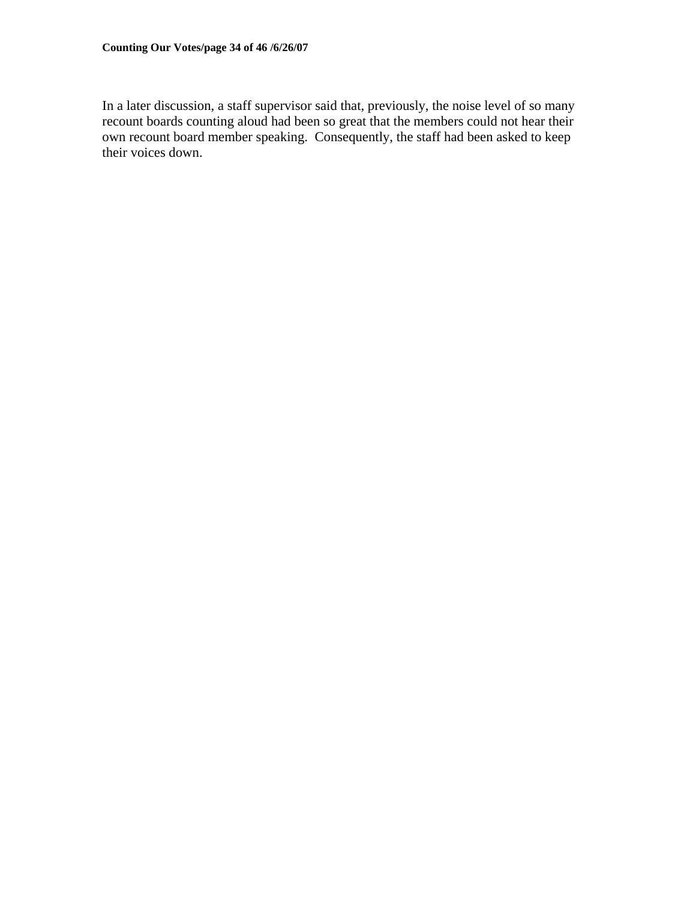In a later discussion, a staff supervisor said that, previously, the noise level of so many recount boards counting aloud had been so great that the members could not hear their own recount board member speaking. Consequently, the staff had been asked to keep their voices down.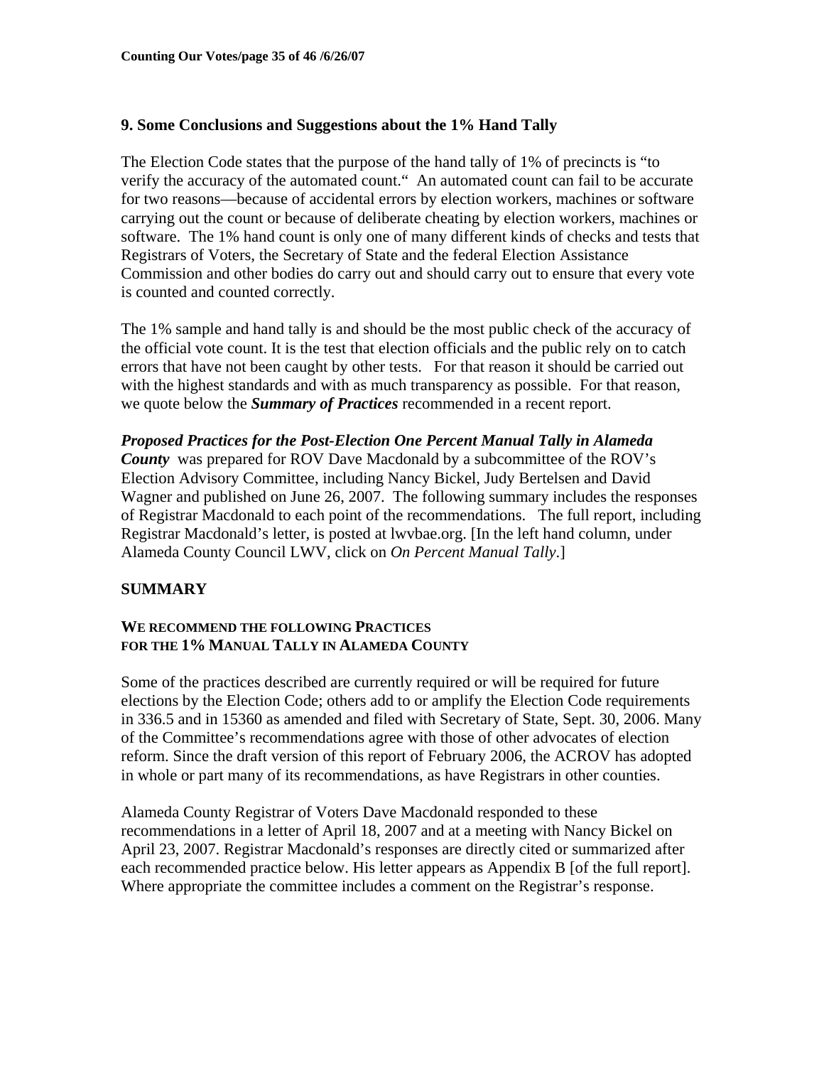## 9. Some Conclusions and Suggestions about the 1% Hand Tally

The Election Code states that the purpose of the hand tally of 1% of precincts is "to verify the accuracy of the automated count." An automated count can fail to be accurate for two reasons—because of accidental errors by election workers, machines or software carrying out the count or because of deliberate cheating by election workers, machines or software. The 1% hand count is only one of many different kinds of checks and tests that Registrars of Voters, the Secretary of State and the federal Election Assistance Commission and other bodies do carry out and should carry out to ensure that every vote is counted and counted correctly.

The 1% sample and hand tally is and should be the most public check of the accuracy of the official vote count. It is the test that election officials and the public rely on to catch errors that have not been caught by other tests. For that reason it should be carried out with the highest standards and with as much transparency as possible. For that reason, we quote below the ***Summary of Practices*** recommended in a recent report.

***Proposed Practices for the Post-Election One Percent Manual Tally in Alameda County*** was prepared for ROV Dave Macdonald by a subcommittee of the ROV's Election Advisory Committee, including Nancy Bickel, Judy Bertelsen and David Wagner and published on June 26, 2007. The following summary includes the responses of Registrar Macdonald to each point of the recommendations. The full report, including Registrar Macdonald's letter, is posted at lwvbae.org. [In the left hand column, under Alameda County Council LWV, click on *On Percent Manual Tally*.]

## SUMMARY

### WE RECOMMEND THE FOLLOWING PRACTICES FOR THE 1% MANUAL TALLY IN ALAMEDA COUNTY

Some of the practices described are currently required or will be required for future elections by the Election Code; others add to or amplify the Election Code requirements in 336.5 and in 15360 as amended and filed with Secretary of State, Sept. 30, 2006. Many of the Committee's recommendations agree with those of other advocates of election reform. Since the draft version of this report of February 2006, the ACROV has adopted in whole or part many of its recommendations, as have Registrars in other counties.

Alameda County Registrar of Voters Dave Macdonald responded to these recommendations in a letter of April 18, 2007 and at a meeting with Nancy Bickel on April 23, 2007. Registrar Macdonald's responses are directly cited or summarized after each recommended practice below. His letter appears as Appendix B [of the full report]. Where appropriate the committee includes a comment on the Registrar's response.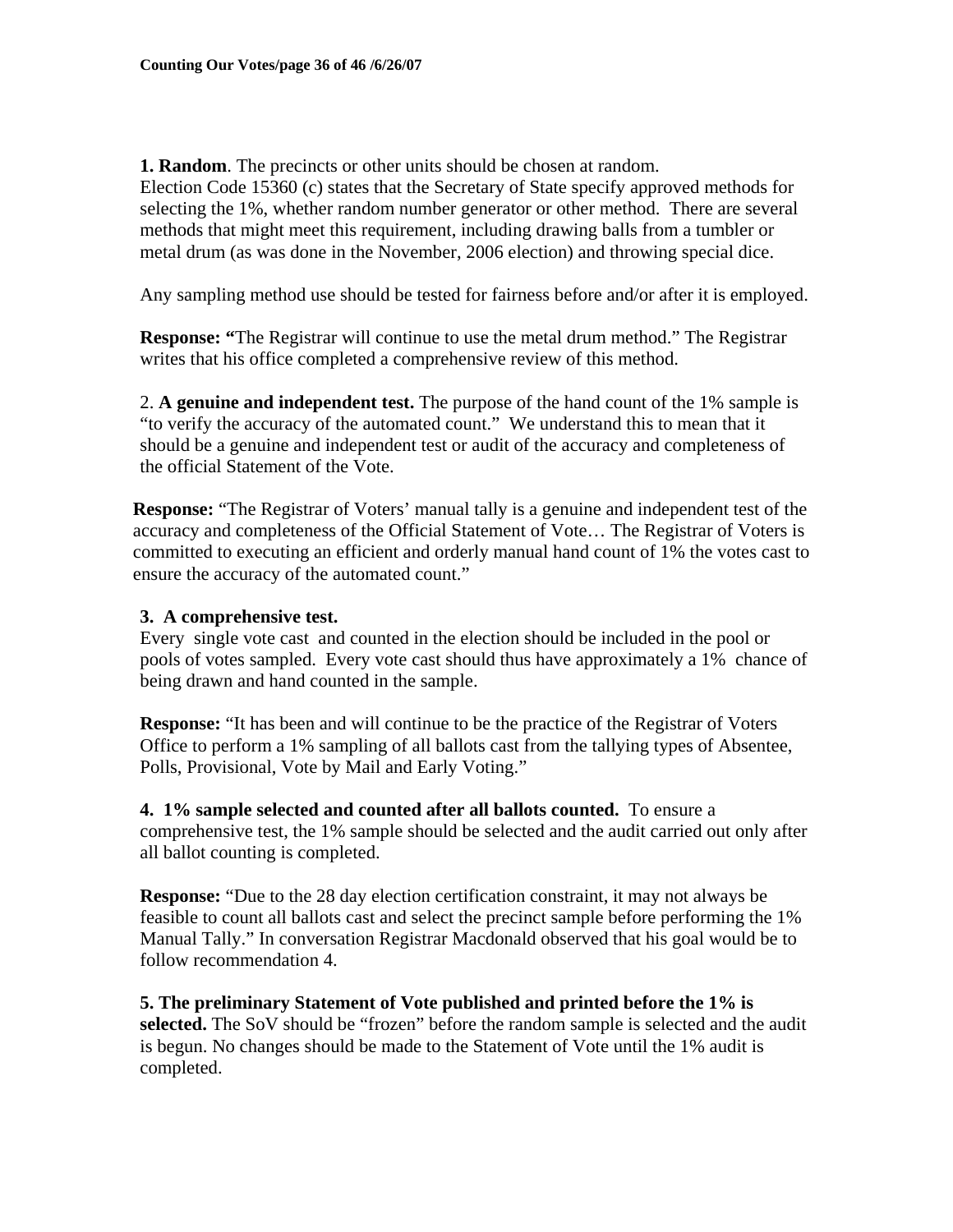**1. Random**. The precincts or other units should be chosen at random.
Election Code 15360 (c) states that the Secretary of State specify approved methods for selecting the 1%, whether random number generator or other method. There are several methods that might meet this requirement, including drawing balls from a tumbler or metal drum (as was done in the November, 2006 election) and throwing special dice.

Any sampling method use should be tested for fairness before and/or after it is employed.

**Response: "**The Registrar will continue to use the metal drum method." The Registrar writes that his office completed a comprehensive review of this method.

2. **A genuine and independent test.** The purpose of the hand count of the 1% sample is "to verify the accuracy of the automated count." We understand this to mean that it should be a genuine and independent test or audit of the accuracy and completeness of the official Statement of the Vote.

**Response:** "The Registrar of Voters' manual tally is a genuine and independent test of the accuracy and completeness of the Official Statement of Vote… The Registrar of Voters is committed to executing an efficient and orderly manual hand count of 1% the votes cast to ensure the accuracy of the automated count."

**3. A comprehensive test.**
Every single vote cast and counted in the election should be included in the pool or pools of votes sampled. Every vote cast should thus have approximately a 1% chance of being drawn and hand counted in the sample.

**Response:** "It has been and will continue to be the practice of the Registrar of Voters Office to perform a 1% sampling of all ballots cast from the tallying types of Absentee, Polls, Provisional, Vote by Mail and Early Voting."

**4. 1% sample selected and counted after all ballots counted.** To ensure a comprehensive test, the 1% sample should be selected and the audit carried out only after all ballot counting is completed.

**Response:** "Due to the 28 day election certification constraint, it may not always be feasible to count all ballots cast and select the precinct sample before performing the 1% Manual Tally." In conversation Registrar Macdonald observed that his goal would be to follow recommendation 4.

**5. The preliminary Statement of Vote published and printed before the 1% is selected.** The SoV should be "frozen" before the random sample is selected and the audit is begun. No changes should be made to the Statement of Vote until the 1% audit is completed.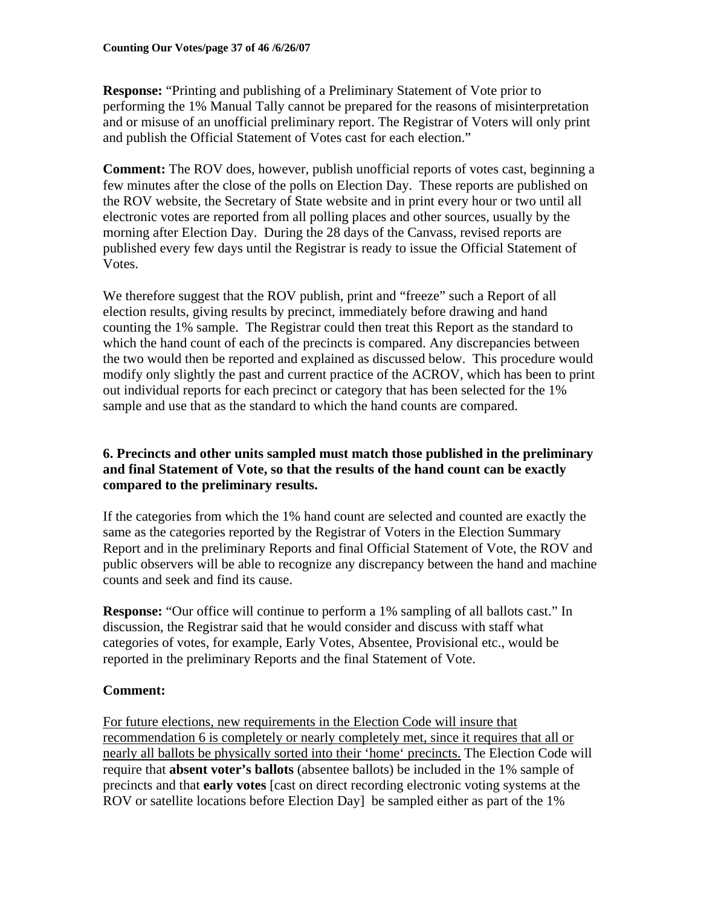**Response:** "Printing and publishing of a Preliminary Statement of Vote prior to performing the 1% Manual Tally cannot be prepared for the reasons of misinterpretation and or misuse of an unofficial preliminary report. The Registrar of Voters will only print and publish the Official Statement of Votes cast for each election."

**Comment:** The ROV does, however, publish unofficial reports of votes cast, beginning a few minutes after the close of the polls on Election Day. These reports are published on the ROV website, the Secretary of State website and in print every hour or two until all electronic votes are reported from all polling places and other sources, usually by the morning after Election Day. During the 28 days of the Canvass, revised reports are published every few days until the Registrar is ready to issue the Official Statement of Votes.

We therefore suggest that the ROV publish, print and "freeze" such a Report of all election results, giving results by precinct, immediately before drawing and hand counting the 1% sample. The Registrar could then treat this Report as the standard to which the hand count of each of the precincts is compared. Any discrepancies between the two would then be reported and explained as discussed below. This procedure would modify only slightly the past and current practice of the ACROV, which has been to print out individual reports for each precinct or category that has been selected for the 1% sample and use that as the standard to which the hand counts are compared.

**6. Precincts and other units sampled must match those published in the preliminary and final Statement of Vote, so that the results of the hand count can be exactly compared to the preliminary results.**

If the categories from which the 1% hand count are selected and counted are exactly the same as the categories reported by the Registrar of Voters in the Election Summary Report and in the preliminary Reports and final Official Statement of Vote, the ROV and public observers will be able to recognize any discrepancy between the hand and machine counts and seek and find its cause.

**Response:** "Our office will continue to perform a 1% sampling of all ballots cast." In discussion, the Registrar said that he would consider and discuss with staff what categories of votes, for example, Early Votes, Absentee, Provisional etc., would be reported in the preliminary Reports and the final Statement of Vote.

**Comment:**

<u>For future elections, new requirements in the Election Code will insure that recommendation 6 is completely or nearly completely met, since it requires that all or nearly all ballots be physically sorted into their 'home' precincts.</u> The Election Code will require that **absent voter's ballots** (absentee ballots) be included in the 1% sample of precincts and that **early votes** [cast on direct recording electronic voting systems at the ROV or satellite locations before Election Day] be sampled either as part of the 1%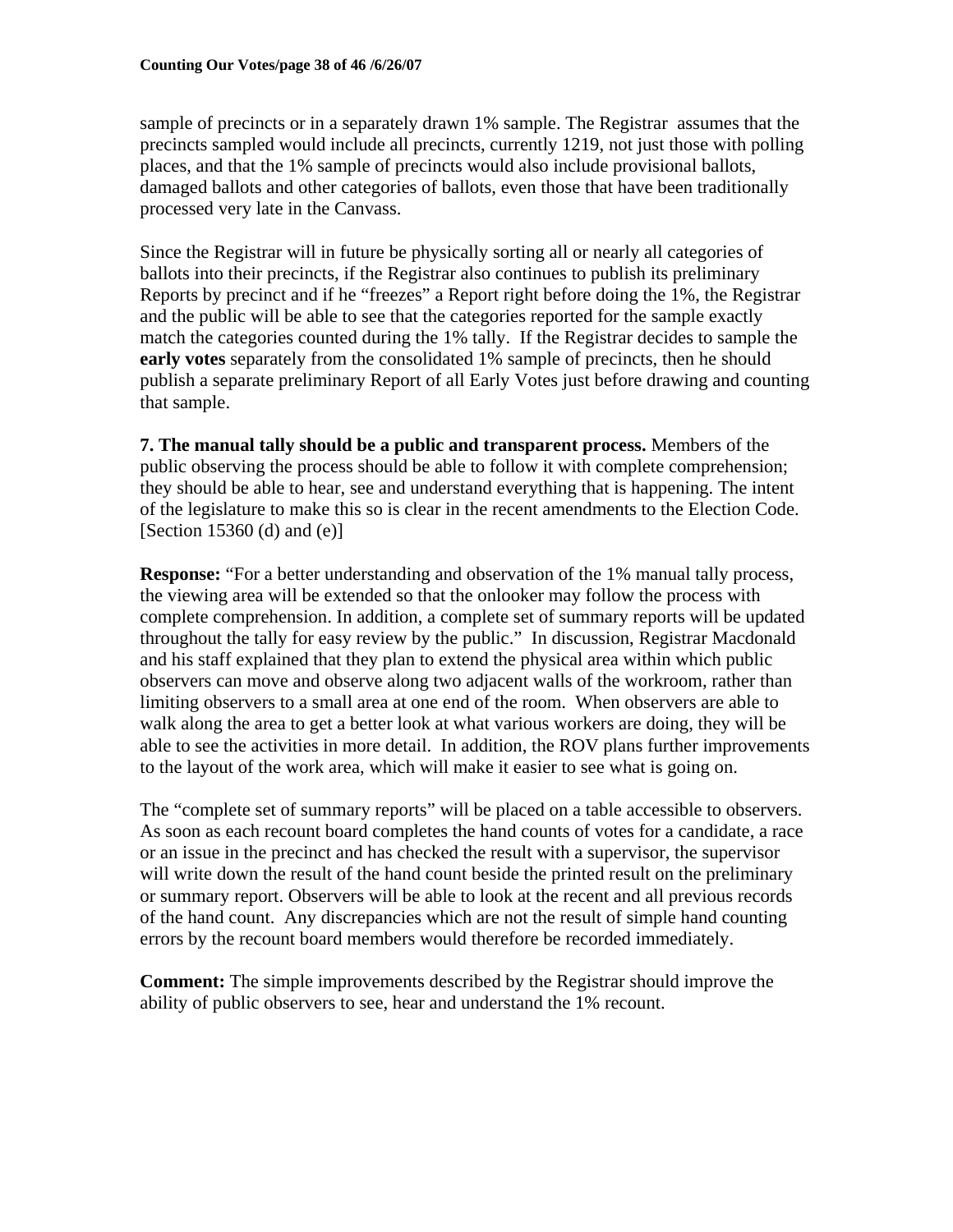sample of precincts or in a separately drawn 1% sample. The Registrar assumes that the precincts sampled would include all precincts, currently 1219, not just those with polling places, and that the 1% sample of precincts would also include provisional ballots, damaged ballots and other categories of ballots, even those that have been traditionally processed very late in the Canvass.

Since the Registrar will in future be physically sorting all or nearly all categories of ballots into their precincts, if the Registrar also continues to publish its preliminary Reports by precinct and if he "freezes" a Report right before doing the 1%, the Registrar and the public will be able to see that the categories reported for the sample exactly match the categories counted during the 1% tally. If the Registrar decides to sample the **early votes** separately from the consolidated 1% sample of precincts, then he should publish a separate preliminary Report of all Early Votes just before drawing and counting that sample.

**7. The manual tally should be a public and transparent process.** Members of the public observing the process should be able to follow it with complete comprehension; they should be able to hear, see and understand everything that is happening. The intent of the legislature to make this so is clear in the recent amendments to the Election Code. [Section 15360 (d) and (e)]

**Response:** "For a better understanding and observation of the 1% manual tally process, the viewing area will be extended so that the onlooker may follow the process with complete comprehension. In addition, a complete set of summary reports will be updated throughout the tally for easy review by the public." In discussion, Registrar Macdonald and his staff explained that they plan to extend the physical area within which public observers can move and observe along two adjacent walls of the workroom, rather than limiting observers to a small area at one end of the room. When observers are able to walk along the area to get a better look at what various workers are doing, they will be able to see the activities in more detail. In addition, the ROV plans further improvements to the layout of the work area, which will make it easier to see what is going on.

The "complete set of summary reports" will be placed on a table accessible to observers. As soon as each recount board completes the hand counts of votes for a candidate, a race or an issue in the precinct and has checked the result with a supervisor, the supervisor will write down the result of the hand count beside the printed result on the preliminary or summary report. Observers will be able to look at the recent and all previous records of the hand count. Any discrepancies which are not the result of simple hand counting errors by the recount board members would therefore be recorded immediately.

**Comment:** The simple improvements described by the Registrar should improve the ability of public observers to see, hear and understand the 1% recount.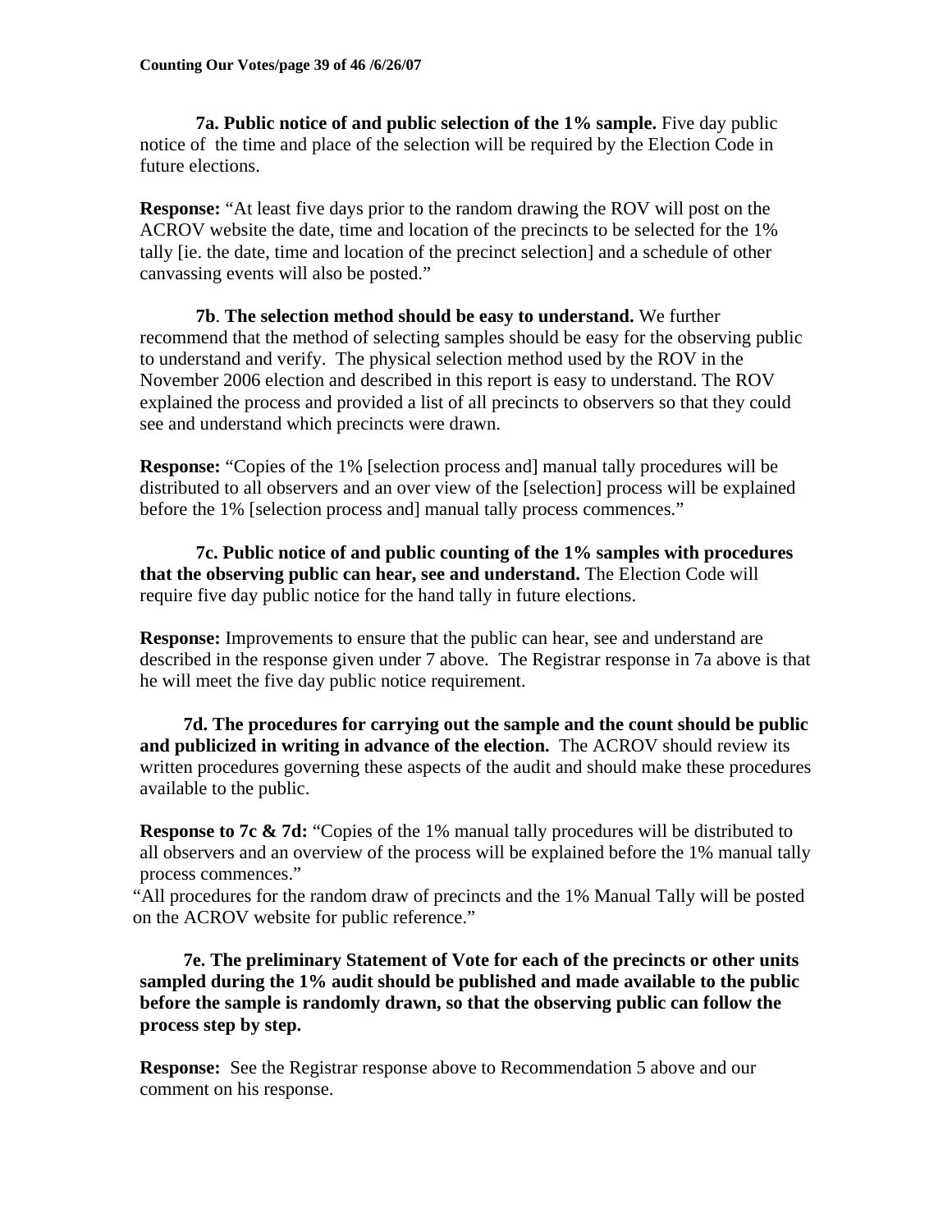**7a. Public notice of and public selection of the 1% sample.** Five day public notice of the time and place of the selection will be required by the Election Code in future elections.

**Response:** "At least five days prior to the random drawing the ROV will post on the ACROV website the date, time and location of the precincts to be selected for the 1% tally [ie. the date, time and location of the precinct selection] and a schedule of other canvassing events will also be posted."

**7b**. **The selection method should be easy to understand.** We further recommend that the method of selecting samples should be easy for the observing public to understand and verify. The physical selection method used by the ROV in the November 2006 election and described in this report is easy to understand. The ROV explained the process and provided a list of all precincts to observers so that they could see and understand which precincts were drawn.

**Response:** "Copies of the 1% [selection process and] manual tally procedures will be distributed to all observers and an over view of the [selection] process will be explained before the 1% [selection process and] manual tally process commences."

**7c. Public notice of and public counting of the 1% samples with procedures that the observing public can hear, see and understand.** The Election Code will require five day public notice for the hand tally in future elections.

**Response:** Improvements to ensure that the public can hear, see and understand are described in the response given under 7 above. The Registrar response in 7a above is that he will meet the five day public notice requirement.

**7d. The procedures for carrying out the sample and the count should be public and publicized in writing in advance of the election.** The ACROV should review its written procedures governing these aspects of the audit and should make these procedures available to the public.

**Response to 7c & 7d:** "Copies of the 1% manual tally procedures will be distributed to all observers and an overview of the process will be explained before the 1% manual tally process commences."

"All procedures for the random draw of precincts and the 1% Manual Tally will be posted on the ACROV website for public reference."

**7e. The preliminary Statement of Vote for each of the precincts or other units sampled during the 1% audit should be published and made available to the public before the sample is randomly drawn, so that the observing public can follow the process step by step.**

**Response:** See the Registrar response above to Recommendation 5 above and our comment on his response.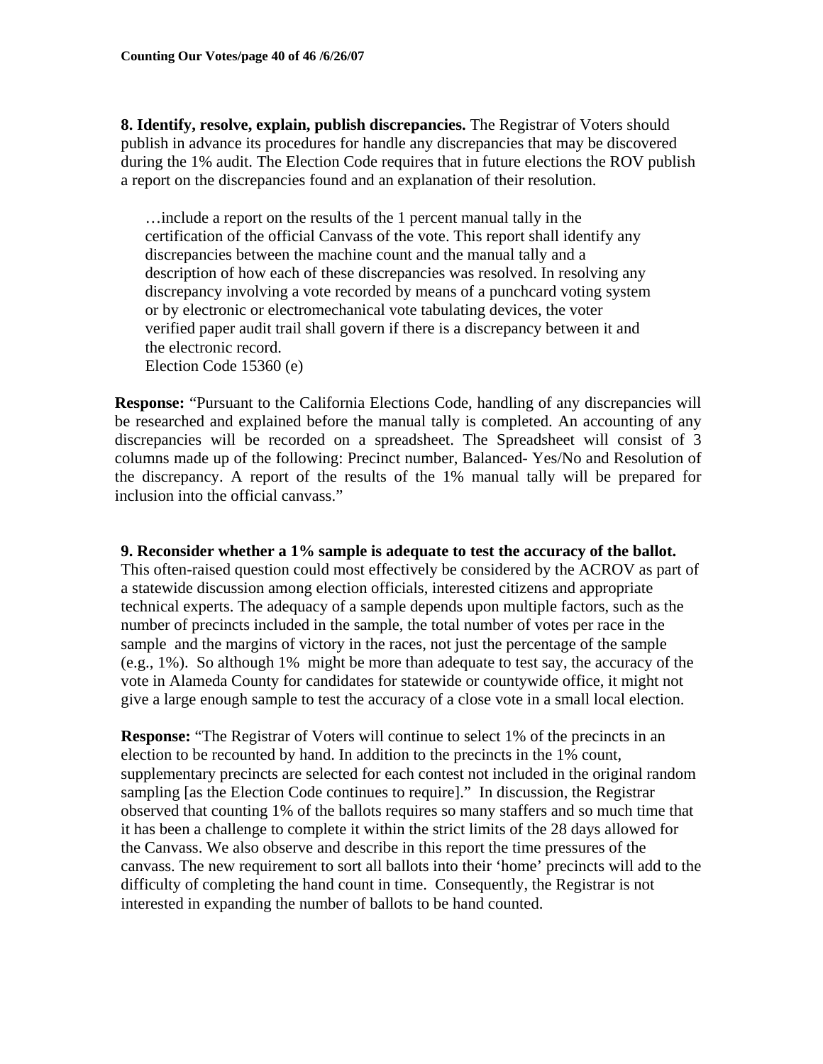**8. Identify, resolve, explain, publish discrepancies.** The Registrar of Voters should publish in advance its procedures for handle any discrepancies that may be discovered during the 1% audit. The Election Code requires that in future elections the ROV publish a report on the discrepancies found and an explanation of their resolution.

> …include a report on the results of the 1 percent manual tally in the certification of the official Canvass of the vote. This report shall identify any discrepancies between the machine count and the manual tally and a description of how each of these discrepancies was resolved. In resolving any discrepancy involving a vote recorded by means of a punchcard voting system or by electronic or electromechanical vote tabulating devices, the voter verified paper audit trail shall govern if there is a discrepancy between it and the electronic record.
> Election Code 15360 (e)

**Response:** "Pursuant to the California Elections Code, handling of any discrepancies will be researched and explained before the manual tally is completed. An accounting of any discrepancies will be recorded on a spreadsheet. The Spreadsheet will consist of 3 columns made up of the following: Precinct number, Balanced- Yes/No and Resolution of the discrepancy. A report of the results of the 1% manual tally will be prepared for inclusion into the official canvass."

**9. Reconsider whether a 1% sample is adequate to test the accuracy of the ballot.** This often-raised question could most effectively be considered by the ACROV as part of a statewide discussion among election officials, interested citizens and appropriate technical experts. The adequacy of a sample depends upon multiple factors, such as the number of precincts included in the sample, the total number of votes per race in the sample and the margins of victory in the races, not just the percentage of the sample (e.g., 1%). So although 1% might be more than adequate to test say, the accuracy of the vote in Alameda County for candidates for statewide or countywide office, it might not give a large enough sample to test the accuracy of a close vote in a small local election.

**Response:** "The Registrar of Voters will continue to select 1% of the precincts in an election to be recounted by hand. In addition to the precincts in the 1% count, supplementary precincts are selected for each contest not included in the original random sampling [as the Election Code continues to require]." In discussion, the Registrar observed that counting 1% of the ballots requires so many staffers and so much time that it has been a challenge to complete it within the strict limits of the 28 days allowed for the Canvass. We also observe and describe in this report the time pressures of the canvass. The new requirement to sort all ballots into their 'home' precincts will add to the difficulty of completing the hand count in time. Consequently, the Registrar is not interested in expanding the number of ballots to be hand counted.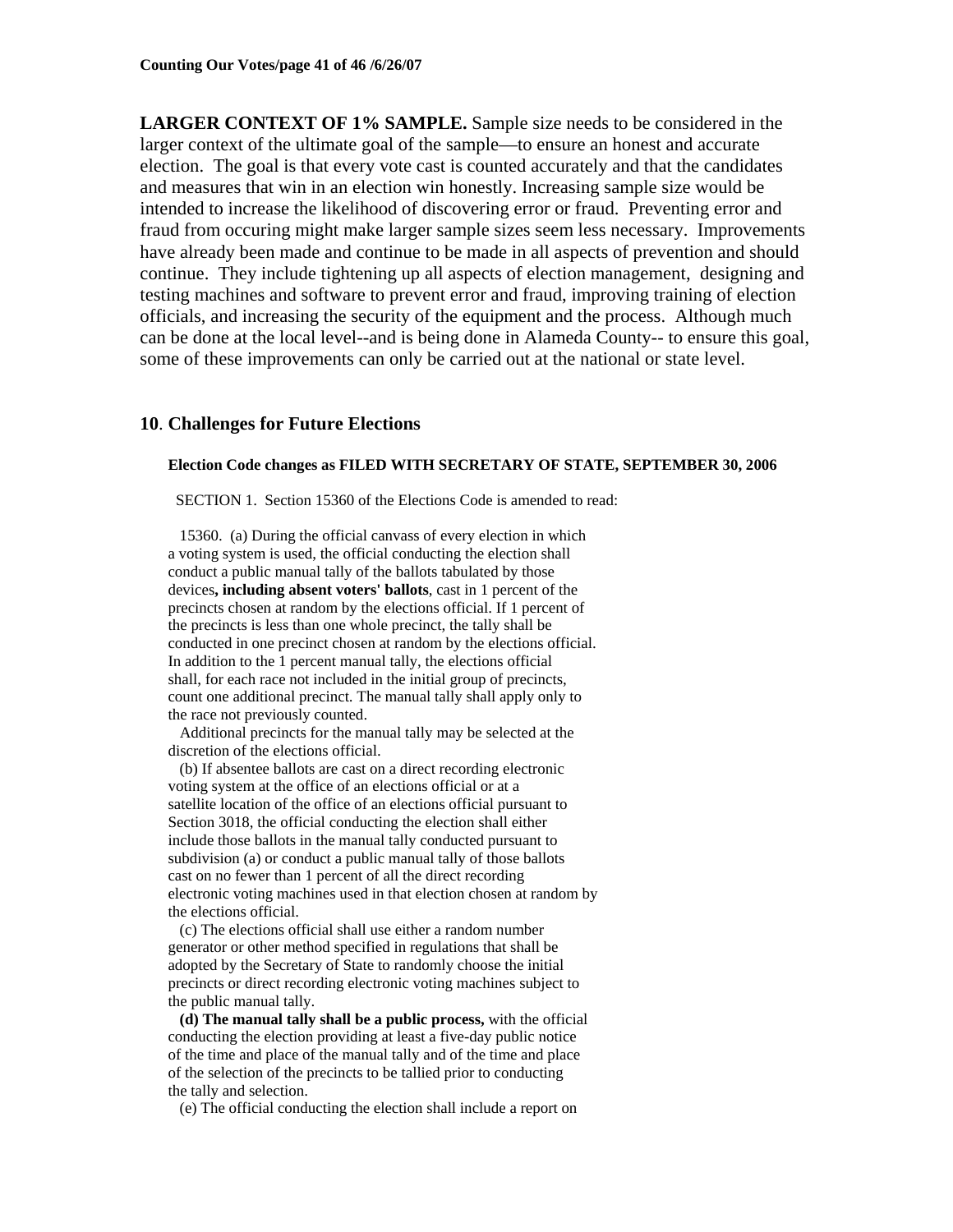**LARGER CONTEXT OF 1% SAMPLE.** Sample size needs to be considered in the larger context of the ultimate goal of the sample—to ensure an honest and accurate election. The goal is that every vote cast is counted accurately and that the candidates and measures that win in an election win honestly. Increasing sample size would be intended to increase the likelihood of discovering error or fraud. Preventing error and fraud from occuring might make larger sample sizes seem less necessary. Improvements have already been made and continue to be made in all aspects of prevention and should continue. They include tightening up all aspects of election management, designing and testing machines and software to prevent error and fraud, improving training of election officials, and increasing the security of the equipment and the process. Although much can be done at the local level--and is being done in Alameda County-- to ensure this goal, some of these improvements can only be carried out at the national or state level.

## 10. Challenges for Future Elections

**Election Code changes as FILED WITH SECRETARY OF STATE, SEPTEMBER 30, 2006**

SECTION 1. Section 15360 of the Elections Code is amended to read:

15360. (a) During the official canvass of every election in which a voting system is used, the official conducting the election shall conduct a public manual tally of the ballots tabulated by those devices**, including absent voters' ballots**, cast in 1 percent of the precincts chosen at random by the elections official. If 1 percent of the precincts is less than one whole precinct, the tally shall be conducted in one precinct chosen at random by the elections official. In addition to the 1 percent manual tally, the elections official shall, for each race not included in the initial group of precincts, count one additional precinct. The manual tally shall apply only to the race not previously counted.

Additional precincts for the manual tally may be selected at the discretion of the elections official.

(b) If absentee ballots are cast on a direct recording electronic voting system at the office of an elections official or at a satellite location of the office of an elections official pursuant to Section 3018, the official conducting the election shall either include those ballots in the manual tally conducted pursuant to subdivision (a) or conduct a public manual tally of those ballots cast on no fewer than 1 percent of all the direct recording electronic voting machines used in that election chosen at random by the elections official.

(c) The elections official shall use either a random number generator or other method specified in regulations that shall be adopted by the Secretary of State to randomly choose the initial precincts or direct recording electronic voting machines subject to the public manual tally.

**(d) The manual tally shall be a public process,** with the official conducting the election providing at least a five-day public notice of the time and place of the manual tally and of the time and place of the selection of the precincts to be tallied prior to conducting the tally and selection.

(e) The official conducting the election shall include a report on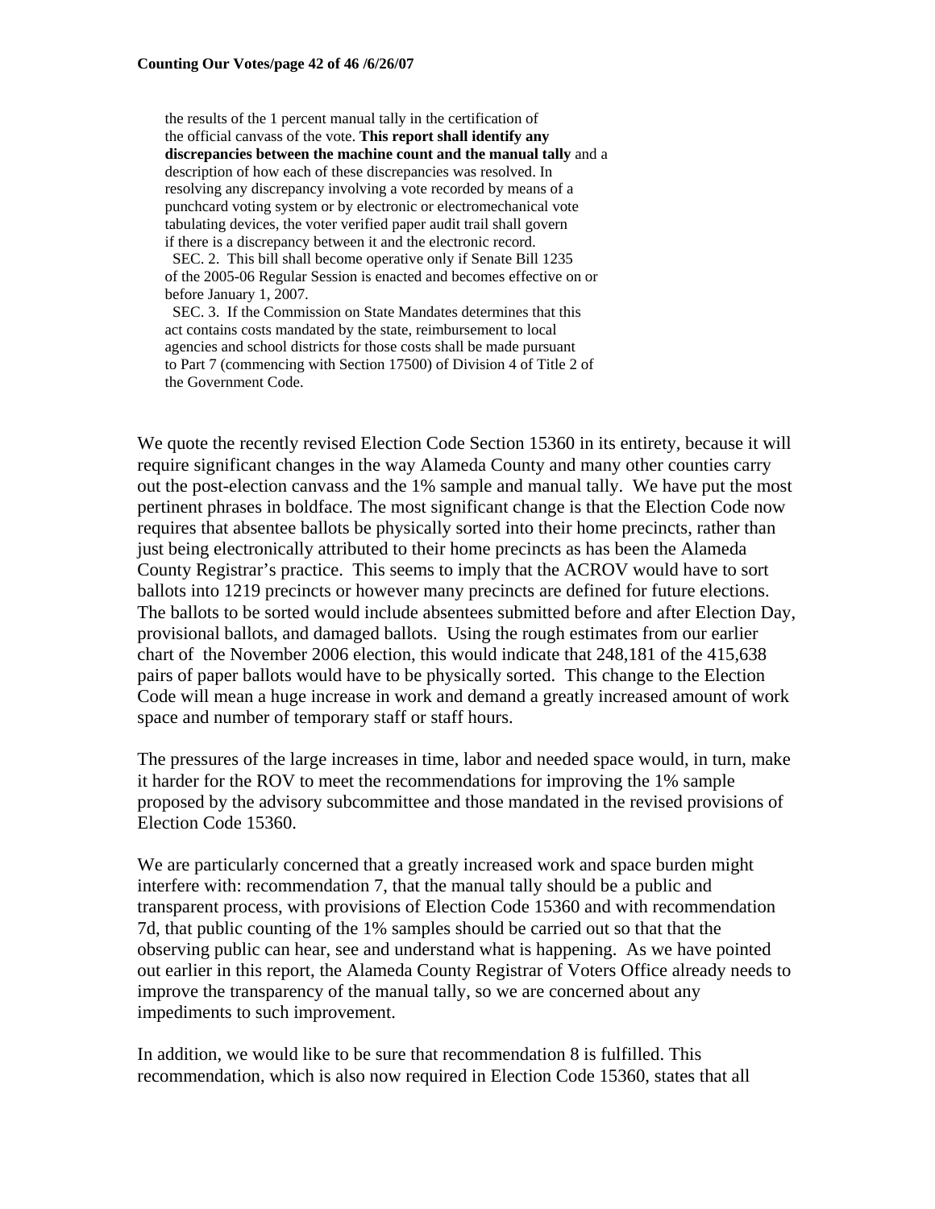the results of the 1 percent manual tally in the certification of the official canvass of the vote. **This report shall identify any discrepancies between the machine count and the manual tally** and a description of how each of these discrepancies was resolved. In resolving any discrepancy involving a vote recorded by means of a punchcard voting system or by electronic or electromechanical vote tabulating devices, the voter verified paper audit trail shall govern if there is a discrepancy between it and the electronic record.

SEC. 2. This bill shall become operative only if Senate Bill 1235 of the 2005-06 Regular Session is enacted and becomes effective on or before January 1, 2007.

SEC. 3. If the Commission on State Mandates determines that this act contains costs mandated by the state, reimbursement to local agencies and school districts for those costs shall be made pursuant to Part 7 (commencing with Section 17500) of Division 4 of Title 2 of the Government Code.

We quote the recently revised Election Code Section 15360 in its entirety, because it will require significant changes in the way Alameda County and many other counties carry out the post-election canvass and the 1% sample and manual tally. We have put the most pertinent phrases in boldface. The most significant change is that the Election Code now requires that absentee ballots be physically sorted into their home precincts, rather than just being electronically attributed to their home precincts as has been the Alameda County Registrar's practice. This seems to imply that the ACROV would have to sort ballots into 1219 precincts or however many precincts are defined for future elections. The ballots to be sorted would include absentees submitted before and after Election Day, provisional ballots, and damaged ballots. Using the rough estimates from our earlier chart of the November 2006 election, this would indicate that 248,181 of the 415,638 pairs of paper ballots would have to be physically sorted. This change to the Election Code will mean a huge increase in work and demand a greatly increased amount of work space and number of temporary staff or staff hours.

The pressures of the large increases in time, labor and needed space would, in turn, make it harder for the ROV to meet the recommendations for improving the 1% sample proposed by the advisory subcommittee and those mandated in the revised provisions of Election Code 15360.

We are particularly concerned that a greatly increased work and space burden might interfere with: recommendation 7, that the manual tally should be a public and transparent process, with provisions of Election Code 15360 and with recommendation 7d, that public counting of the 1% samples should be carried out so that that the observing public can hear, see and understand what is happening. As we have pointed out earlier in this report, the Alameda County Registrar of Voters Office already needs to improve the transparency of the manual tally, so we are concerned about any impediments to such improvement.

In addition, we would like to be sure that recommendation 8 is fulfilled. This recommendation, which is also now required in Election Code 15360, states that all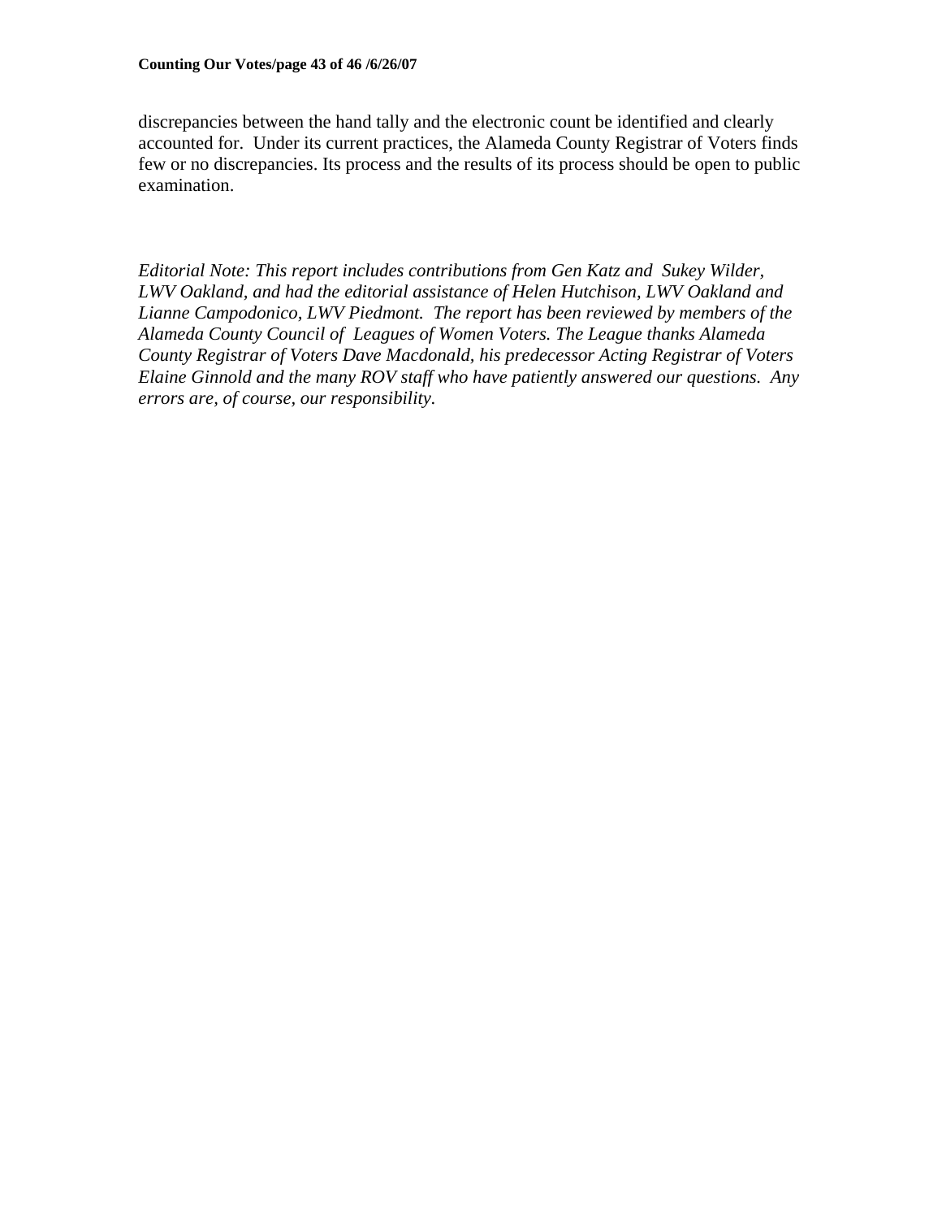discrepancies between the hand tally and the electronic count be identified and clearly accounted for. Under its current practices, the Alameda County Registrar of Voters finds few or no discrepancies. Its process and the results of its process should be open to public examination.

*Editorial Note: This report includes contributions from Gen Katz and Sukey Wilder, LWV Oakland, and had the editorial assistance of Helen Hutchison, LWV Oakland and Lianne Campodonico, LWV Piedmont. The report has been reviewed by members of the Alameda County Council of Leagues of Women Voters. The League thanks Alameda County Registrar of Voters Dave Macdonald, his predecessor Acting Registrar of Voters Elaine Ginnold and the many ROV staff who have patiently answered our questions. Any errors are, of course, our responsibility.*